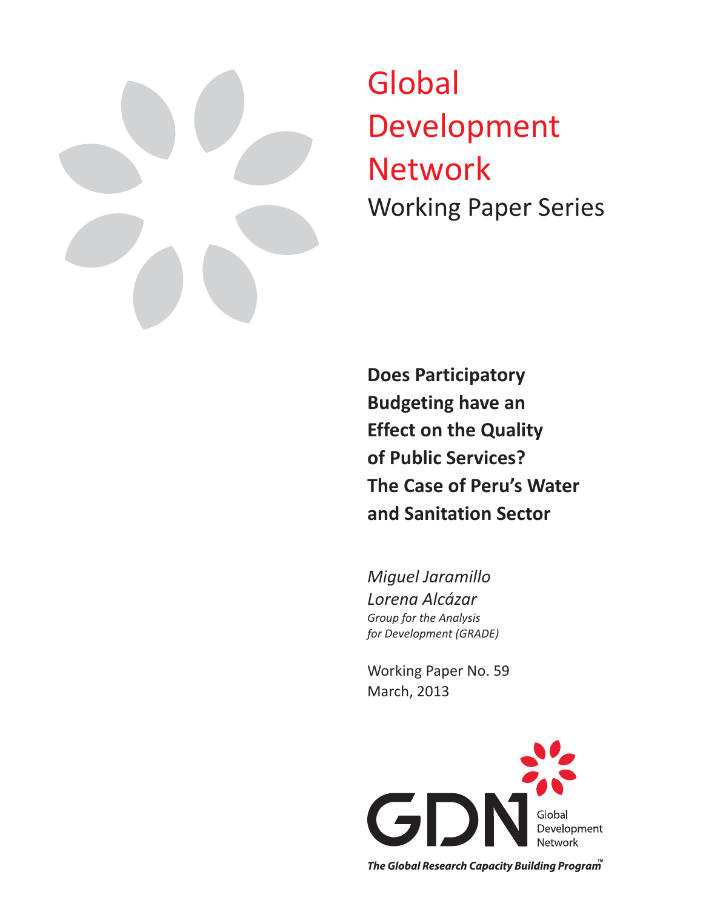# Global Development Network

Working Paper Series

**Does Participatory Budgeting have an Effect on the Quality of Public Services? The Case of Peru's Water and Sanitation Sector**

*Miguel Jaramillo*
*Lorena Alcázar*
*Group for the Analysis for Development (GRADE)*

Working Paper No. 59
March, 2013

GDN Global Development Network

*The Global Research Capacity Building Program™*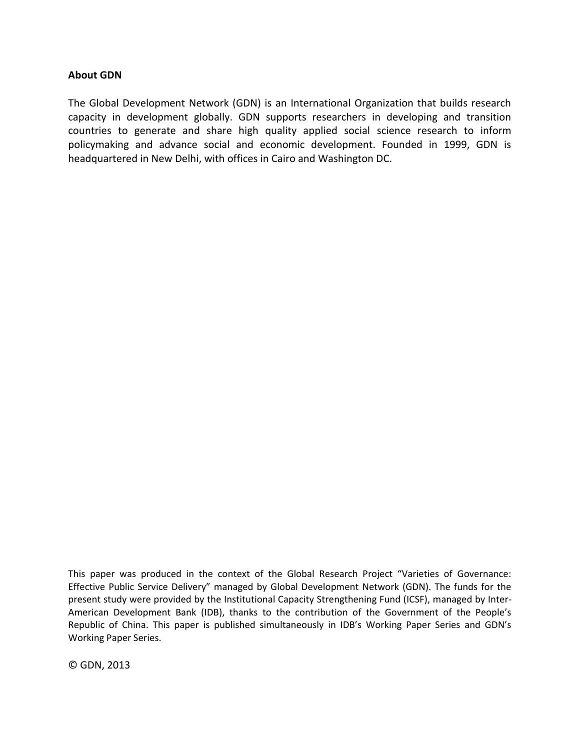**About GDN**

The Global Development Network (GDN) is an International Organization that builds research capacity in development globally. GDN supports researchers in developing and transition countries to generate and share high quality applied social science research to inform policymaking and advance social and economic development. Founded in 1999, GDN is headquartered in New Delhi, with offices in Cairo and Washington DC.

This paper was produced in the context of the Global Research Project "Varieties of Governance: Effective Public Service Delivery" managed by Global Development Network (GDN). The funds for the present study were provided by the Institutional Capacity Strengthening Fund (ICSF), managed by Inter-American Development Bank (IDB), thanks to the contribution of the Government of the People's Republic of China. This paper is published simultaneously in IDB's Working Paper Series and GDN's Working Paper Series.

© GDN, 2013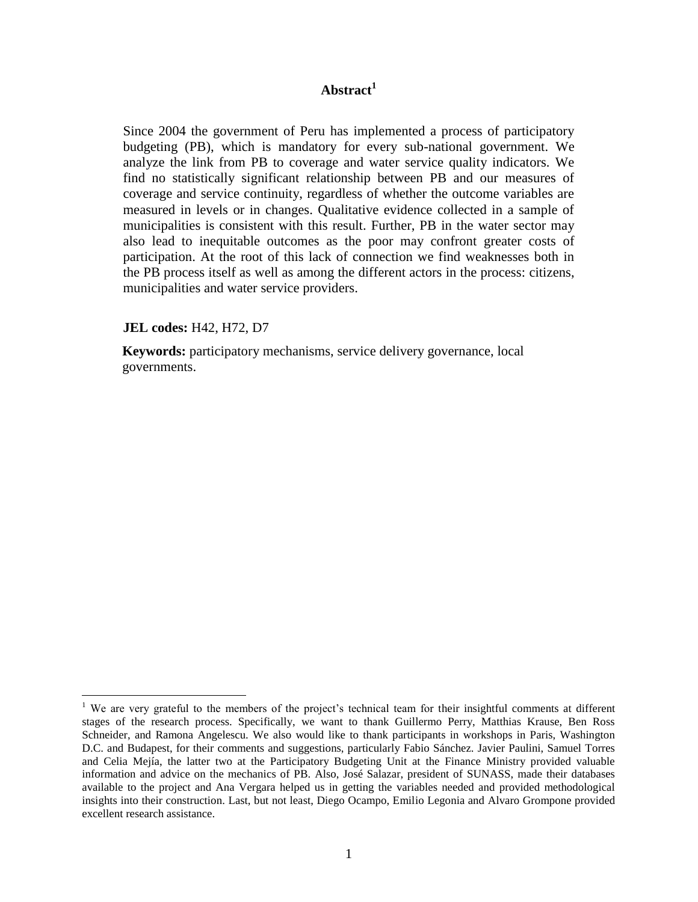# Abstract[1]

Since 2004 the government of Peru has implemented a process of participatory budgeting (PB), which is mandatory for every sub-national government. We analyze the link from PB to coverage and water service quality indicators. We find no statistically significant relationship between PB and our measures of coverage and service continuity, regardless of whether the outcome variables are measured in levels or in changes. Qualitative evidence collected in a sample of municipalities is consistent with this result. Further, PB in the water sector may also lead to inequitable outcomes as the poor may confront greater costs of participation. At the root of this lack of connection we find weaknesses both in the PB process itself as well as among the different actors in the process: citizens, municipalities and water service providers.

**JEL codes:** H42, H72, D7

**Keywords:** participatory mechanisms, service delivery governance, local governments.

---

[1] We are very grateful to the members of the project's technical team for their insightful comments at different stages of the research process. Specifically, we want to thank Guillermo Perry, Matthias Krause, Ben Ross Schneider, and Ramona Angelescu. We also would like to thank participants in workshops in Paris, Washington D.C. and Budapest, for their comments and suggestions, particularly Fabio Sánchez. Javier Paulini, Samuel Torres and Celia Mejía, the latter two at the Participatory Budgeting Unit at the Finance Ministry provided valuable information and advice on the mechanics of PB. Also, José Salazar, president of SUNASS, made their databases available to the project and Ana Vergara helped us in getting the variables needed and provided methodological insights into their construction. Last, but not least, Diego Ocampo, Emilio Legonia and Alvaro Grompone provided excellent research assistance.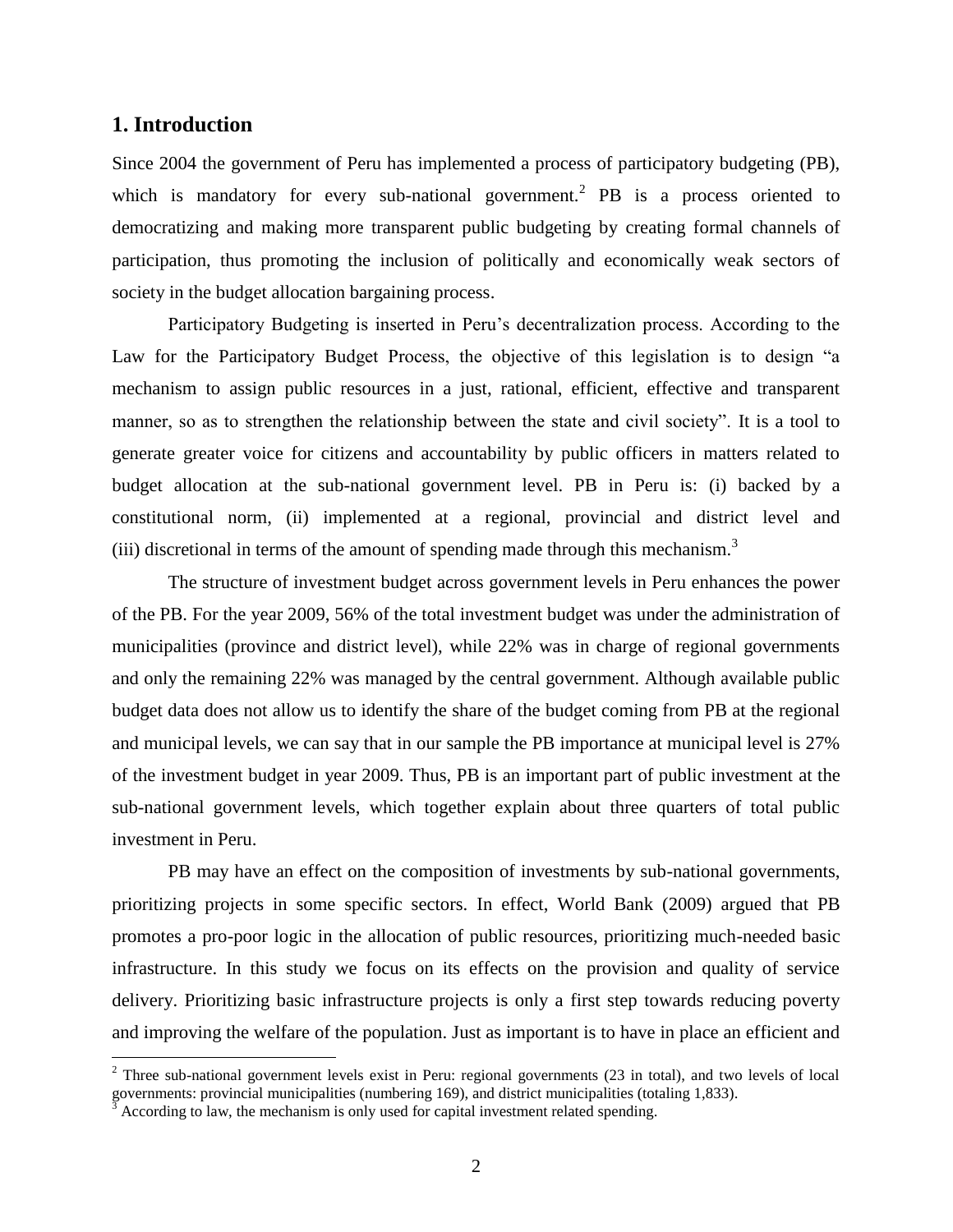## 1. Introduction

Since 2004 the government of Peru has implemented a process of participatory budgeting (PB), which is mandatory for every sub-national government.[2] PB is a process oriented to democratizing and making more transparent public budgeting by creating formal channels of participation, thus promoting the inclusion of politically and economically weak sectors of society in the budget allocation bargaining process.

Participatory Budgeting is inserted in Peru's decentralization process. According to the Law for the Participatory Budget Process, the objective of this legislation is to design "a mechanism to assign public resources in a just, rational, efficient, effective and transparent manner, so as to strengthen the relationship between the state and civil society". It is a tool to generate greater voice for citizens and accountability by public officers in matters related to budget allocation at the sub-national government level. PB in Peru is: (i) backed by a constitutional norm, (ii) implemented at a regional, provincial and district level and (iii) discretional in terms of the amount of spending made through this mechanism.[3]

The structure of investment budget across government levels in Peru enhances the power of the PB. For the year 2009, 56% of the total investment budget was under the administration of municipalities (province and district level), while 22% was in charge of regional governments and only the remaining 22% was managed by the central government. Although available public budget data does not allow us to identify the share of the budget coming from PB at the regional and municipal levels, we can say that in our sample the PB importance at municipal level is 27% of the investment budget in year 2009. Thus, PB is an important part of public investment at the sub-national government levels, which together explain about three quarters of total public investment in Peru.

PB may have an effect on the composition of investments by sub-national governments, prioritizing projects in some specific sectors. In effect, World Bank (2009) argued that PB promotes a pro-poor logic in the allocation of public resources, prioritizing much-needed basic infrastructure. In this study we focus on its effects on the provision and quality of service delivery. Prioritizing basic infrastructure projects is only a first step towards reducing poverty and improving the welfare of the population. Just as important is to have in place an efficient and

[2] Three sub-national government levels exist in Peru: regional governments (23 in total), and two levels of local governments: provincial municipalities (numbering 169), and district municipalities (totaling 1,833).

[3] According to law, the mechanism is only used for capital investment related spending.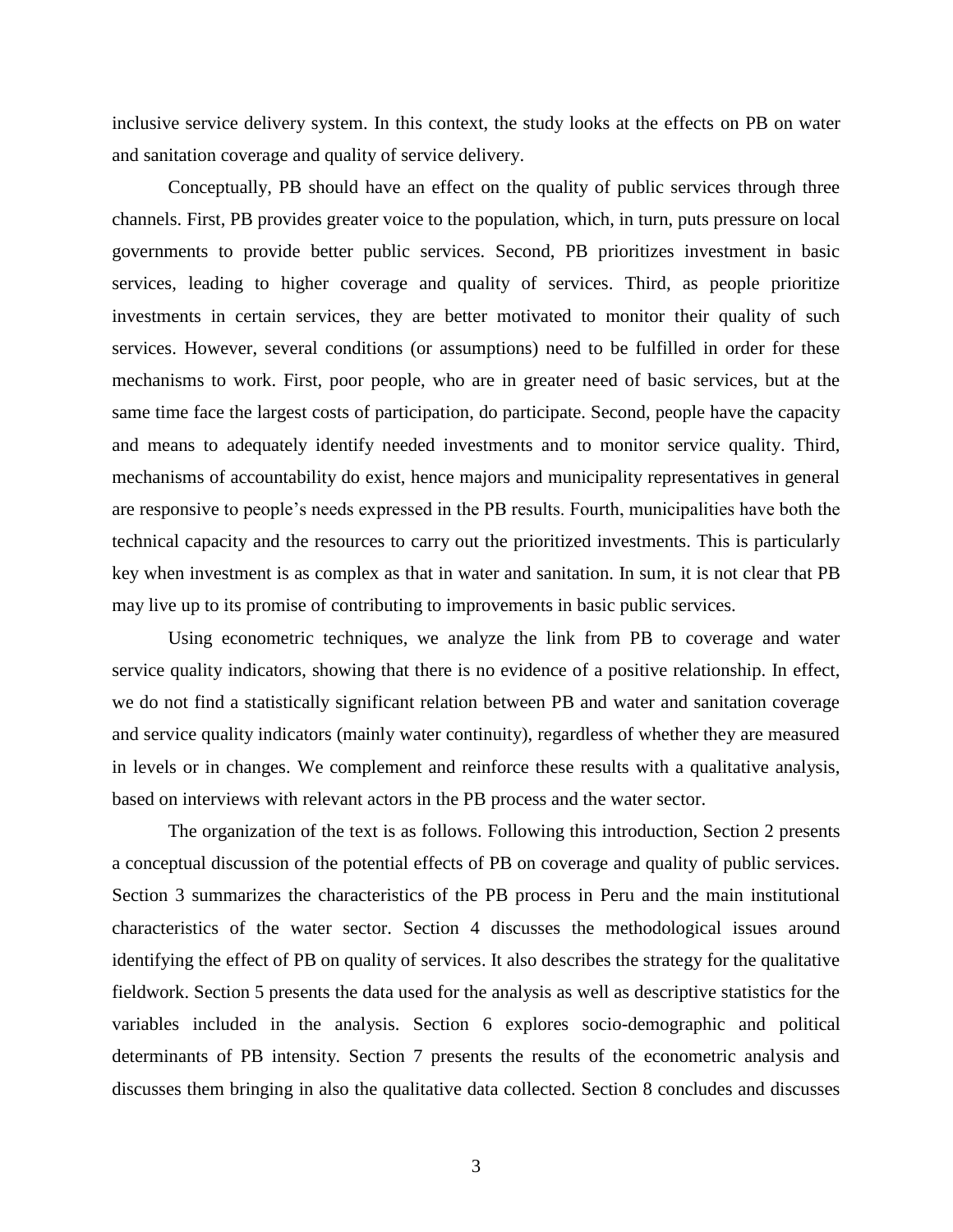inclusive service delivery system. In this context, the study looks at the effects on PB on water and sanitation coverage and quality of service delivery.

Conceptually, PB should have an effect on the quality of public services through three channels. First, PB provides greater voice to the population, which, in turn, puts pressure on local governments to provide better public services. Second, PB prioritizes investment in basic services, leading to higher coverage and quality of services. Third, as people prioritize investments in certain services, they are better motivated to monitor their quality of such services. However, several conditions (or assumptions) need to be fulfilled in order for these mechanisms to work. First, poor people, who are in greater need of basic services, but at the same time face the largest costs of participation, do participate. Second, people have the capacity and means to adequately identify needed investments and to monitor service quality. Third, mechanisms of accountability do exist, hence majors and municipality representatives in general are responsive to people's needs expressed in the PB results. Fourth, municipalities have both the technical capacity and the resources to carry out the prioritized investments. This is particularly key when investment is as complex as that in water and sanitation. In sum, it is not clear that PB may live up to its promise of contributing to improvements in basic public services.

Using econometric techniques, we analyze the link from PB to coverage and water service quality indicators, showing that there is no evidence of a positive relationship. In effect, we do not find a statistically significant relation between PB and water and sanitation coverage and service quality indicators (mainly water continuity), regardless of whether they are measured in levels or in changes. We complement and reinforce these results with a qualitative analysis, based on interviews with relevant actors in the PB process and the water sector.

The organization of the text is as follows. Following this introduction, Section 2 presents a conceptual discussion of the potential effects of PB on coverage and quality of public services. Section 3 summarizes the characteristics of the PB process in Peru and the main institutional characteristics of the water sector. Section 4 discusses the methodological issues around identifying the effect of PB on quality of services. It also describes the strategy for the qualitative fieldwork. Section 5 presents the data used for the analysis as well as descriptive statistics for the variables included in the analysis. Section 6 explores socio-demographic and political determinants of PB intensity. Section 7 presents the results of the econometric analysis and discusses them bringing in also the qualitative data collected. Section 8 concludes and discusses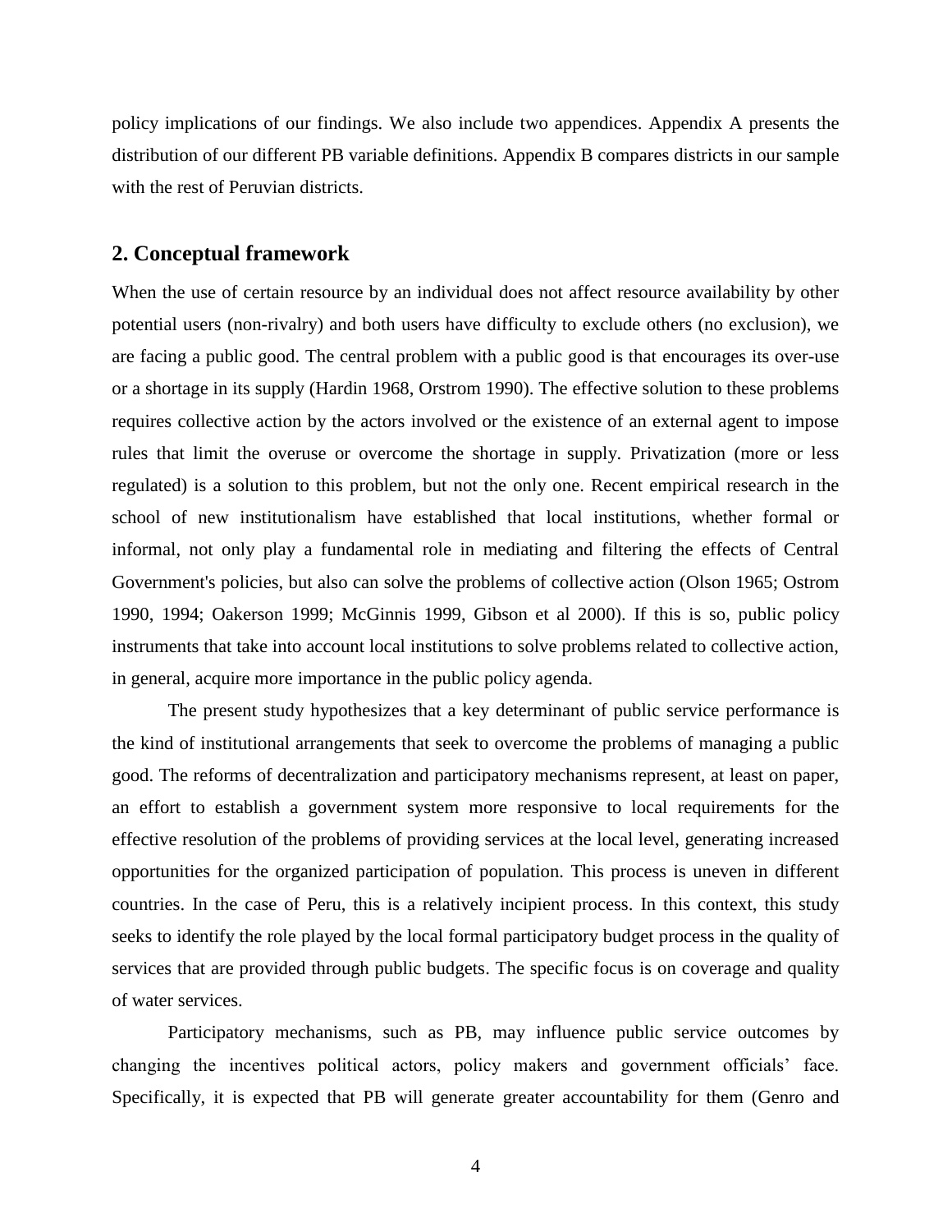policy implications of our findings. We also include two appendices. Appendix A presents the distribution of our different PB variable definitions. Appendix B compares districts in our sample with the rest of Peruvian districts.

## 2. Conceptual framework

When the use of certain resource by an individual does not affect resource availability by other potential users (non-rivalry) and both users have difficulty to exclude others (no exclusion), we are facing a public good. The central problem with a public good is that encourages its over-use or a shortage in its supply (Hardin 1968, Orstrom 1990). The effective solution to these problems requires collective action by the actors involved or the existence of an external agent to impose rules that limit the overuse or overcome the shortage in supply. Privatization (more or less regulated) is a solution to this problem, but not the only one. Recent empirical research in the school of new institutionalism have established that local institutions, whether formal or informal, not only play a fundamental role in mediating and filtering the effects of Central Government's policies, but also can solve the problems of collective action (Olson 1965; Ostrom 1990, 1994; Oakerson 1999; McGinnis 1999, Gibson et al 2000). If this is so, public policy instruments that take into account local institutions to solve problems related to collective action, in general, acquire more importance in the public policy agenda.

The present study hypothesizes that a key determinant of public service performance is the kind of institutional arrangements that seek to overcome the problems of managing a public good. The reforms of decentralization and participatory mechanisms represent, at least on paper, an effort to establish a government system more responsive to local requirements for the effective resolution of the problems of providing services at the local level, generating increased opportunities for the organized participation of population. This process is uneven in different countries. In the case of Peru, this is a relatively incipient process. In this context, this study seeks to identify the role played by the local formal participatory budget process in the quality of services that are provided through public budgets. The specific focus is on coverage and quality of water services.

Participatory mechanisms, such as PB, may influence public service outcomes by changing the incentives political actors, policy makers and government officials' face. Specifically, it is expected that PB will generate greater accountability for them (Genro and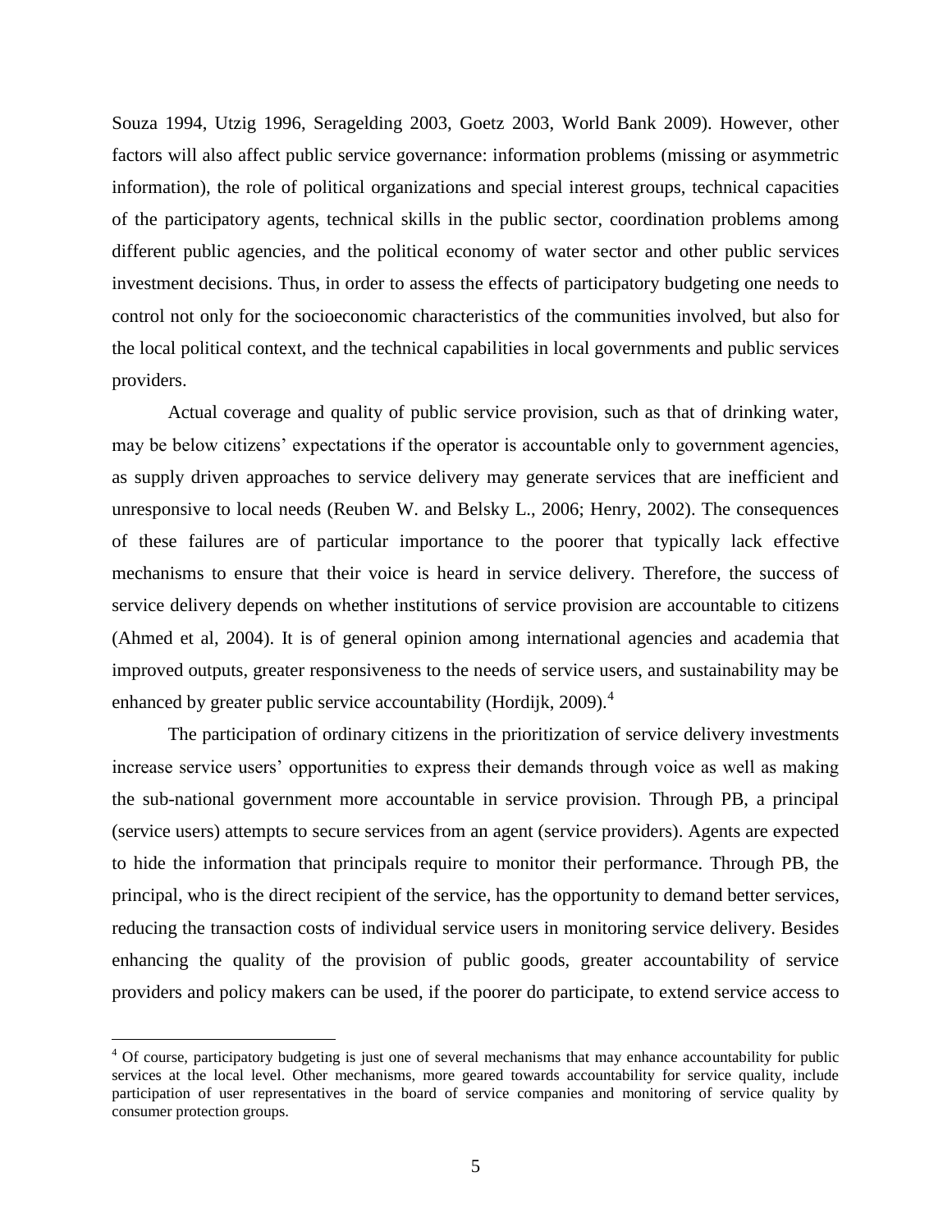Souza 1994, Utzig 1996, Seragelding 2003, Goetz 2003, World Bank 2009). However, other factors will also affect public service governance: information problems (missing or asymmetric information), the role of political organizations and special interest groups, technical capacities of the participatory agents, technical skills in the public sector, coordination problems among different public agencies, and the political economy of water sector and other public services investment decisions. Thus, in order to assess the effects of participatory budgeting one needs to control not only for the socioeconomic characteristics of the communities involved, but also for the local political context, and the technical capabilities in local governments and public services providers.

Actual coverage and quality of public service provision, such as that of drinking water, may be below citizens' expectations if the operator is accountable only to government agencies, as supply driven approaches to service delivery may generate services that are inefficient and unresponsive to local needs (Reuben W. and Belsky L., 2006; Henry, 2002). The consequences of these failures are of particular importance to the poorer that typically lack effective mechanisms to ensure that their voice is heard in service delivery. Therefore, the success of service delivery depends on whether institutions of service provision are accountable to citizens (Ahmed et al, 2004). It is of general opinion among international agencies and academia that improved outputs, greater responsiveness to the needs of service users, and sustainability may be enhanced by greater public service accountability (Hordijk, 2009).[4]

The participation of ordinary citizens in the prioritization of service delivery investments increase service users' opportunities to express their demands through voice as well as making the sub-national government more accountable in service provision. Through PB, a principal (service users) attempts to secure services from an agent (service providers). Agents are expected to hide the information that principals require to monitor their performance. Through PB, the principal, who is the direct recipient of the service, has the opportunity to demand better services, reducing the transaction costs of individual service users in monitoring service delivery. Besides enhancing the quality of the provision of public goods, greater accountability of service providers and policy makers can be used, if the poorer do participate, to extend service access to

[4] Of course, participatory budgeting is just one of several mechanisms that may enhance accountability for public services at the local level. Other mechanisms, more geared towards accountability for service quality, include participation of user representatives in the board of service companies and monitoring of service quality by consumer protection groups.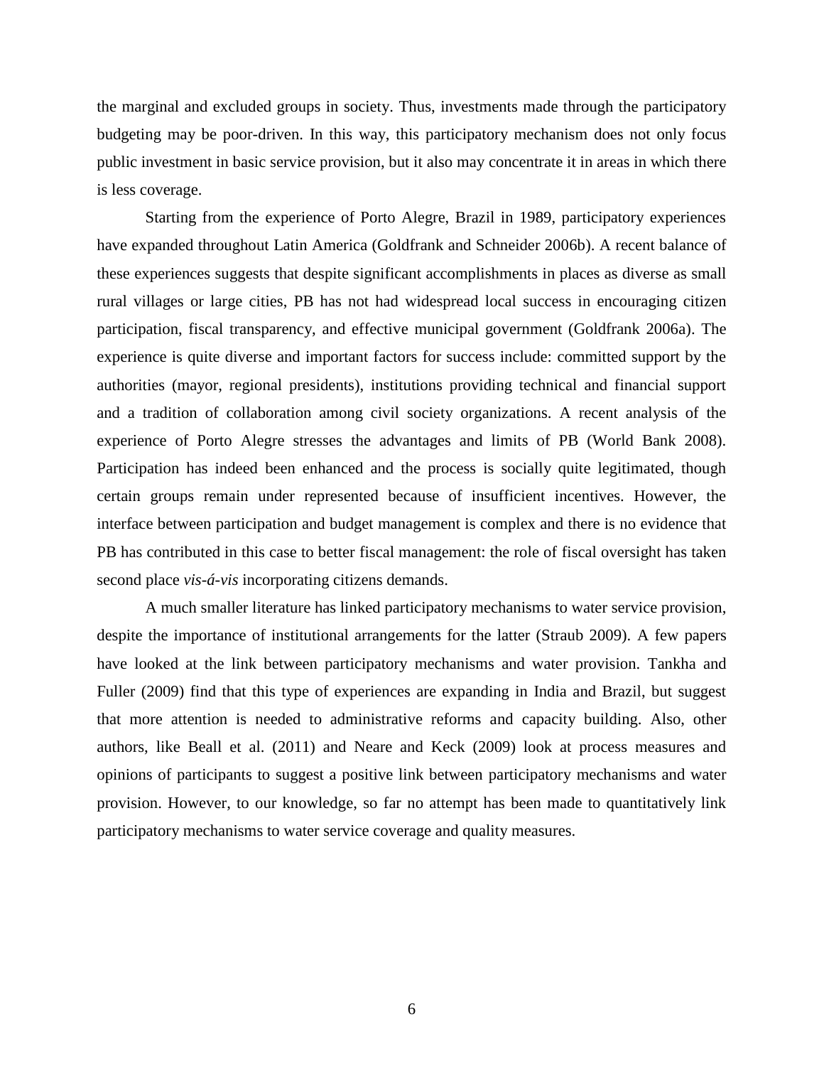the marginal and excluded groups in society. Thus, investments made through the participatory budgeting may be poor-driven. In this way, this participatory mechanism does not only focus public investment in basic service provision, but it also may concentrate it in areas in which there is less coverage.

Starting from the experience of Porto Alegre, Brazil in 1989, participatory experiences have expanded throughout Latin America (Goldfrank and Schneider 2006b). A recent balance of these experiences suggests that despite significant accomplishments in places as diverse as small rural villages or large cities, PB has not had widespread local success in encouraging citizen participation, fiscal transparency, and effective municipal government (Goldfrank 2006a). The experience is quite diverse and important factors for success include: committed support by the authorities (mayor, regional presidents), institutions providing technical and financial support and a tradition of collaboration among civil society organizations. A recent analysis of the experience of Porto Alegre stresses the advantages and limits of PB (World Bank 2008). Participation has indeed been enhanced and the process is socially quite legitimated, though certain groups remain under represented because of insufficient incentives. However, the interface between participation and budget management is complex and there is no evidence that PB has contributed in this case to better fiscal management: the role of fiscal oversight has taken second place *vis-á-vis* incorporating citizens demands.

A much smaller literature has linked participatory mechanisms to water service provision, despite the importance of institutional arrangements for the latter (Straub 2009). A few papers have looked at the link between participatory mechanisms and water provision. Tankha and Fuller (2009) find that this type of experiences are expanding in India and Brazil, but suggest that more attention is needed to administrative reforms and capacity building. Also, other authors, like Beall et al. (2011) and Neare and Keck (2009) look at process measures and opinions of participants to suggest a positive link between participatory mechanisms and water provision. However, to our knowledge, so far no attempt has been made to quantitatively link participatory mechanisms to water service coverage and quality measures.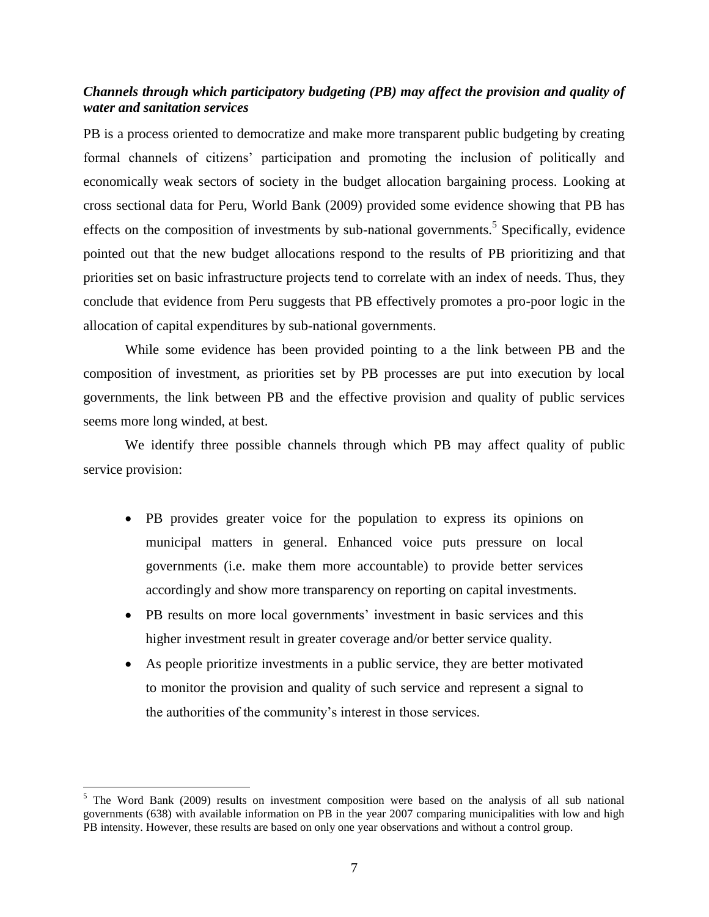### *Channels through which participatory budgeting (PB) may affect the provision and quality of water and sanitation services*

PB is a process oriented to democratize and make more transparent public budgeting by creating formal channels of citizens' participation and promoting the inclusion of politically and economically weak sectors of society in the budget allocation bargaining process. Looking at cross sectional data for Peru, World Bank (2009) provided some evidence showing that PB has effects on the composition of investments by sub-national governments.[5] Specifically, evidence pointed out that the new budget allocations respond to the results of PB prioritizing and that priorities set on basic infrastructure projects tend to correlate with an index of needs. Thus, they conclude that evidence from Peru suggests that PB effectively promotes a pro-poor logic in the allocation of capital expenditures by sub-national governments.

While some evidence has been provided pointing to a the link between PB and the composition of investment, as priorities set by PB processes are put into execution by local governments, the link between PB and the effective provision and quality of public services seems more long winded, at best.

We identify three possible channels through which PB may affect quality of public service provision:

- PB provides greater voice for the population to express its opinions on municipal matters in general. Enhanced voice puts pressure on local governments (i.e. make them more accountable) to provide better services accordingly and show more transparency on reporting on capital investments.
- PB results on more local governments' investment in basic services and this higher investment result in greater coverage and/or better service quality.
- As people prioritize investments in a public service, they are better motivated to monitor the provision and quality of such service and represent a signal to the authorities of the community's interest in those services.

[5] The Word Bank (2009) results on investment composition were based on the analysis of all sub national governments (638) with available information on PB in the year 2007 comparing municipalities with low and high PB intensity. However, these results are based on only one year observations and without a control group.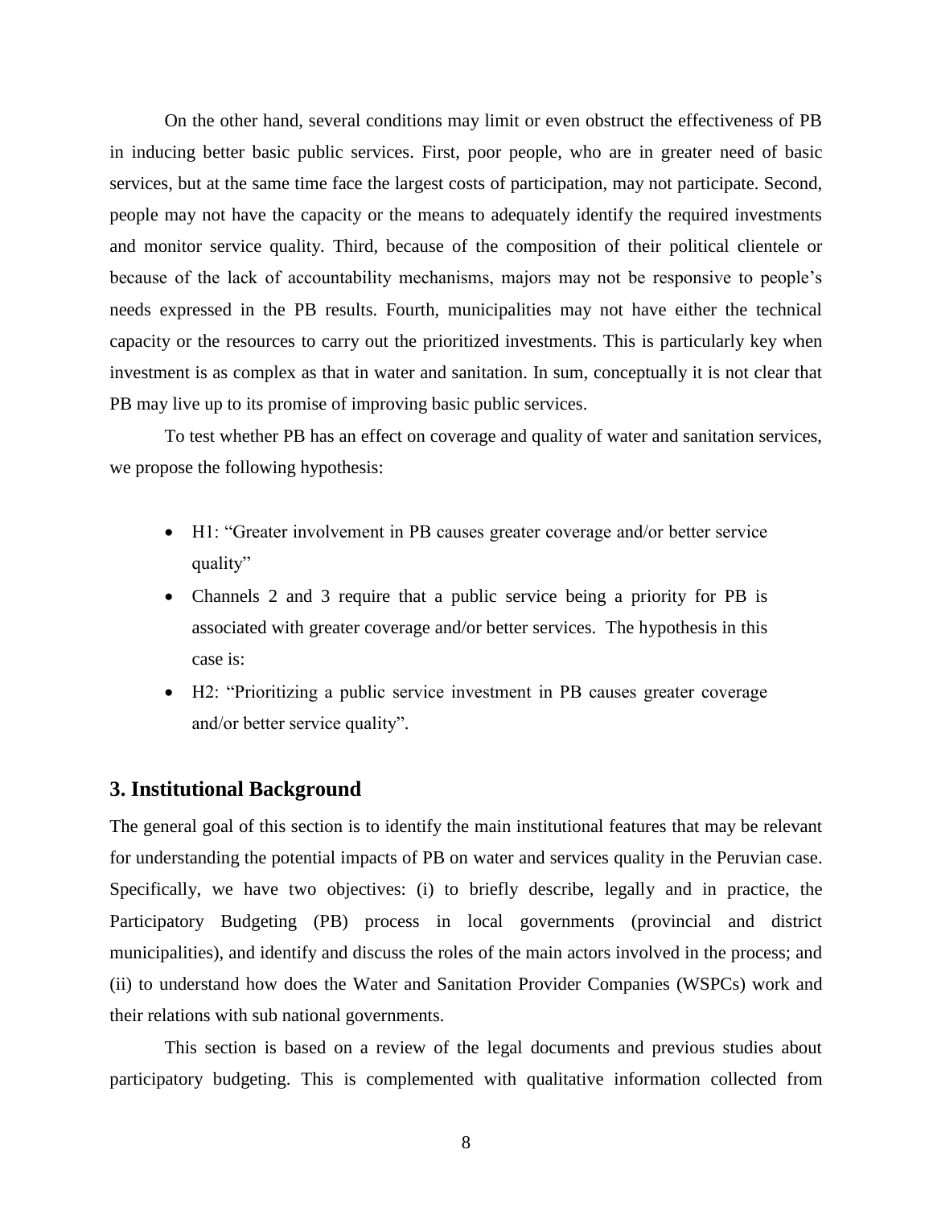On the other hand, several conditions may limit or even obstruct the effectiveness of PB in inducing better basic public services. First, poor people, who are in greater need of basic services, but at the same time face the largest costs of participation, may not participate. Second, people may not have the capacity or the means to adequately identify the required investments and monitor service quality. Third, because of the composition of their political clientele or because of the lack of accountability mechanisms, majors may not be responsive to people's needs expressed in the PB results. Fourth, municipalities may not have either the technical capacity or the resources to carry out the prioritized investments. This is particularly key when investment is as complex as that in water and sanitation. In sum, conceptually it is not clear that PB may live up to its promise of improving basic public services.

To test whether PB has an effect on coverage and quality of water and sanitation services, we propose the following hypothesis:

- H1: "Greater involvement in PB causes greater coverage and/or better service quality"
- Channels 2 and 3 require that a public service being a priority for PB is associated with greater coverage and/or better services. The hypothesis in this case is:
- H2: "Prioritizing a public service investment in PB causes greater coverage and/or better service quality".

## 3. Institutional Background

The general goal of this section is to identify the main institutional features that may be relevant for understanding the potential impacts of PB on water and services quality in the Peruvian case. Specifically, we have two objectives: (i) to briefly describe, legally and in practice, the Participatory Budgeting (PB) process in local governments (provincial and district municipalities), and identify and discuss the roles of the main actors involved in the process; and (ii) to understand how does the Water and Sanitation Provider Companies (WSPCs) work and their relations with sub national governments.

This section is based on a review of the legal documents and previous studies about participatory budgeting. This is complemented with qualitative information collected from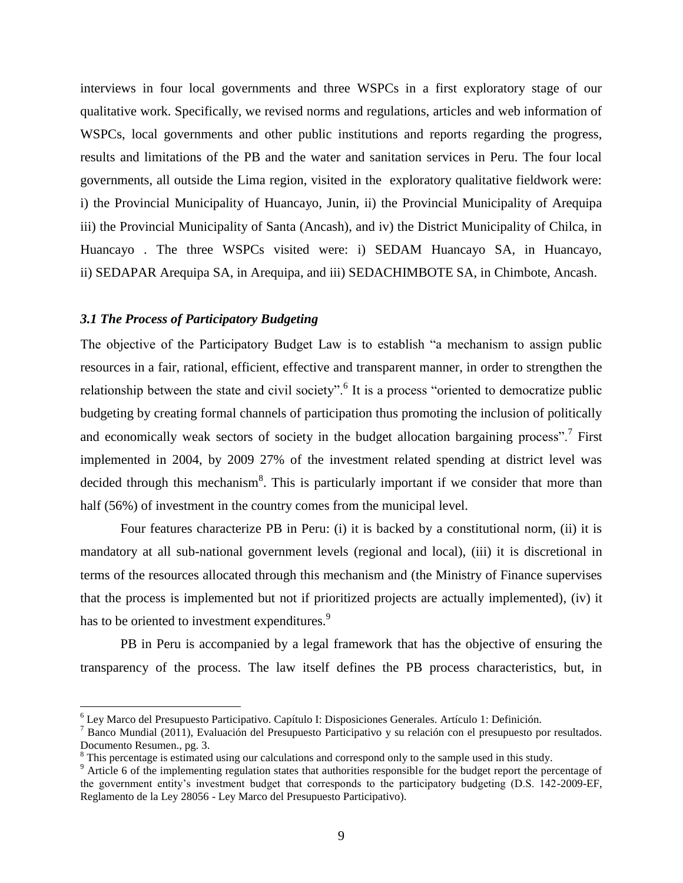interviews in four local governments and three WSPCs in a first exploratory stage of our qualitative work. Specifically, we revised norms and regulations, articles and web information of WSPCs, local governments and other public institutions and reports regarding the progress, results and limitations of the PB and the water and sanitation services in Peru. The four local governments, all outside the Lima region, visited in the exploratory qualitative fieldwork were: i) the Provincial Municipality of Huancayo, Junin, ii) the Provincial Municipality of Arequipa iii) the Provincial Municipality of Santa (Ancash), and iv) the District Municipality of Chilca, in Huancayo . The three WSPCs visited were: i) SEDAM Huancayo SA, in Huancayo, ii) SEDAPAR Arequipa SA, in Arequipa, and iii) SEDACHIMBOTE SA, in Chimbote, Ancash.

### *3.1 The Process of Participatory Budgeting*

The objective of the Participatory Budget Law is to establish "a mechanism to assign public resources in a fair, rational, efficient, effective and transparent manner, in order to strengthen the relationship between the state and civil society".[6] It is a process "oriented to democratize public budgeting by creating formal channels of participation thus promoting the inclusion of politically and economically weak sectors of society in the budget allocation bargaining process".[7] First implemented in 2004, by 2009 27% of the investment related spending at district level was decided through this mechanism[8]. This is particularly important if we consider that more than half (56%) of investment in the country comes from the municipal level.

Four features characterize PB in Peru: (i) it is backed by a constitutional norm, (ii) it is mandatory at all sub-national government levels (regional and local), (iii) it is discretional in terms of the resources allocated through this mechanism and (the Ministry of Finance supervises that the process is implemented but not if prioritized projects are actually implemented), (iv) it has to be oriented to investment expenditures.[9]

PB in Peru is accompanied by a legal framework that has the objective of ensuring the transparency of the process. The law itself defines the PB process characteristics, but, in

---

[6] Ley Marco del Presupuesto Participativo. Capítulo I: Disposiciones Generales. Artículo 1: Definición.

[7] Banco Mundial (2011), Evaluación del Presupuesto Participativo y su relación con el presupuesto por resultados. Documento Resumen., pg. 3.

[8] This percentage is estimated using our calculations and correspond only to the sample used in this study.

[9] Article 6 of the implementing regulation states that authorities responsible for the budget report the percentage of the government entity's investment budget that corresponds to the participatory budgeting (D.S. 142-2009-EF, Reglamento de la Ley 28056 - Ley Marco del Presupuesto Participativo).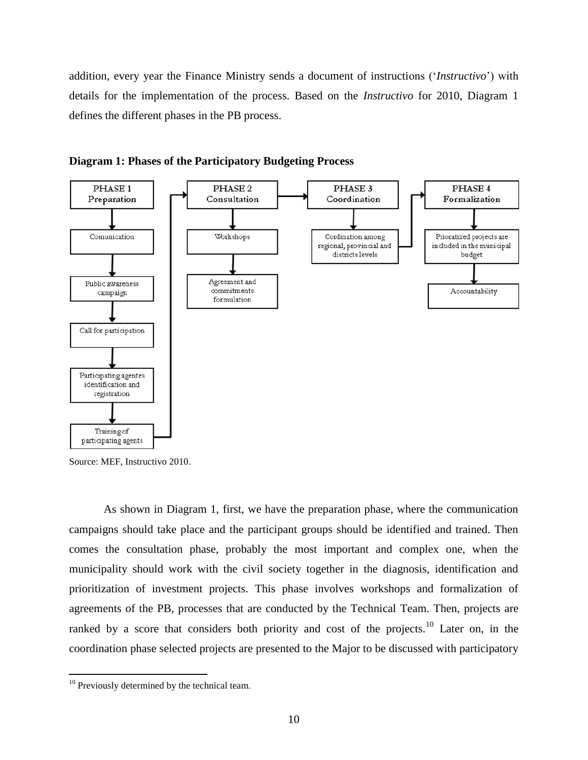addition, every year the Finance Ministry sends a document of instructions ('*Instructivo*') with details for the implementation of the process. Based on the *Instructivo* for 2010, Diagram 1 defines the different phases in the PB process.

**Diagram 1: Phases of the Participatory Budgeting Process**

PHASE 1 Preparation → Comunication → Public awareness campaign → Call for participation → Participating agentes identification and registration → Training of participating agents

PHASE 2 Consultation → Workshops → Agreement and commitments formulation

PHASE 3 Coordination → Cordination among regional, provincial and districts levels

PHASE 4 Formalization → Prioratized projects are included in the municipal budget → Accountability

Source: MEF, Instructivo 2010.

As shown in Diagram 1, first, we have the preparation phase, where the communication campaigns should take place and the participant groups should be identified and trained. Then comes the consultation phase, probably the most important and complex one, when the municipality should work with the civil society together in the diagnosis, identification and prioritization of investment projects. This phase involves workshops and formalization of agreements of the PB, processes that are conducted by the Technical Team. Then, projects are ranked by a score that considers both priority and cost of the projects.[10] Later on, in the coordination phase selected projects are presented to the Major to be discussed with participatory

[10] Previously determined by the technical team.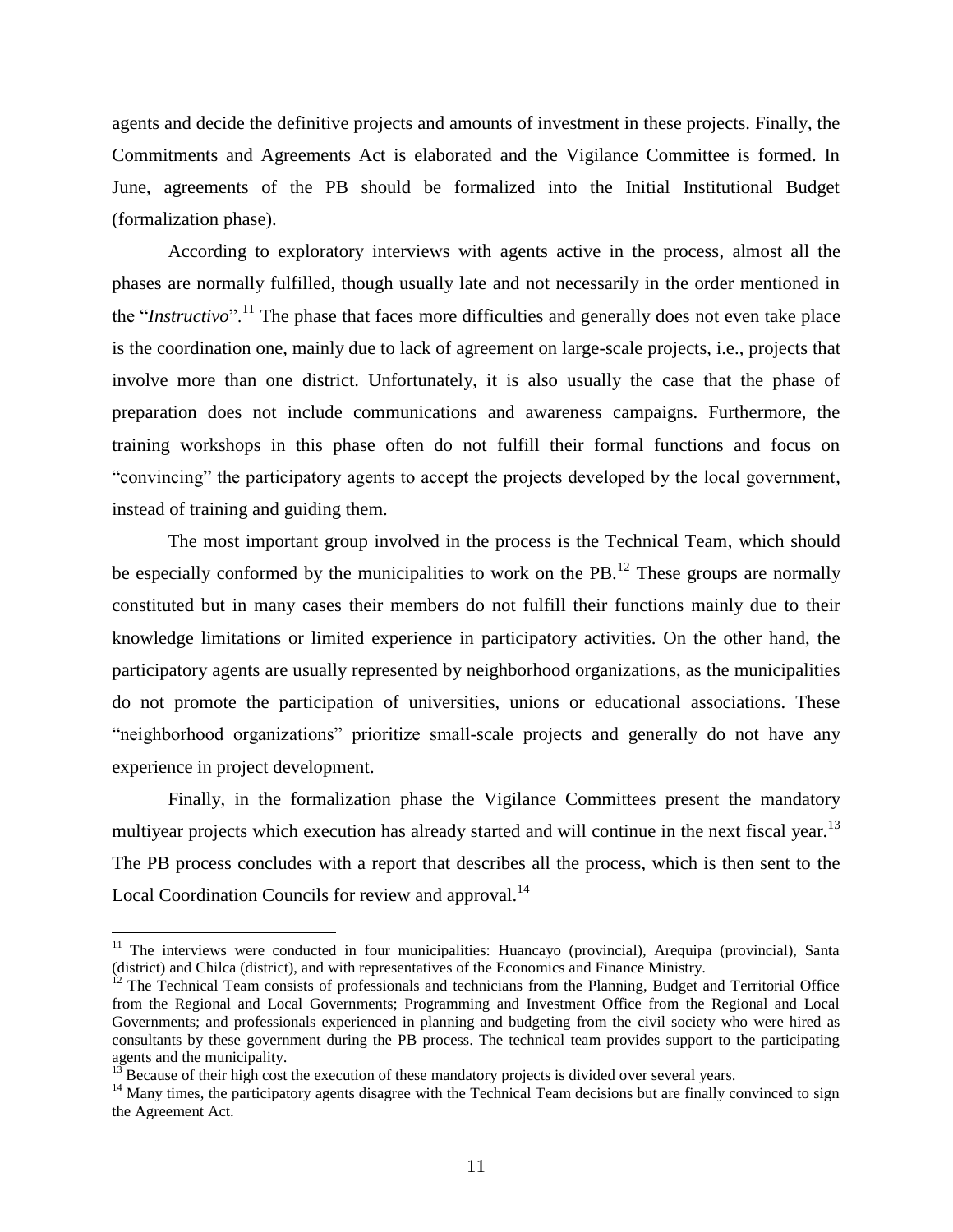agents and decide the definitive projects and amounts of investment in these projects. Finally, the Commitments and Agreements Act is elaborated and the Vigilance Committee is formed. In June, agreements of the PB should be formalized into the Initial Institutional Budget (formalization phase).

According to exploratory interviews with agents active in the process, almost all the phases are normally fulfilled, though usually late and not necessarily in the order mentioned in the "*Instructivo*".[11] The phase that faces more difficulties and generally does not even take place is the coordination one, mainly due to lack of agreement on large-scale projects, i.e., projects that involve more than one district. Unfortunately, it is also usually the case that the phase of preparation does not include communications and awareness campaigns. Furthermore, the training workshops in this phase often do not fulfill their formal functions and focus on "convincing" the participatory agents to accept the projects developed by the local government, instead of training and guiding them.

The most important group involved in the process is the Technical Team, which should be especially conformed by the municipalities to work on the PB.[12] These groups are normally constituted but in many cases their members do not fulfill their functions mainly due to their knowledge limitations or limited experience in participatory activities. On the other hand, the participatory agents are usually represented by neighborhood organizations, as the municipalities do not promote the participation of universities, unions or educational associations. These "neighborhood organizations" prioritize small-scale projects and generally do not have any experience in project development.

Finally, in the formalization phase the Vigilance Committees present the mandatory multiyear projects which execution has already started and will continue in the next fiscal year.[13] The PB process concludes with a report that describes all the process, which is then sent to the Local Coordination Councils for review and approval.[14]

---

[11] The interviews were conducted in four municipalities: Huancayo (provincial), Arequipa (provincial), Santa (district) and Chilca (district), and with representatives of the Economics and Finance Ministry.

[12] The Technical Team consists of professionals and technicians from the Planning, Budget and Territorial Office from the Regional and Local Governments; Programming and Investment Office from the Regional and Local Governments; and professionals experienced in planning and budgeting from the civil society who were hired as consultants by these government during the PB process. The technical team provides support to the participating agents and the municipality.

[13] Because of their high cost the execution of these mandatory projects is divided over several years.

[14] Many times, the participatory agents disagree with the Technical Team decisions but are finally convinced to sign the Agreement Act.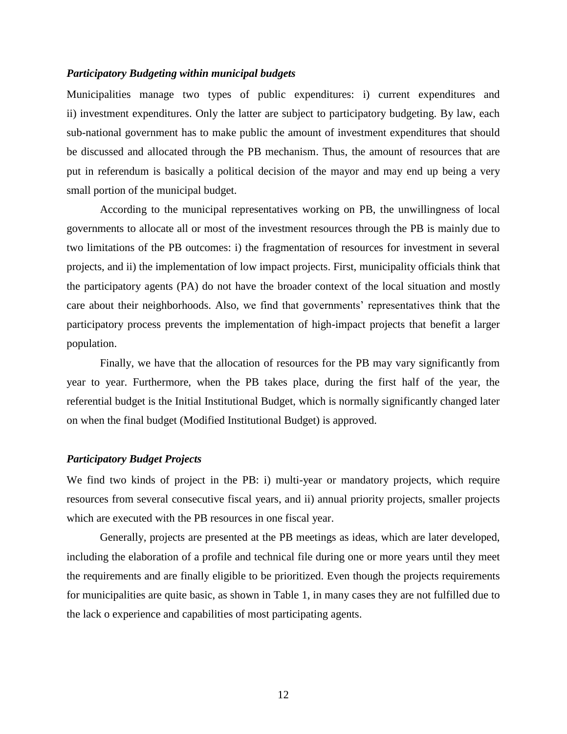### *Participatory Budgeting within municipal budgets*

Municipalities manage two types of public expenditures: i) current expenditures and ii) investment expenditures. Only the latter are subject to participatory budgeting. By law, each sub-national government has to make public the amount of investment expenditures that should be discussed and allocated through the PB mechanism. Thus, the amount of resources that are put in referendum is basically a political decision of the mayor and may end up being a very small portion of the municipal budget.

According to the municipal representatives working on PB, the unwillingness of local governments to allocate all or most of the investment resources through the PB is mainly due to two limitations of the PB outcomes: i) the fragmentation of resources for investment in several projects, and ii) the implementation of low impact projects. First, municipality officials think that the participatory agents (PA) do not have the broader context of the local situation and mostly care about their neighborhoods. Also, we find that governments' representatives think that the participatory process prevents the implementation of high-impact projects that benefit a larger population.

Finally, we have that the allocation of resources for the PB may vary significantly from year to year. Furthermore, when the PB takes place, during the first half of the year, the referential budget is the Initial Institutional Budget, which is normally significantly changed later on when the final budget (Modified Institutional Budget) is approved.

### *Participatory Budget Projects*

We find two kinds of project in the PB: i) multi-year or mandatory projects, which require resources from several consecutive fiscal years, and ii) annual priority projects, smaller projects which are executed with the PB resources in one fiscal year.

Generally, projects are presented at the PB meetings as ideas, which are later developed, including the elaboration of a profile and technical file during one or more years until they meet the requirements and are finally eligible to be prioritized. Even though the projects requirements for municipalities are quite basic, as shown in Table 1, in many cases they are not fulfilled due to the lack o experience and capabilities of most participating agents.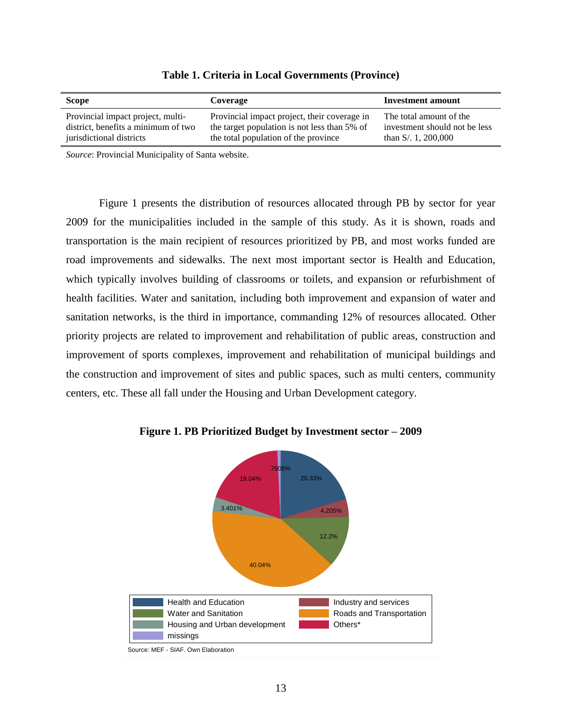**Table 1. Criteria in Local Governments (Province)**

| Scope | Coverage | Investment amount |
|---|---|---|
| Provincial impact project, multi-district, benefits a minimum of two jurisdictional districts | Provincial impact project, their coverage in the target population is not less than 5% of the total population of the province | The total amount of the investment should not be less than S/. 1, 200,000 |

*Source*: Provincial Municipality of Santa website.

Figure 1 presents the distribution of resources allocated through PB by sector for year 2009 for the municipalities included in the sample of this study. As it is shown, roads and transportation is the main recipient of resources prioritized by PB, and most works funded are road improvements and sidewalks. The next most important sector is Health and Education, which typically involves building of classrooms or toilets, and expansion or refurbishment of health facilities. Water and sanitation, including both improvement and expansion of water and sanitation networks, is the third in importance, commanding 12% of resources allocated. Other priority projects are related to improvement and rehabilitation of public areas, construction and improvement of sports complexes, improvement and rehabilitation of municipal buildings and the construction and improvement of sites and public spaces, such as multi centers, community centers, etc. These all fall under the Housing and Urban Development category.

**Figure 1. PB Prioritized Budget by Investment sector – 2009**

| Sector | Share |
|---|---|
| Health and Education | 20.33% |
| Industry and services | 4.205% |
| Water and Sanitation | 12.2% |
| Roads and Transportation | 40.04% |
| Housing and Urban development | 3.401% |
| Others* | 19.04% |
| missings | .7908% |

Source: MEF - SIAF. Own Elaboration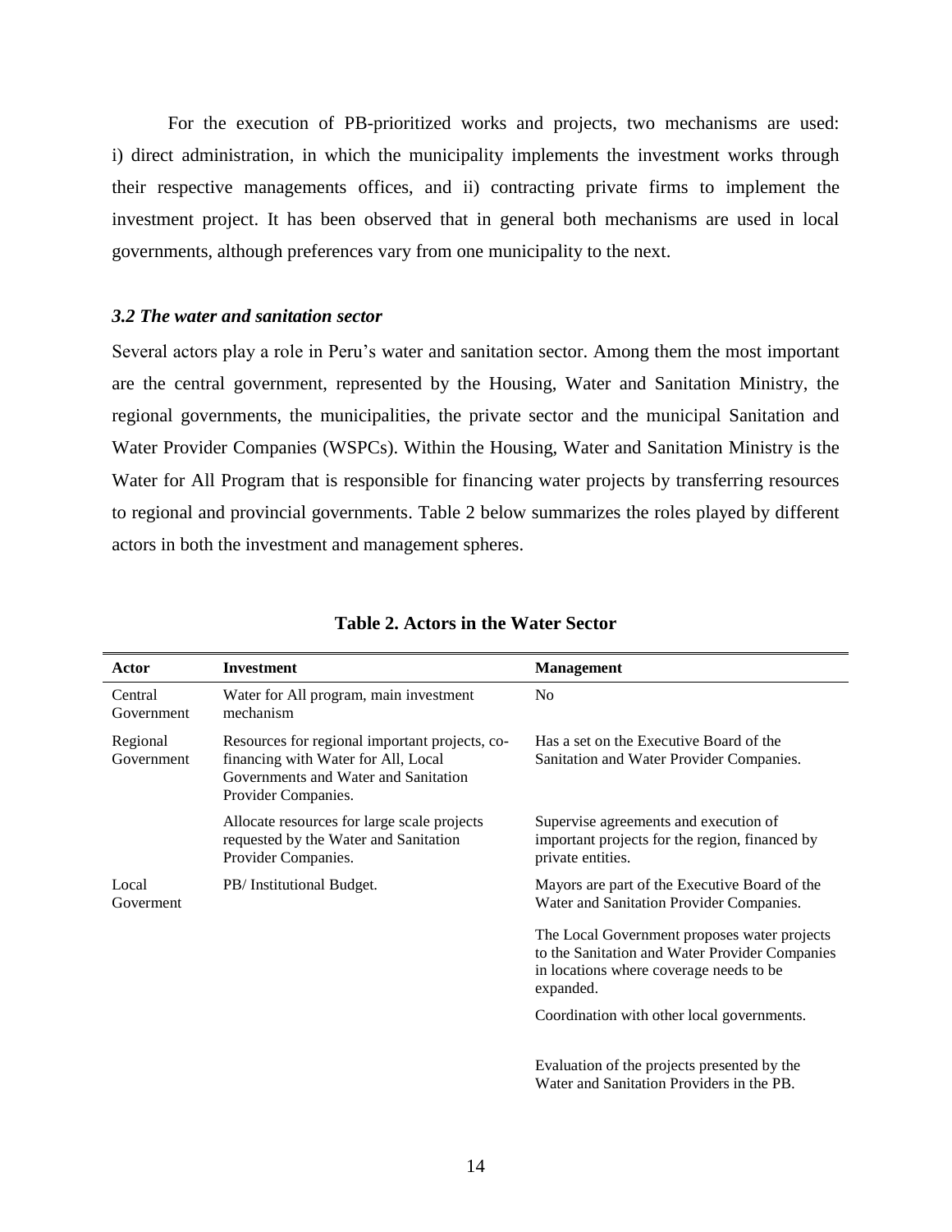For the execution of PB-prioritized works and projects, two mechanisms are used: i) direct administration, in which the municipality implements the investment works through their respective managements offices, and ii) contracting private firms to implement the investment project. It has been observed that in general both mechanisms are used in local governments, although preferences vary from one municipality to the next.

### *3.2 The water and sanitation sector*

Several actors play a role in Peru's water and sanitation sector. Among them the most important are the central government, represented by the Housing, Water and Sanitation Ministry, the regional governments, the municipalities, the private sector and the municipal Sanitation and Water Provider Companies (WSPCs). Within the Housing, Water and Sanitation Ministry is the Water for All Program that is responsible for financing water projects by transferring resources to regional and provincial governments. Table 2 below summarizes the roles played by different actors in both the investment and management spheres.

**Table 2. Actors in the Water Sector**

| Actor | Investment | Management |
|---|---|---|
| Central Government | Water for All program, main investment mechanism | No |
| Regional Government | Resources for regional important projects, co-financing with Water for All, Local Governments and Water and Sanitation Provider Companies. | Has a set on the Executive Board of the Sanitation and Water Provider Companies. |
| | Allocate resources for large scale projects requested by the Water and Sanitation Provider Companies. | Supervise agreements and execution of important projects for the region, financed by private entities. |
| Local Goverment | PB/ Institutional Budget. | Mayors are part of the Executive Board of the Water and Sanitation Provider Companies. |
| | | The Local Government proposes water projects to the Sanitation and Water Provider Companies in locations where coverage needs to be expanded. |
| | | Coordination with other local governments. |
| | | Evaluation of the projects presented by the Water and Sanitation Providers in the PB. |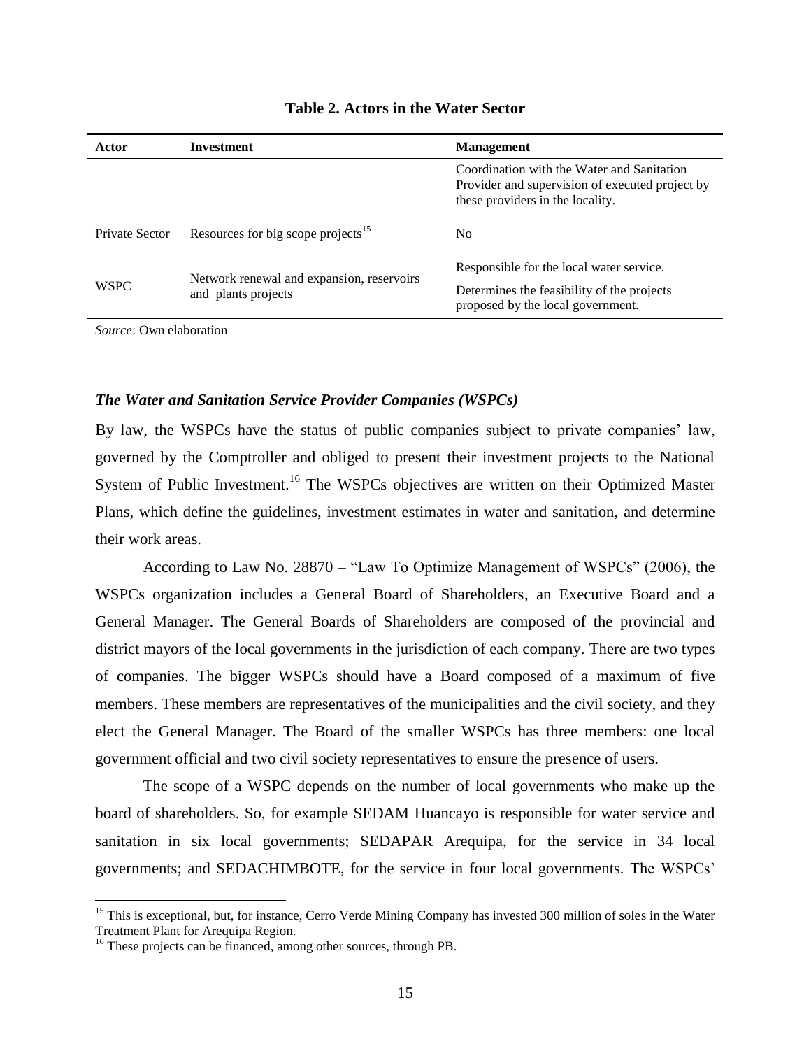**Table 2. Actors in the Water Sector**

| Actor | Investment | Management |
|---|---|---|
| | | Coordination with the Water and Sanitation Provider and supervision of executed project by these providers in the locality. |
| Private Sector | Resources for big scope projects[15] | No |
| WSPC | Network renewal and expansion, reservoirs and plants projects | Responsible for the local water service. Determines the feasibility of the projects proposed by the local government. |

*Source*: Own elaboration

### ***The Water and Sanitation Service Provider Companies (WSPCs)***

By law, the WSPCs have the status of public companies subject to private companies' law, governed by the Comptroller and obliged to present their investment projects to the National System of Public Investment.[16] The WSPCs objectives are written on their Optimized Master Plans, which define the guidelines, investment estimates in water and sanitation, and determine their work areas.

According to Law No. 28870 – "Law To Optimize Management of WSPCs" (2006), the WSPCs organization includes a General Board of Shareholders, an Executive Board and a General Manager. The General Boards of Shareholders are composed of the provincial and district mayors of the local governments in the jurisdiction of each company. There are two types of companies. The bigger WSPCs should have a Board composed of a maximum of five members. These members are representatives of the municipalities and the civil society, and they elect the General Manager. The Board of the smaller WSPCs has three members: one local government official and two civil society representatives to ensure the presence of users.

The scope of a WSPC depends on the number of local governments who make up the board of shareholders. So, for example SEDAM Huancayo is responsible for water service and sanitation in six local governments; SEDAPAR Arequipa, for the service in 34 local governments; and SEDACHIMBOTE, for the service in four local governments. The WSPCs'

[15] This is exceptional, but, for instance, Cerro Verde Mining Company has invested 300 million of soles in the Water Treatment Plant for Arequipa Region.

[16] These projects can be financed, among other sources, through PB.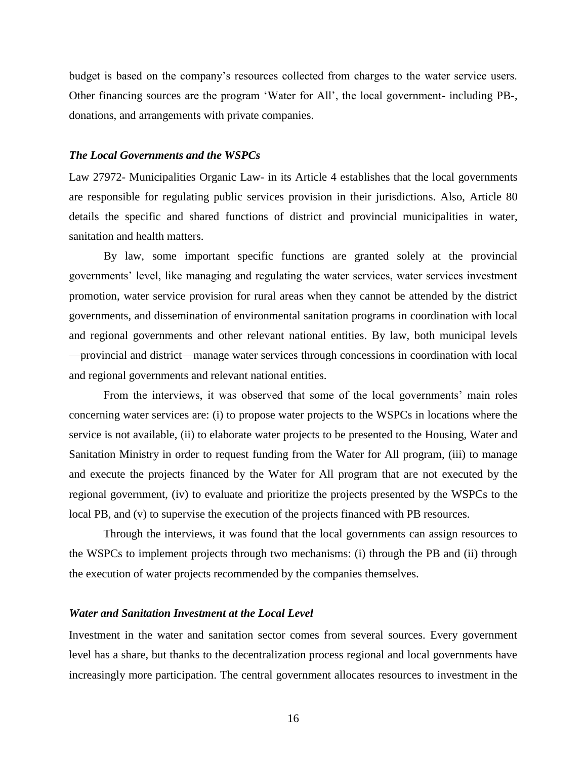budget is based on the company's resources collected from charges to the water service users. Other financing sources are the program 'Water for All', the local government- including PB-, donations, and arrangements with private companies.

### *The Local Governments and the WSPCs*

Law 27972- Municipalities Organic Law- in its Article 4 establishes that the local governments are responsible for regulating public services provision in their jurisdictions. Also, Article 80 details the specific and shared functions of district and provincial municipalities in water, sanitation and health matters.

By law, some important specific functions are granted solely at the provincial governments' level, like managing and regulating the water services, water services investment promotion, water service provision for rural areas when they cannot be attended by the district governments, and dissemination of environmental sanitation programs in coordination with local and regional governments and other relevant national entities. By law, both municipal levels —provincial and district—manage water services through concessions in coordination with local and regional governments and relevant national entities.

From the interviews, it was observed that some of the local governments' main roles concerning water services are: (i) to propose water projects to the WSPCs in locations where the service is not available, (ii) to elaborate water projects to be presented to the Housing, Water and Sanitation Ministry in order to request funding from the Water for All program, (iii) to manage and execute the projects financed by the Water for All program that are not executed by the regional government, (iv) to evaluate and prioritize the projects presented by the WSPCs to the local PB, and (v) to supervise the execution of the projects financed with PB resources.

Through the interviews, it was found that the local governments can assign resources to the WSPCs to implement projects through two mechanisms: (i) through the PB and (ii) through the execution of water projects recommended by the companies themselves.

### *Water and Sanitation Investment at the Local Level*

Investment in the water and sanitation sector comes from several sources. Every government level has a share, but thanks to the decentralization process regional and local governments have increasingly more participation. The central government allocates resources to investment in the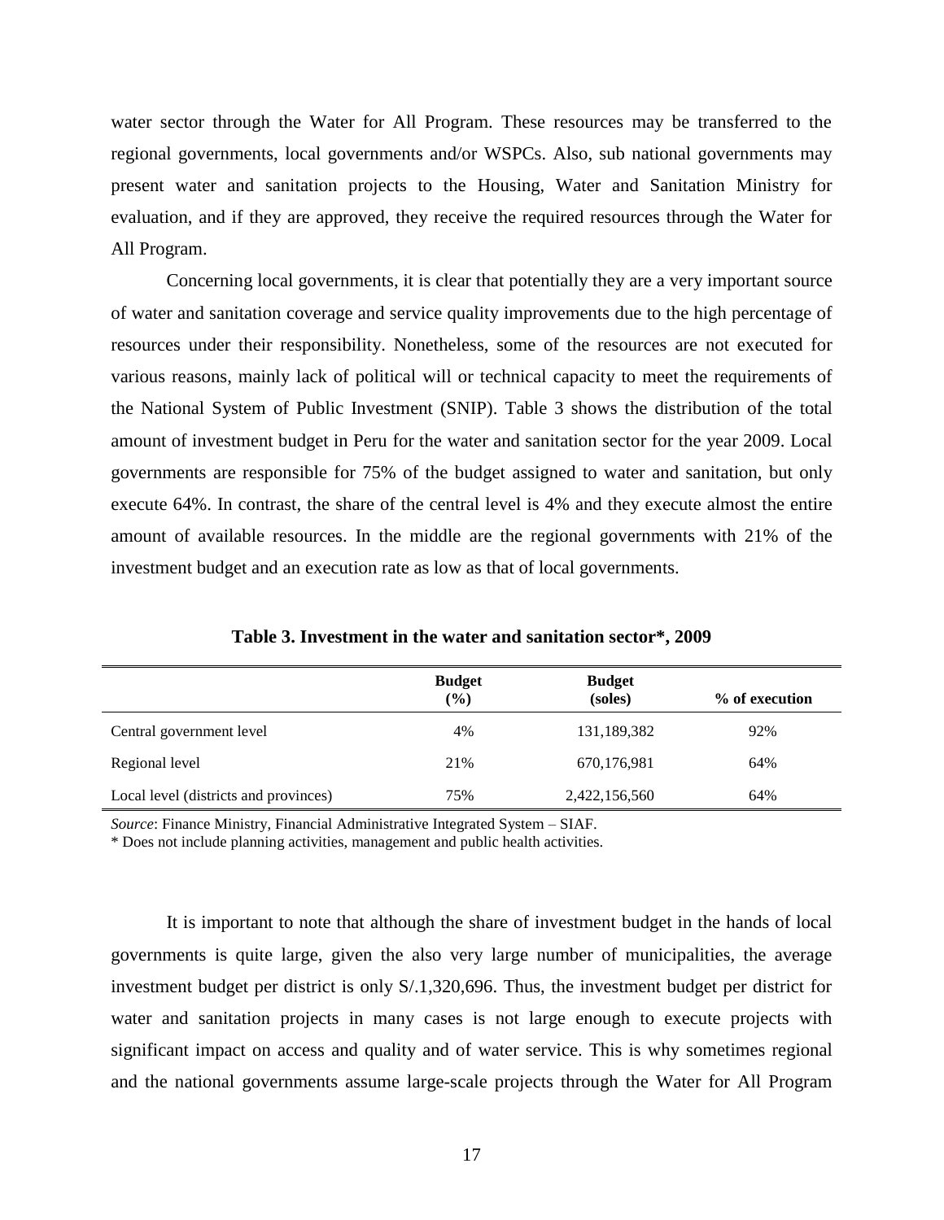water sector through the Water for All Program. These resources may be transferred to the regional governments, local governments and/or WSPCs. Also, sub national governments may present water and sanitation projects to the Housing, Water and Sanitation Ministry for evaluation, and if they are approved, they receive the required resources through the Water for All Program.

Concerning local governments, it is clear that potentially they are a very important source of water and sanitation coverage and service quality improvements due to the high percentage of resources under their responsibility. Nonetheless, some of the resources are not executed for various reasons, mainly lack of political will or technical capacity to meet the requirements of the National System of Public Investment (SNIP). Table 3 shows the distribution of the total amount of investment budget in Peru for the water and sanitation sector for the year 2009. Local governments are responsible for 75% of the budget assigned to water and sanitation, but only execute 64%. In contrast, the share of the central level is 4% and they execute almost the entire amount of available resources. In the middle are the regional governments with 21% of the investment budget and an execution rate as low as that of local governments.

**Table 3. Investment in the water and sanitation sector*, 2009**

| | Budget (%) | Budget (soles) | % of execution |
|---|---|---|---|
| Central government level | 4% | 131,189,382 | 92% |
| Regional level | 21% | 670,176,981 | 64% |
| Local level (districts and provinces) | 75% | 2,422,156,560 | 64% |

*Source*: Finance Ministry, Financial Administrative Integrated System – SIAF.

* Does not include planning activities, management and public health activities.

It is important to note that although the share of investment budget in the hands of local governments is quite large, given the also very large number of municipalities, the average investment budget per district is only S/.1,320,696. Thus, the investment budget per district for water and sanitation projects in many cases is not large enough to execute projects with significant impact on access and quality and of water service. This is why sometimes regional and the national governments assume large-scale projects through the Water for All Program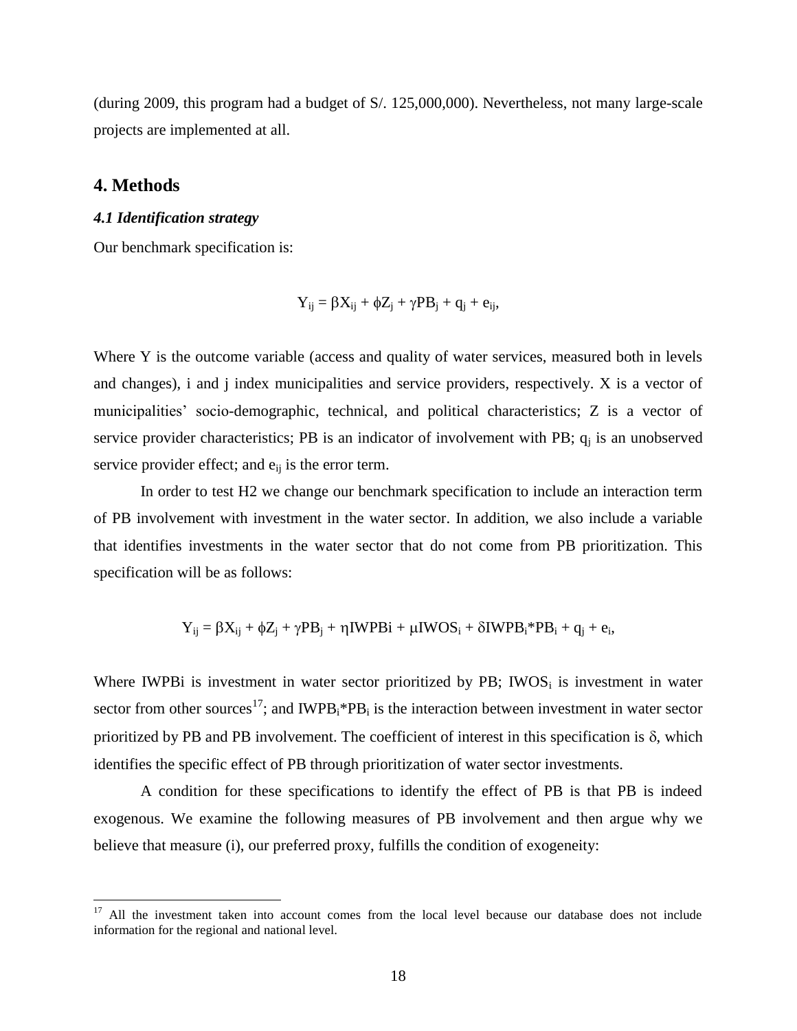(during 2009, this program had a budget of S/. 125,000,000). Nevertheless, not many large-scale projects are implemented at all.

## 4. Methods

### *4.1 Identification strategy*

Our benchmark specification is:

$$Y_{ij} = \beta X_{ij} + \phi Z_j + \gamma PB_j + q_j + e_{ij},$$

Where Y is the outcome variable (access and quality of water services, measured both in levels and changes), i and j index municipalities and service providers, respectively. X is a vector of municipalities' socio-demographic, technical, and political characteristics; Z is a vector of service provider characteristics; PB is an indicator of involvement with PB; $q_j$ is an unobserved service provider effect; and $e_{ij}$ is the error term.

In order to test H2 we change our benchmark specification to include an interaction term of PB involvement with investment in the water sector. In addition, we also include a variable that identifies investments in the water sector that do not come from PB prioritization. This specification will be as follows:

$$Y_{ij} = \beta X_{ij} + \phi Z_j + \gamma PB_j + \eta IWPBi + \mu IWOS_i + \delta IWPB_i{*}PB_i + q_j + e_i,$$

Where IWPBi is investment in water sector prioritized by PB; $IWOS_i$ is investment in water sector from other sources[17]; and $IWPB_i{*}PB_i$ is the interaction between investment in water sector prioritized by PB and PB involvement. The coefficient of interest in this specification is $\delta$, which identifies the specific effect of PB through prioritization of water sector investments.

A condition for these specifications to identify the effect of PB is that PB is indeed exogenous. We examine the following measures of PB involvement and then argue why we believe that measure (i), our preferred proxy, fulfills the condition of exogeneity:

[17] All the investment taken into account comes from the local level because our database does not include information for the regional and national level.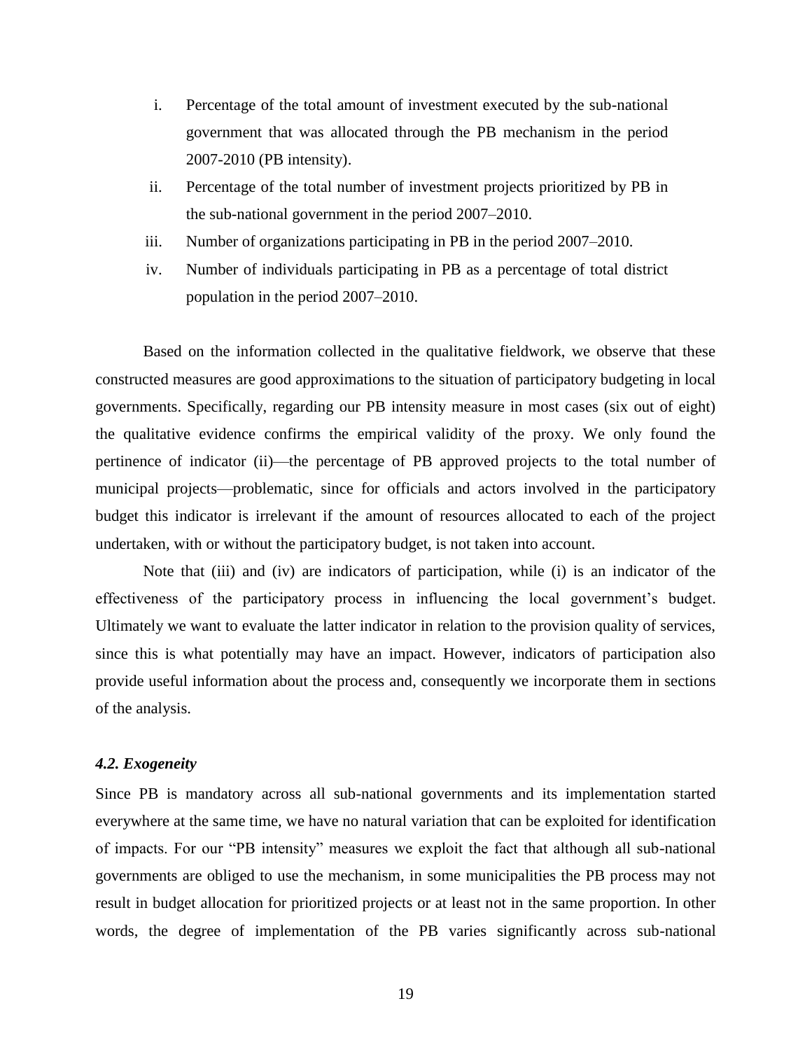i. Percentage of the total amount of investment executed by the sub-national government that was allocated through the PB mechanism in the period 2007-2010 (PB intensity).
ii. Percentage of the total number of investment projects prioritized by PB in the sub-national government in the period 2007–2010.
iii. Number of organizations participating in PB in the period 2007–2010.
iv. Number of individuals participating in PB as a percentage of total district population in the period 2007–2010.

Based on the information collected in the qualitative fieldwork, we observe that these constructed measures are good approximations to the situation of participatory budgeting in local governments. Specifically, regarding our PB intensity measure in most cases (six out of eight) the qualitative evidence confirms the empirical validity of the proxy. We only found the pertinence of indicator (ii)—the percentage of PB approved projects to the total number of municipal projects—problematic, since for officials and actors involved in the participatory budget this indicator is irrelevant if the amount of resources allocated to each of the project undertaken, with or without the participatory budget, is not taken into account.

Note that (iii) and (iv) are indicators of participation, while (i) is an indicator of the effectiveness of the participatory process in influencing the local government's budget. Ultimately we want to evaluate the latter indicator in relation to the provision quality of services, since this is what potentially may have an impact. However, indicators of participation also provide useful information about the process and, consequently we incorporate them in sections of the analysis.

### *4.2. Exogeneity*

Since PB is mandatory across all sub-national governments and its implementation started everywhere at the same time, we have no natural variation that can be exploited for identification of impacts. For our "PB intensity" measures we exploit the fact that although all sub-national governments are obliged to use the mechanism, in some municipalities the PB process may not result in budget allocation for prioritized projects or at least not in the same proportion. In other words, the degree of implementation of the PB varies significantly across sub-national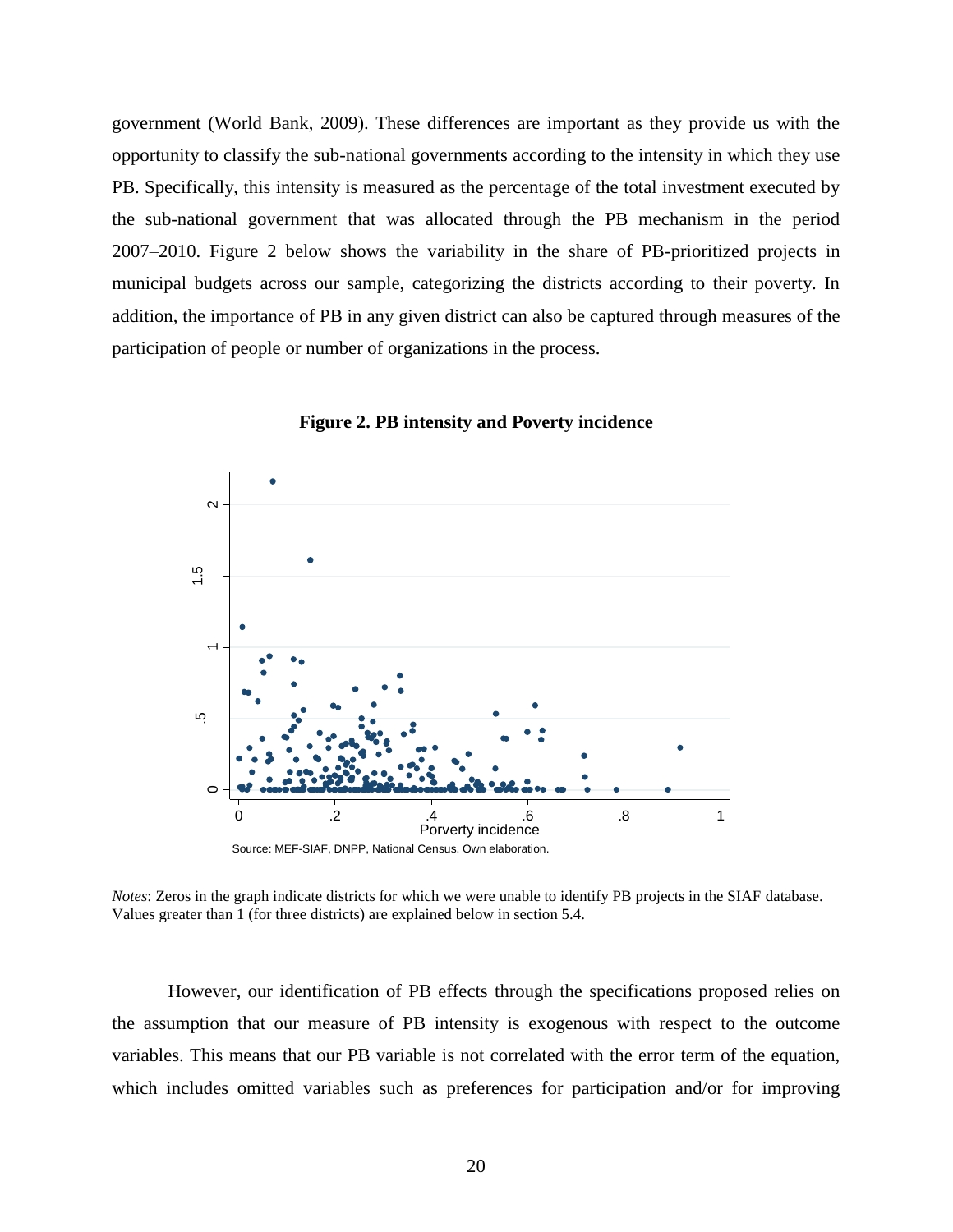government (World Bank, 2009). These differences are important as they provide us with the opportunity to classify the sub-national governments according to the intensity in which they use PB. Specifically, this intensity is measured as the percentage of the total investment executed by the sub-national government that was allocated through the PB mechanism in the period 2007–2010. Figure 2 below shows the variability in the share of PB-prioritized projects in municipal budgets across our sample, categorizing the districts according to their poverty. In addition, the importance of PB in any given district can also be captured through measures of the participation of people or number of organizations in the process.

**Figure 2. PB intensity and Poverty incidence**

Source: MEF-SIAF, DNPP, National Census. Own elaboration.

*Notes*: Zeros in the graph indicate districts for which we were unable to identify PB projects in the SIAF database. Values greater than 1 (for three districts) are explained below in section 5.4.

However, our identification of PB effects through the specifications proposed relies on the assumption that our measure of PB intensity is exogenous with respect to the outcome variables. This means that our PB variable is not correlated with the error term of the equation, which includes omitted variables such as preferences for participation and/or for improving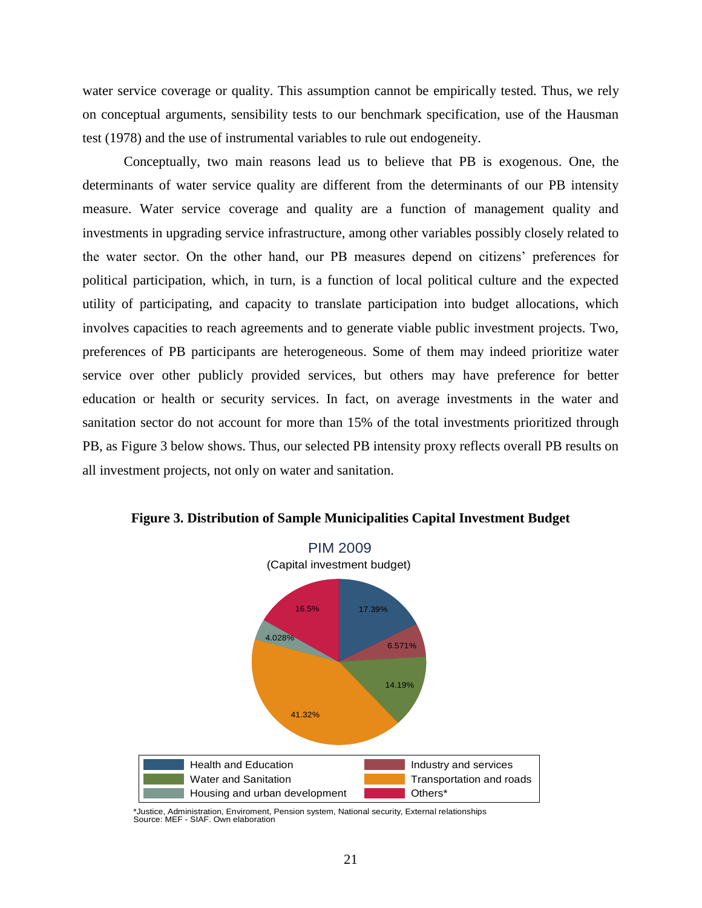water service coverage or quality. This assumption cannot be empirically tested. Thus, we rely on conceptual arguments, sensibility tests to our benchmark specification, use of the Hausman test (1978) and the use of instrumental variables to rule out endogeneity.

Conceptually, two main reasons lead us to believe that PB is exogenous. One, the determinants of water service quality are different from the determinants of our PB intensity measure. Water service coverage and quality are a function of management quality and investments in upgrading service infrastructure, among other variables possibly closely related to the water sector. On the other hand, our PB measures depend on citizens' preferences for political participation, which, in turn, is a function of local political culture and the expected utility of participating, and capacity to translate participation into budget allocations, which involves capacities to reach agreements and to generate viable public investment projects. Two, preferences of PB participants are heterogeneous. Some of them may indeed prioritize water service over other publicly provided services, but others may have preference for better education or health or security services. In fact, on average investments in the water and sanitation sector do not account for more than 15% of the total investments prioritized through PB, as Figure 3 below shows. Thus, our selected PB intensity proxy reflects overall PB results on all investment projects, not only on water and sanitation.

**Figure 3. Distribution of Sample Municipalities Capital Investment Budget**

PIM 2009
(Capital investment budget)

| Category | Share |
|---|---|
| Health and Education | 17.39% |
| Industry and services | 6.571% |
| Water and Sanitation | 14.19% |
| Transportation and roads | 41.32% |
| Housing and urban development | 4.028% |
| Others* | 16.5% |

*Justice, Administration, Enviroment, Pension system, National security, External relationships
Source: MEF - SIAF. Own elaboration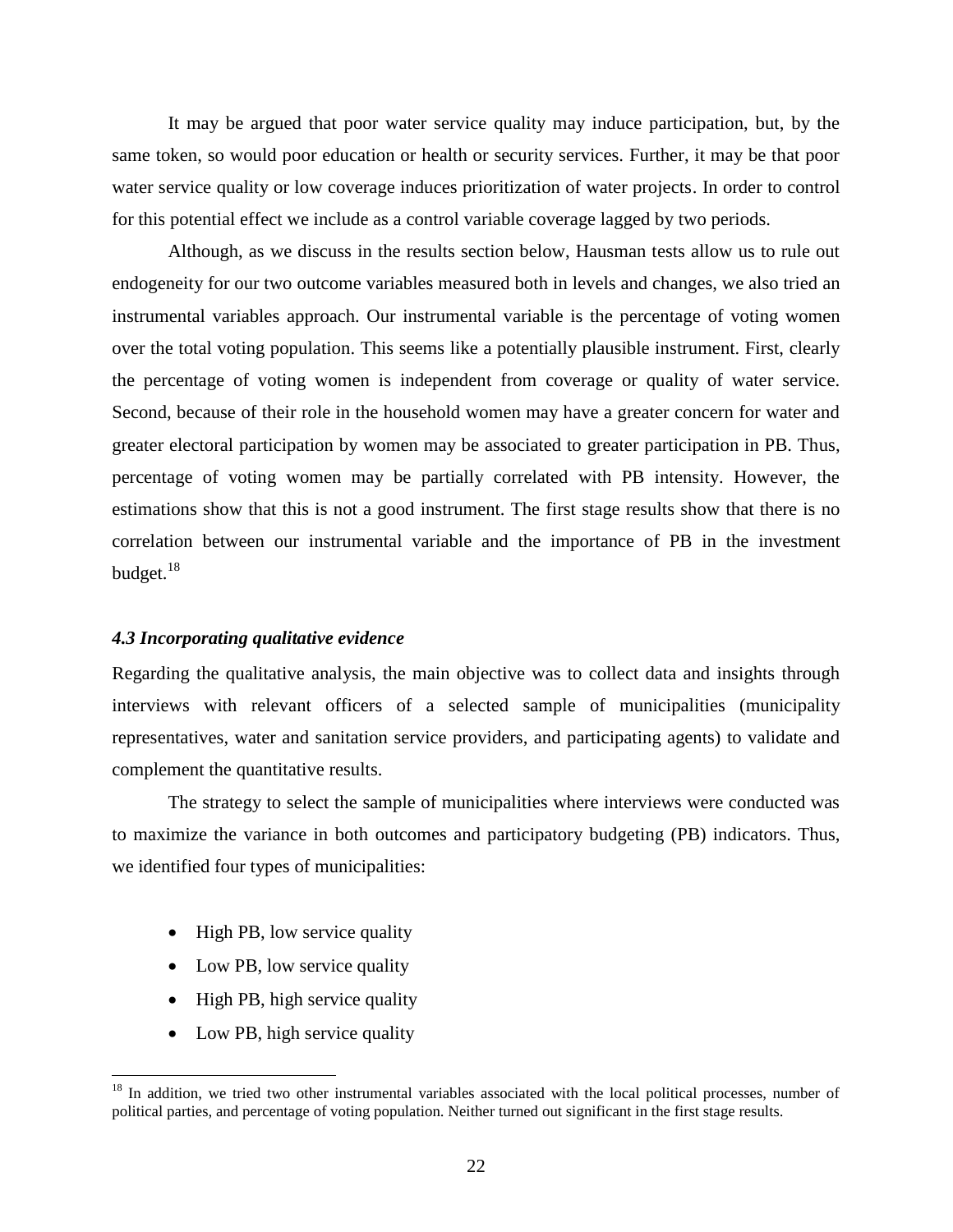It may be argued that poor water service quality may induce participation, but, by the same token, so would poor education or health or security services. Further, it may be that poor water service quality or low coverage induces prioritization of water projects. In order to control for this potential effect we include as a control variable coverage lagged by two periods.

Although, as we discuss in the results section below, Hausman tests allow us to rule out endogeneity for our two outcome variables measured both in levels and changes, we also tried an instrumental variables approach. Our instrumental variable is the percentage of voting women over the total voting population. This seems like a potentially plausible instrument. First, clearly the percentage of voting women is independent from coverage or quality of water service. Second, because of their role in the household women may have a greater concern for water and greater electoral participation by women may be associated to greater participation in PB. Thus, percentage of voting women may be partially correlated with PB intensity. However, the estimations show that this is not a good instrument. The first stage results show that there is no correlation between our instrumental variable and the importance of PB in the investment budget.[18]

### *4.3 Incorporating qualitative evidence*

Regarding the qualitative analysis, the main objective was to collect data and insights through interviews with relevant officers of a selected sample of municipalities (municipality representatives, water and sanitation service providers, and participating agents) to validate and complement the quantitative results.

The strategy to select the sample of municipalities where interviews were conducted was to maximize the variance in both outcomes and participatory budgeting (PB) indicators. Thus, we identified four types of municipalities:

- High PB, low service quality
- Low PB, low service quality
- High PB, high service quality
- Low PB, high service quality

[18] In addition, we tried two other instrumental variables associated with the local political processes, number of political parties, and percentage of voting population. Neither turned out significant in the first stage results.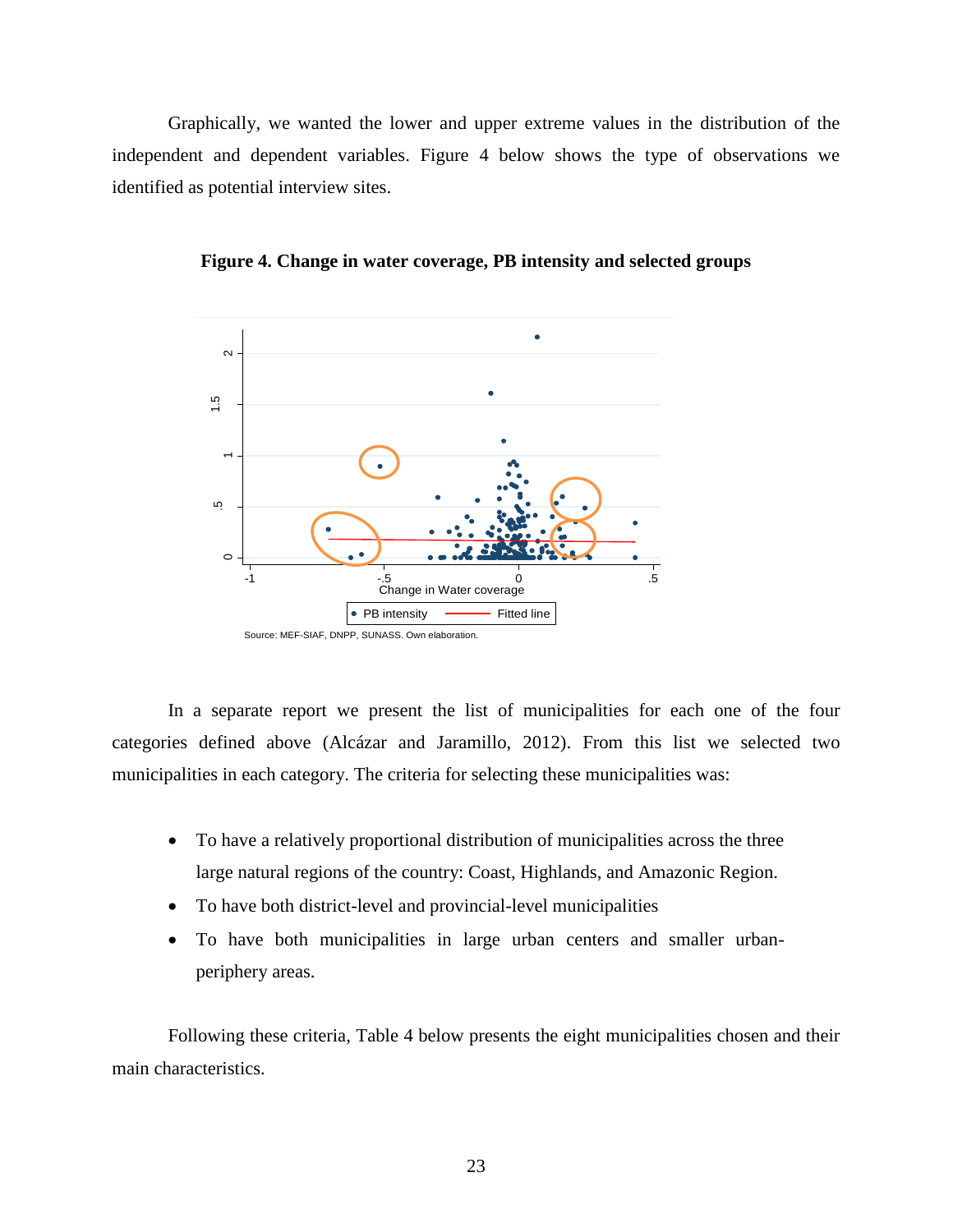Graphically, we wanted the lower and upper extreme values in the distribution of the independent and dependent variables. Figure 4 below shows the type of observations we identified as potential interview sites.

**Figure 4. Change in water coverage, PB intensity and selected groups**

Source: MEF-SIAF, DNPP, SUNASS. Own elaboration.

In a separate report we present the list of municipalities for each one of the four categories defined above (Alcázar and Jaramillo, 2012). From this list we selected two municipalities in each category. The criteria for selecting these municipalities was:

- To have a relatively proportional distribution of municipalities across the three large natural regions of the country: Coast, Highlands, and Amazonic Region.
- To have both district-level and provincial-level municipalities
- To have both municipalities in large urban centers and smaller urban-periphery areas.

Following these criteria, Table 4 below presents the eight municipalities chosen and their main characteristics.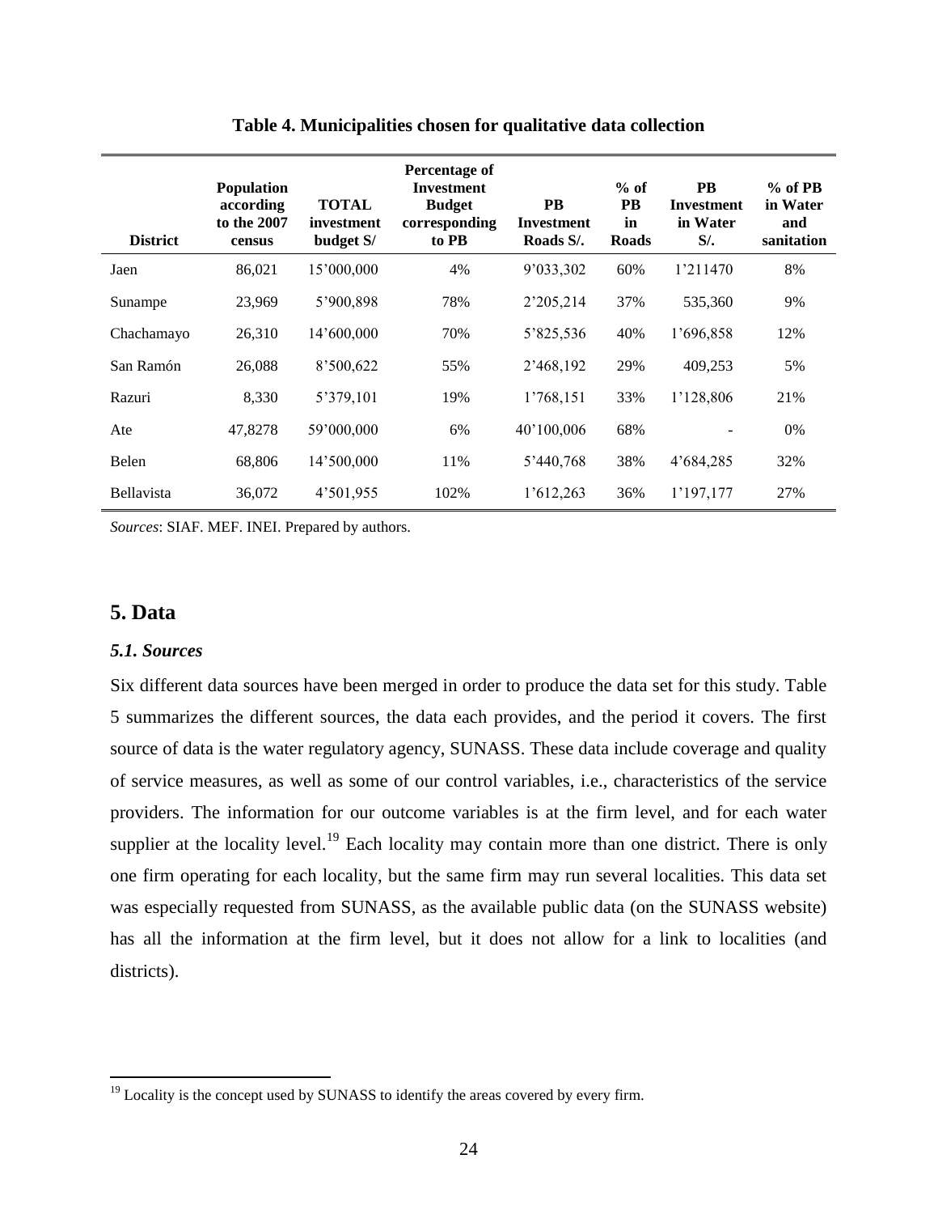**Table 4. Municipalities chosen for qualitative data collection**

| District | Population according to the 2007 census | TOTAL investment budget S/ | Percentage of Investment Budget corresponding to PB | PB Investment Roads S/. | % of PB in Roads | PB Investment in Water S/. | % of PB in Water and sanitation |
|---|---|---|---|---|---|---|---|
| Jaen | 86,021 | 15’000,000 | 4% | 9’033,302 | 60% | 1’211470 | 8% |
| Sunampe | 23,969 | 5’900,898 | 78% | 2’205,214 | 37% | 535,360 | 9% |
| Chachamayo | 26,310 | 14’600,000 | 70% | 5’825,536 | 40% | 1’696,858 | 12% |
| San Ramón | 26,088 | 8’500,622 | 55% | 2’468,192 | 29% | 409,253 | 5% |
| Razuri | 8,330 | 5’379,101 | 19% | 1’768,151 | 33% | 1’128,806 | 21% |
| Ate | 47,8278 | 59’000,000 | 6% | 40’100,006 | 68% | - | 0% |
| Belen | 68,806 | 14’500,000 | 11% | 5’440,768 | 38% | 4’684,285 | 32% |
| Bellavista | 36,072 | 4’501,955 | 102% | 1’612,263 | 36% | 1’197,177 | 27% |

*Sources*: SIAF. MEF. INEI. Prepared by authors.

## 5. Data

### *5.1. Sources*

Six different data sources have been merged in order to produce the data set for this study. Table 5 summarizes the different sources, the data each provides, and the period it covers. The first source of data is the water regulatory agency, SUNASS. These data include coverage and quality of service measures, as well as some of our control variables, i.e., characteristics of the service providers. The information for our outcome variables is at the firm level, and for each water supplier at the locality level.[19] Each locality may contain more than one district. There is only one firm operating for each locality, but the same firm may run several localities. This data set was especially requested from SUNASS, as the available public data (on the SUNASS website) has all the information at the firm level, but it does not allow for a link to localities (and districts).

[19] Locality is the concept used by SUNASS to identify the areas covered by every firm.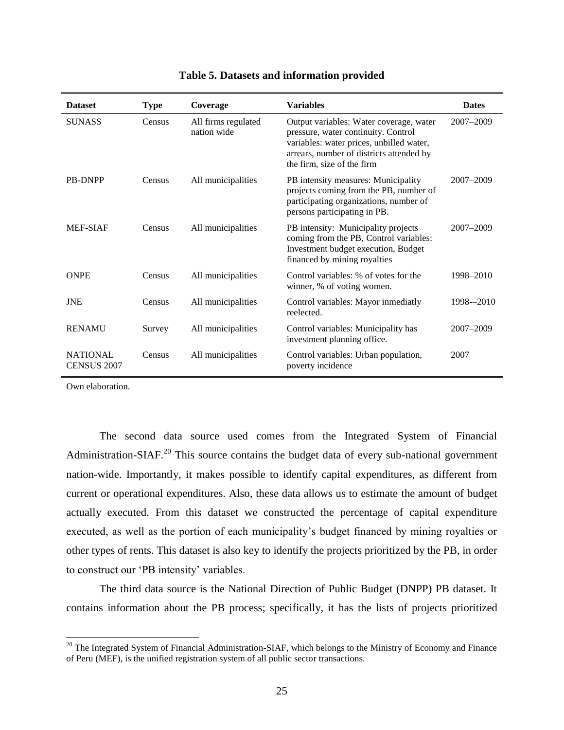**Table 5. Datasets and information provided**

| Dataset | Type | Coverage | Variables | Dates |
|---|---|---|---|---|
| SUNASS | Census | All firms regulated nation wide | Output variables: Water coverage, water pressure, water continuity. Control variables: water prices, unbilled water, arrears, number of districts attended by the firm, size of the firm | 2007–2009 |
| PB-DNPP | Census | All municipalities | PB intensity measures: Municipality projects coming from the PB, number of participating organizations, number of persons participating in PB. | 2007–2009 |
| MEF-SIAF | Census | All municipalities | PB intensity: Municipality projects coming from the PB, Control variables: Investment budget execution, Budget financed by mining royalties | 2007–2009 |
| ONPE | Census | All municipalities | Control variables: % of votes for the winner, % of voting women. | 1998–2010 |
| JNE | Census | All municipalities | Control variables: Mayor inmediatly reelected. | 1998-–2010 |
| RENAMU | Survey | All municipalities | Control variables: Municipality has investment planning office. | 2007–2009 |
| NATIONAL CENSUS 2007 | Census | All municipalities | Control variables: Urban population, poverty incidence | 2007 |

Own elaboration.

The second data source used comes from the Integrated System of Financial Administration-SIAF.[20] This source contains the budget data of every sub-national government nation-wide. Importantly, it makes possible to identify capital expenditures, as different from current or operational expenditures. Also, these data allows us to estimate the amount of budget actually executed. From this dataset we constructed the percentage of capital expenditure executed, as well as the portion of each municipality's budget financed by mining royalties or other types of rents. This dataset is also key to identify the projects prioritized by the PB, in order to construct our 'PB intensity' variables.

The third data source is the National Direction of Public Budget (DNPP) PB dataset. It contains information about the PB process; specifically, it has the lists of projects prioritized

[20] The Integrated System of Financial Administration-SIAF, which belongs to the Ministry of Economy and Finance of Peru (MEF), is the unified registration system of all public sector transactions.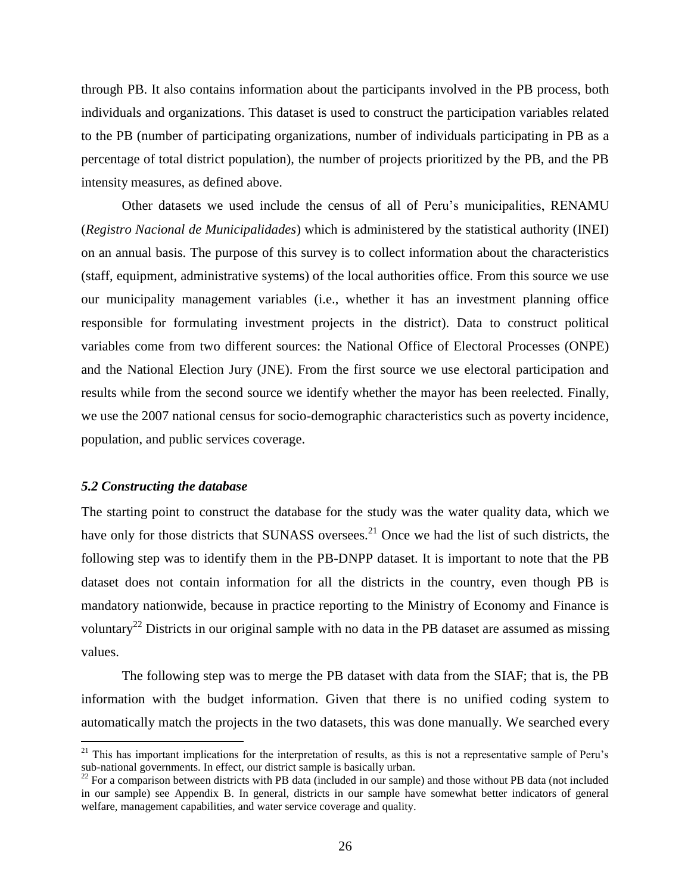through PB. It also contains information about the participants involved in the PB process, both individuals and organizations. This dataset is used to construct the participation variables related to the PB (number of participating organizations, number of individuals participating in PB as a percentage of total district population), the number of projects prioritized by the PB, and the PB intensity measures, as defined above.

Other datasets we used include the census of all of Peru's municipalities, RENAMU (*Registro Nacional de Municipalidades*) which is administered by the statistical authority (INEI) on an annual basis. The purpose of this survey is to collect information about the characteristics (staff, equipment, administrative systems) of the local authorities office. From this source we use our municipality management variables (i.e., whether it has an investment planning office responsible for formulating investment projects in the district). Data to construct political variables come from two different sources: the National Office of Electoral Processes (ONPE) and the National Election Jury (JNE). From the first source we use electoral participation and results while from the second source we identify whether the mayor has been reelected. Finally, we use the 2007 national census for socio-demographic characteristics such as poverty incidence, population, and public services coverage.

### *5.2 Constructing the database*

The starting point to construct the database for the study was the water quality data, which we have only for those districts that SUNASS oversees.[21] Once we had the list of such districts, the following step was to identify them in the PB-DNPP dataset. It is important to note that the PB dataset does not contain information for all the districts in the country, even though PB is mandatory nationwide, because in practice reporting to the Ministry of Economy and Finance is voluntary[22] Districts in our original sample with no data in the PB dataset are assumed as missing values.

The following step was to merge the PB dataset with data from the SIAF; that is, the PB information with the budget information. Given that there is no unified coding system to automatically match the projects in the two datasets, this was done manually. We searched every

[21] This has important implications for the interpretation of results, as this is not a representative sample of Peru's sub-national governments. In effect, our district sample is basically urban.

[22] For a comparison between districts with PB data (included in our sample) and those without PB data (not included in our sample) see Appendix B. In general, districts in our sample have somewhat better indicators of general welfare, management capabilities, and water service coverage and quality.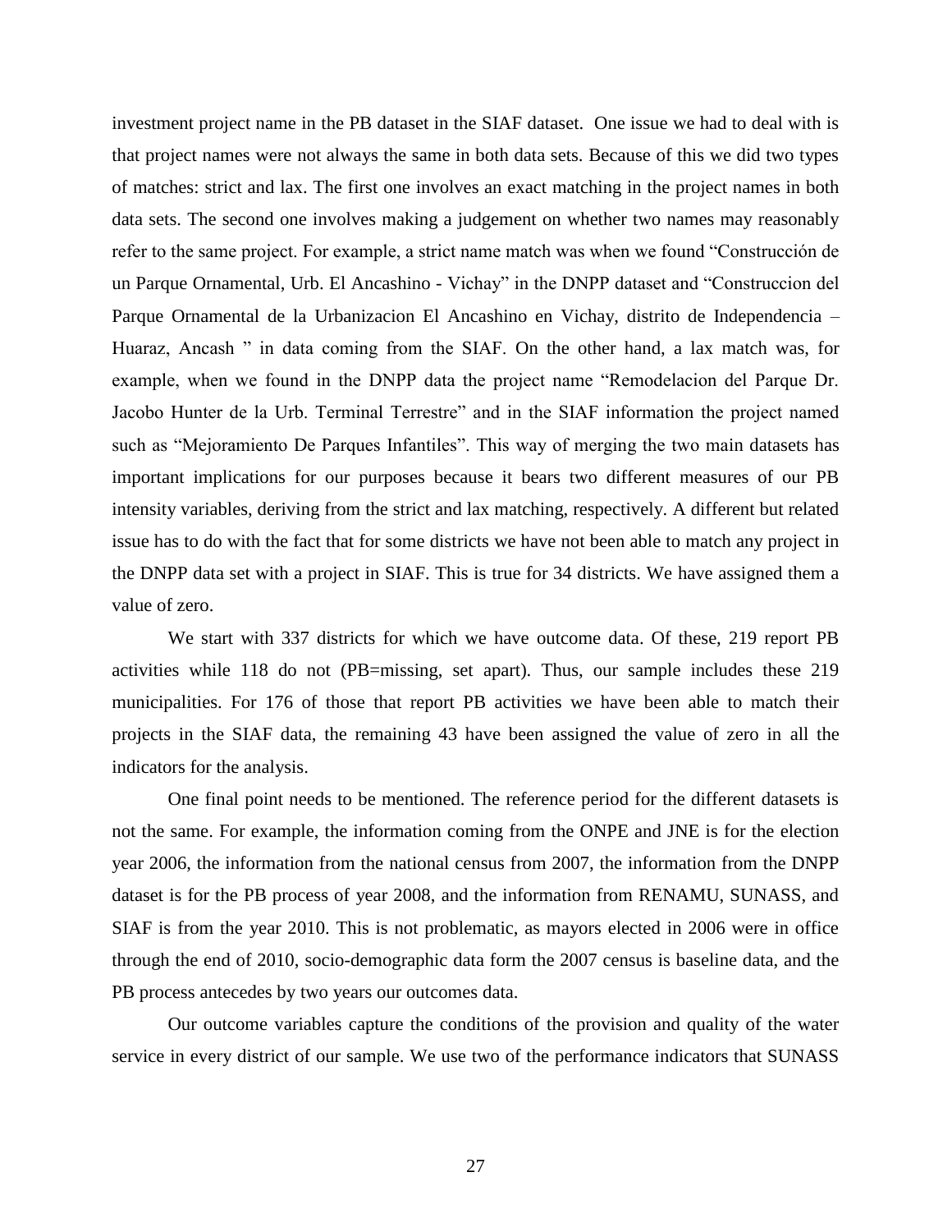investment project name in the PB dataset in the SIAF dataset. One issue we had to deal with is that project names were not always the same in both data sets. Because of this we did two types of matches: strict and lax. The first one involves an exact matching in the project names in both data sets. The second one involves making a judgement on whether two names may reasonably refer to the same project. For example, a strict name match was when we found "Construcción de un Parque Ornamental, Urb. El Ancashino - Vichay" in the DNPP dataset and "Construccion del Parque Ornamental de la Urbanizacion El Ancashino en Vichay, distrito de Independencia – Huaraz, Ancash " in data coming from the SIAF. On the other hand, a lax match was, for example, when we found in the DNPP data the project name "Remodelacion del Parque Dr. Jacobo Hunter de la Urb. Terminal Terrestre" and in the SIAF information the project named such as "Mejoramiento De Parques Infantiles". This way of merging the two main datasets has important implications for our purposes because it bears two different measures of our PB intensity variables, deriving from the strict and lax matching, respectively. A different but related issue has to do with the fact that for some districts we have not been able to match any project in the DNPP data set with a project in SIAF. This is true for 34 districts. We have assigned them a value of zero.

We start with 337 districts for which we have outcome data. Of these, 219 report PB activities while 118 do not (PB=missing, set apart). Thus, our sample includes these 219 municipalities. For 176 of those that report PB activities we have been able to match their projects in the SIAF data, the remaining 43 have been assigned the value of zero in all the indicators for the analysis.

One final point needs to be mentioned. The reference period for the different datasets is not the same. For example, the information coming from the ONPE and JNE is for the election year 2006, the information from the national census from 2007, the information from the DNPP dataset is for the PB process of year 2008, and the information from RENAMU, SUNASS, and SIAF is from the year 2010. This is not problematic, as mayors elected in 2006 were in office through the end of 2010, socio-demographic data form the 2007 census is baseline data, and the PB process antecedes by two years our outcomes data.

Our outcome variables capture the conditions of the provision and quality of the water service in every district of our sample. We use two of the performance indicators that SUNASS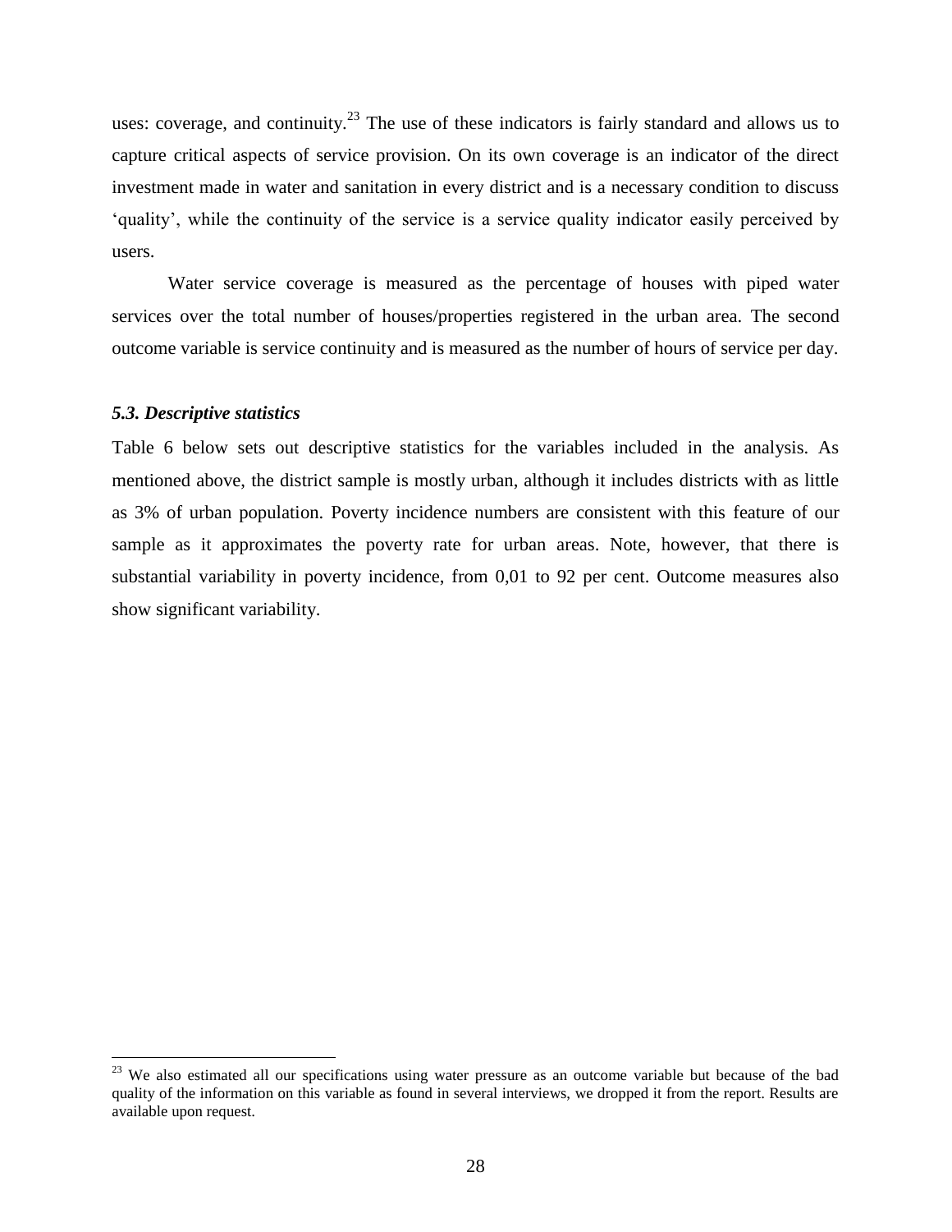uses: coverage, and continuity.[23] The use of these indicators is fairly standard and allows us to capture critical aspects of service provision. On its own coverage is an indicator of the direct investment made in water and sanitation in every district and is a necessary condition to discuss 'quality', while the continuity of the service is a service quality indicator easily perceived by users.

Water service coverage is measured as the percentage of houses with piped water services over the total number of houses/properties registered in the urban area. The second outcome variable is service continuity and is measured as the number of hours of service per day.

### *5.3. Descriptive statistics*

Table 6 below sets out descriptive statistics for the variables included in the analysis. As mentioned above, the district sample is mostly urban, although it includes districts with as little as 3% of urban population. Poverty incidence numbers are consistent with this feature of our sample as it approximates the poverty rate for urban areas. Note, however, that there is substantial variability in poverty incidence, from 0,01 to 92 per cent. Outcome measures also show significant variability.

[23] We also estimated all our specifications using water pressure as an outcome variable but because of the bad quality of the information on this variable as found in several interviews, we dropped it from the report. Results are available upon request.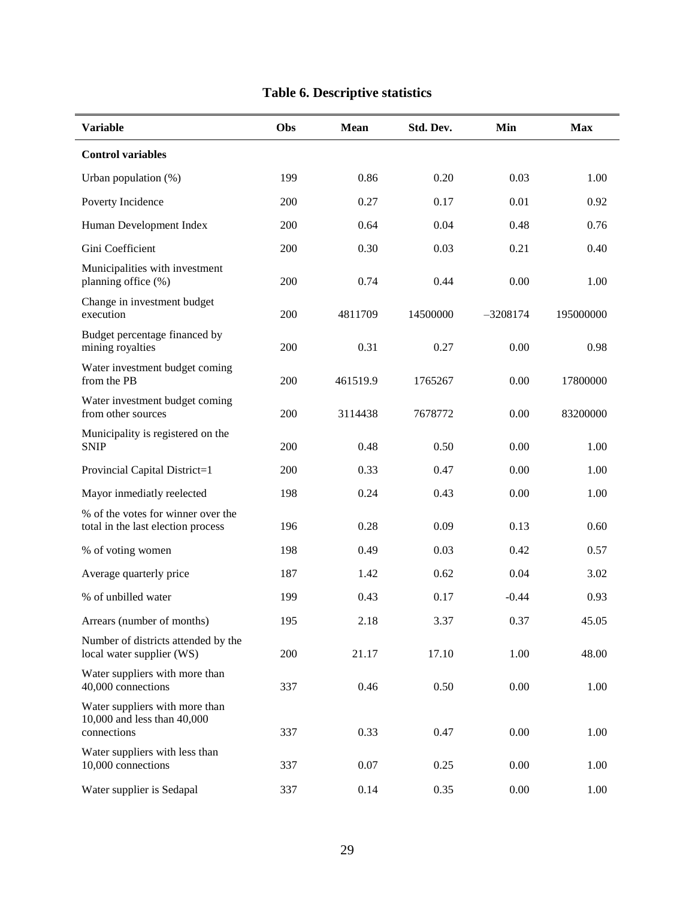## Table 6. Descriptive statistics

| Variable | Obs | Mean | Std. Dev. | Min | Max |
|---|---|---|---|---|---|
| **Control variables** | | | | | |
| Urban population (%) | 199 | 0.86 | 0.20 | 0.03 | 1.00 |
| Poverty Incidence | 200 | 0.27 | 0.17 | 0.01 | 0.92 |
| Human Development Index | 200 | 0.64 | 0.04 | 0.48 | 0.76 |
| Gini Coefficient | 200 | 0.30 | 0.03 | 0.21 | 0.40 |
| Municipalities with investment planning office (%) | 200 | 0.74 | 0.44 | 0.00 | 1.00 |
| Change in investment budget execution | 200 | 4811709 | 14500000 | –3208174 | 195000000 |
| Budget percentage financed by mining royalties | 200 | 0.31 | 0.27 | 0.00 | 0.98 |
| Water investment budget coming from the PB | 200 | 461519.9 | 1765267 | 0.00 | 17800000 |
| Water investment budget coming from other sources | 200 | 3114438 | 7678772 | 0.00 | 83200000 |
| Municipality is registered on the SNIP | 200 | 0.48 | 0.50 | 0.00 | 1.00 |
| Provincial Capital District=1 | 200 | 0.33 | 0.47 | 0.00 | 1.00 |
| Mayor inmediatly reelected | 198 | 0.24 | 0.43 | 0.00 | 1.00 |
| % of the votes for winner over the total in the last election process | 196 | 0.28 | 0.09 | 0.13 | 0.60 |
| % of voting women | 198 | 0.49 | 0.03 | 0.42 | 0.57 |
| Average quarterly price | 187 | 1.42 | 0.62 | 0.04 | 3.02 |
| % of unbilled water | 199 | 0.43 | 0.17 | -0.44 | 0.93 |
| Arrears (number of months) | 195 | 2.18 | 3.37 | 0.37 | 45.05 |
| Number of districts attended by the local water supplier (WS) | 200 | 21.17 | 17.10 | 1.00 | 48.00 |
| Water suppliers with more than 40,000 connections | 337 | 0.46 | 0.50 | 0.00 | 1.00 |
| Water suppliers with more than 10,000 and less than 40,000 connections | 337 | 0.33 | 0.47 | 0.00 | 1.00 |
| Water suppliers with less than 10,000 connections | 337 | 0.07 | 0.25 | 0.00 | 1.00 |
| Water supplier is Sedapal | 337 | 0.14 | 0.35 | 0.00 | 1.00 |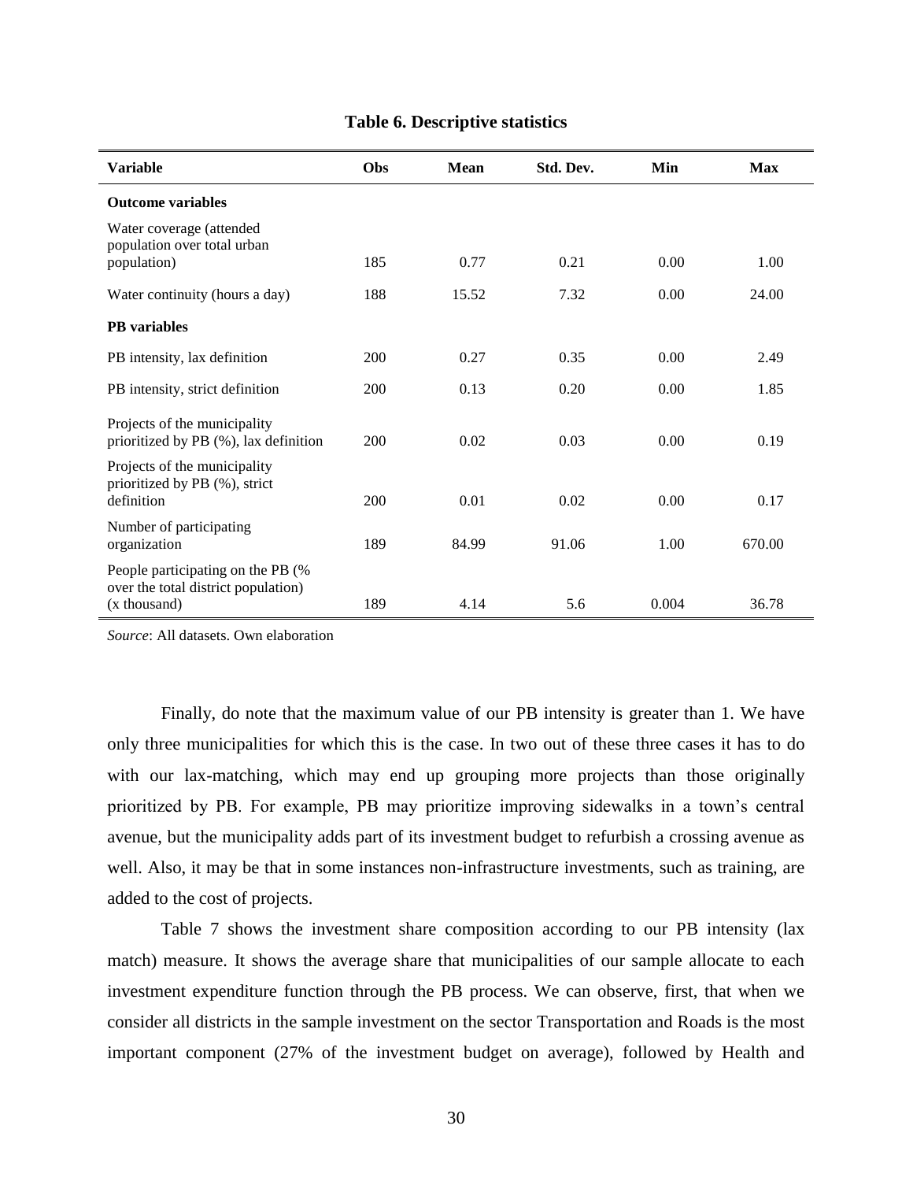**Table 6. Descriptive statistics**

| Variable | Obs | Mean | Std. Dev. | Min | Max |
|---|---|---|---|---|---|
| **Outcome variables** | | | | | |
| Water coverage (attended population over total urban population) | 185 | 0.77 | 0.21 | 0.00 | 1.00 |
| Water continuity (hours a day) | 188 | 15.52 | 7.32 | 0.00 | 24.00 |
| **PB variables** | | | | | |
| PB intensity, lax definition | 200 | 0.27 | 0.35 | 0.00 | 2.49 |
| PB intensity, strict definition | 200 | 0.13 | 0.20 | 0.00 | 1.85 |
| Projects of the municipality prioritized by PB (%), lax definition | 200 | 0.02 | 0.03 | 0.00 | 0.19 |
| Projects of the municipality prioritized by PB (%), strict definition | 200 | 0.01 | 0.02 | 0.00 | 0.17 |
| Number of participating organization | 189 | 84.99 | 91.06 | 1.00 | 670.00 |
| People participating on the PB (% over the total district population) (x thousand) | 189 | 4.14 | 5.6 | 0.004 | 36.78 |

*Source*: All datasets. Own elaboration

Finally, do note that the maximum value of our PB intensity is greater than 1. We have only three municipalities for which this is the case. In two out of these three cases it has to do with our lax-matching, which may end up grouping more projects than those originally prioritized by PB. For example, PB may prioritize improving sidewalks in a town's central avenue, but the municipality adds part of its investment budget to refurbish a crossing avenue as well. Also, it may be that in some instances non-infrastructure investments, such as training, are added to the cost of projects.

Table 7 shows the investment share composition according to our PB intensity (lax match) measure. It shows the average share that municipalities of our sample allocate to each investment expenditure function through the PB process. We can observe, first, that when we consider all districts in the sample investment on the sector Transportation and Roads is the most important component (27% of the investment budget on average), followed by Health and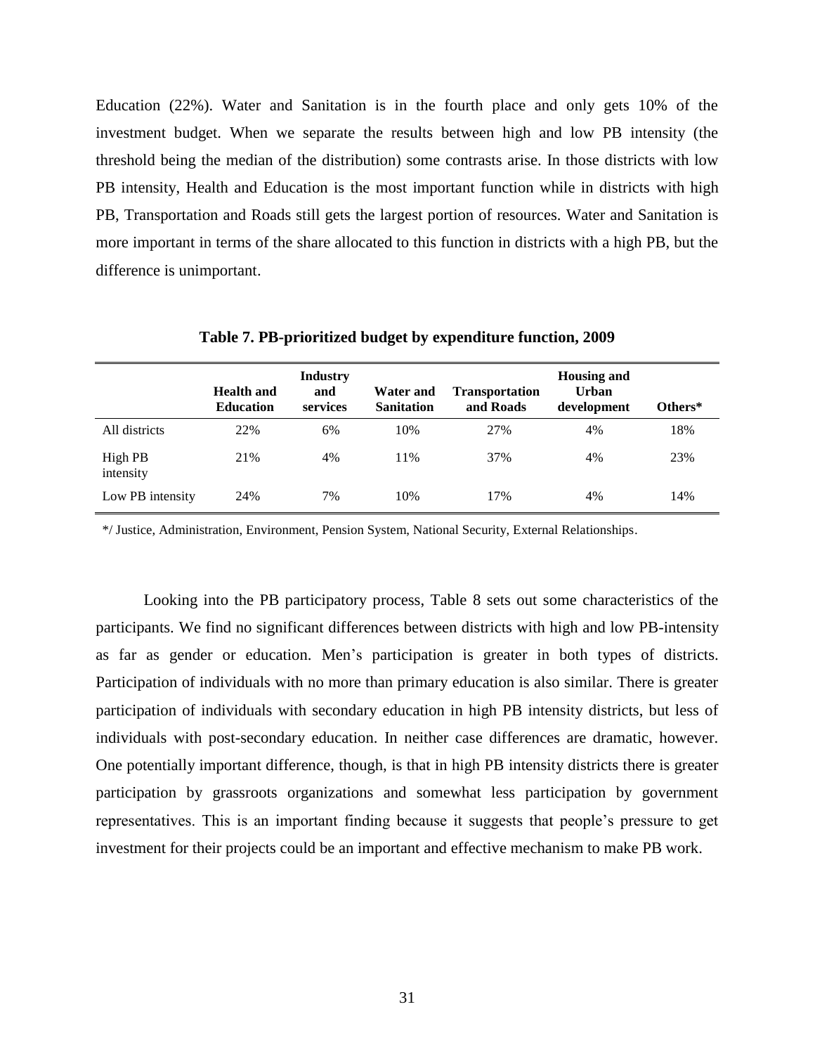Education (22%). Water and Sanitation is in the fourth place and only gets 10% of the investment budget. When we separate the results between high and low PB intensity (the threshold being the median of the distribution) some contrasts arise. In those districts with low PB intensity, Health and Education is the most important function while in districts with high PB, Transportation and Roads still gets the largest portion of resources. Water and Sanitation is more important in terms of the share allocated to this function in districts with a high PB, but the difference is unimportant.

**Table 7. PB-prioritized budget by expenditure function, 2009**

| | Health and Education | Industry and services | Water and Sanitation | Transportation and Roads | Housing and Urban development | Others* |
|---|---|---|---|---|---|---|
| All districts | 22% | 6% | 10% | 27% | 4% | 18% |
| High PB intensity | 21% | 4% | 11% | 37% | 4% | 23% |
| Low PB intensity | 24% | 7% | 10% | 17% | 4% | 14% |

*/ Justice, Administration, Environment, Pension System, National Security, External Relationships.

Looking into the PB participatory process, Table 8 sets out some characteristics of the participants. We find no significant differences between districts with high and low PB-intensity as far as gender or education. Men's participation is greater in both types of districts. Participation of individuals with no more than primary education is also similar. There is greater participation of individuals with secondary education in high PB intensity districts, but less of individuals with post-secondary education. In neither case differences are dramatic, however. One potentially important difference, though, is that in high PB intensity districts there is greater participation by grassroots organizations and somewhat less participation by government representatives. This is an important finding because it suggests that people's pressure to get investment for their projects could be an important and effective mechanism to make PB work.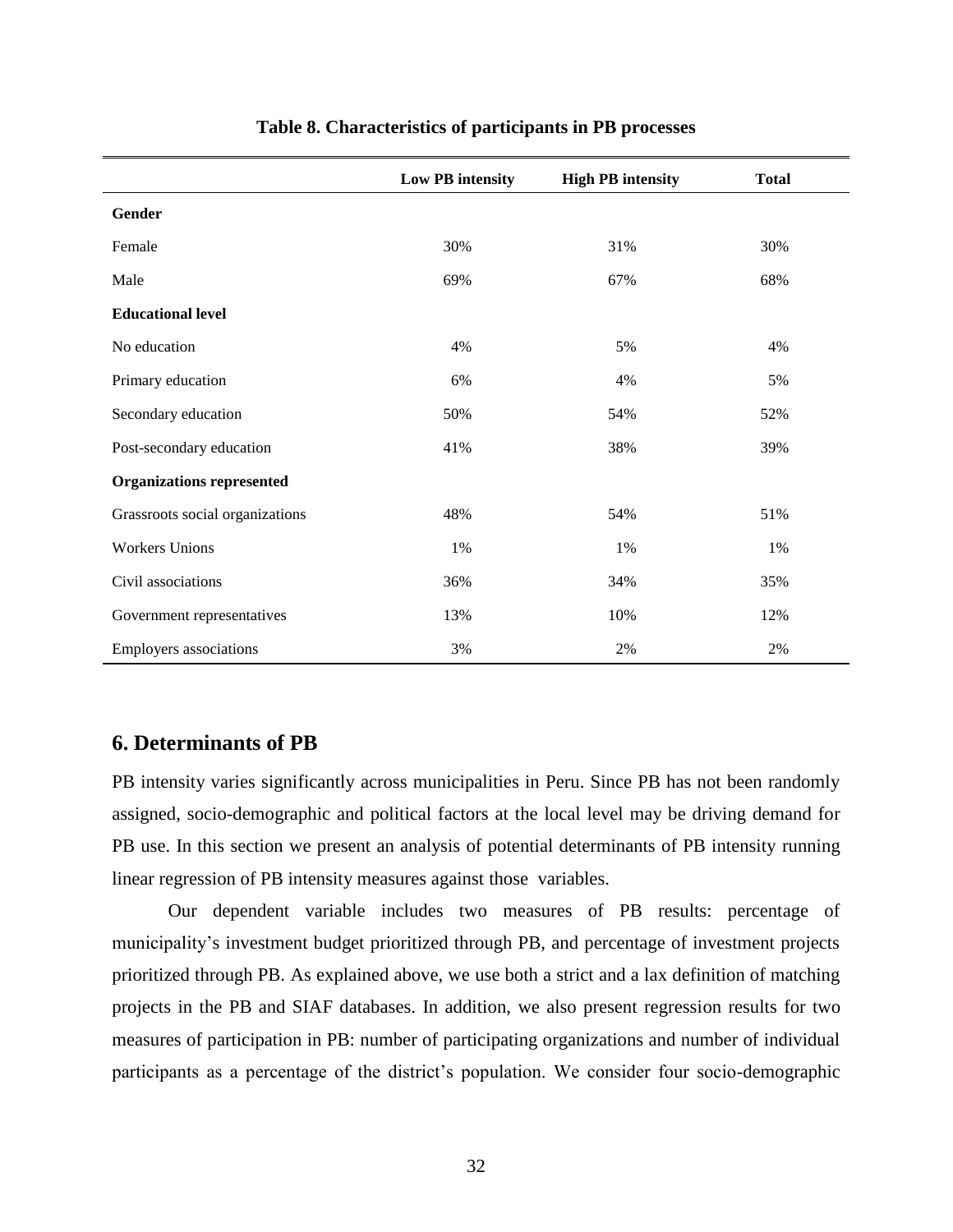**Table 8. Characteristics of participants in PB processes**

| | Low PB intensity | High PB intensity | Total |
|---|---|---|---|
| **Gender** | | | |
| Female | 30% | 31% | 30% |
| Male | 69% | 67% | 68% |
| **Educational level** | | | |
| No education | 4% | 5% | 4% |
| Primary education | 6% | 4% | 5% |
| Secondary education | 50% | 54% | 52% |
| Post-secondary education | 41% | 38% | 39% |
| **Organizations represented** | | | |
| Grassroots social organizations | 48% | 54% | 51% |
| Workers Unions | 1% | 1% | 1% |
| Civil associations | 36% | 34% | 35% |
| Government representatives | 13% | 10% | 12% |
| Employers associations | 3% | 2% | 2% |

## 6. Determinants of PB

PB intensity varies significantly across municipalities in Peru. Since PB has not been randomly assigned, socio-demographic and political factors at the local level may be driving demand for PB use. In this section we present an analysis of potential determinants of PB intensity running linear regression of PB intensity measures against those variables.

Our dependent variable includes two measures of PB results: percentage of municipality's investment budget prioritized through PB, and percentage of investment projects prioritized through PB. As explained above, we use both a strict and a lax definition of matching projects in the PB and SIAF databases. In addition, we also present regression results for two measures of participation in PB: number of participating organizations and number of individual participants as a percentage of the district's population. We consider four socio-demographic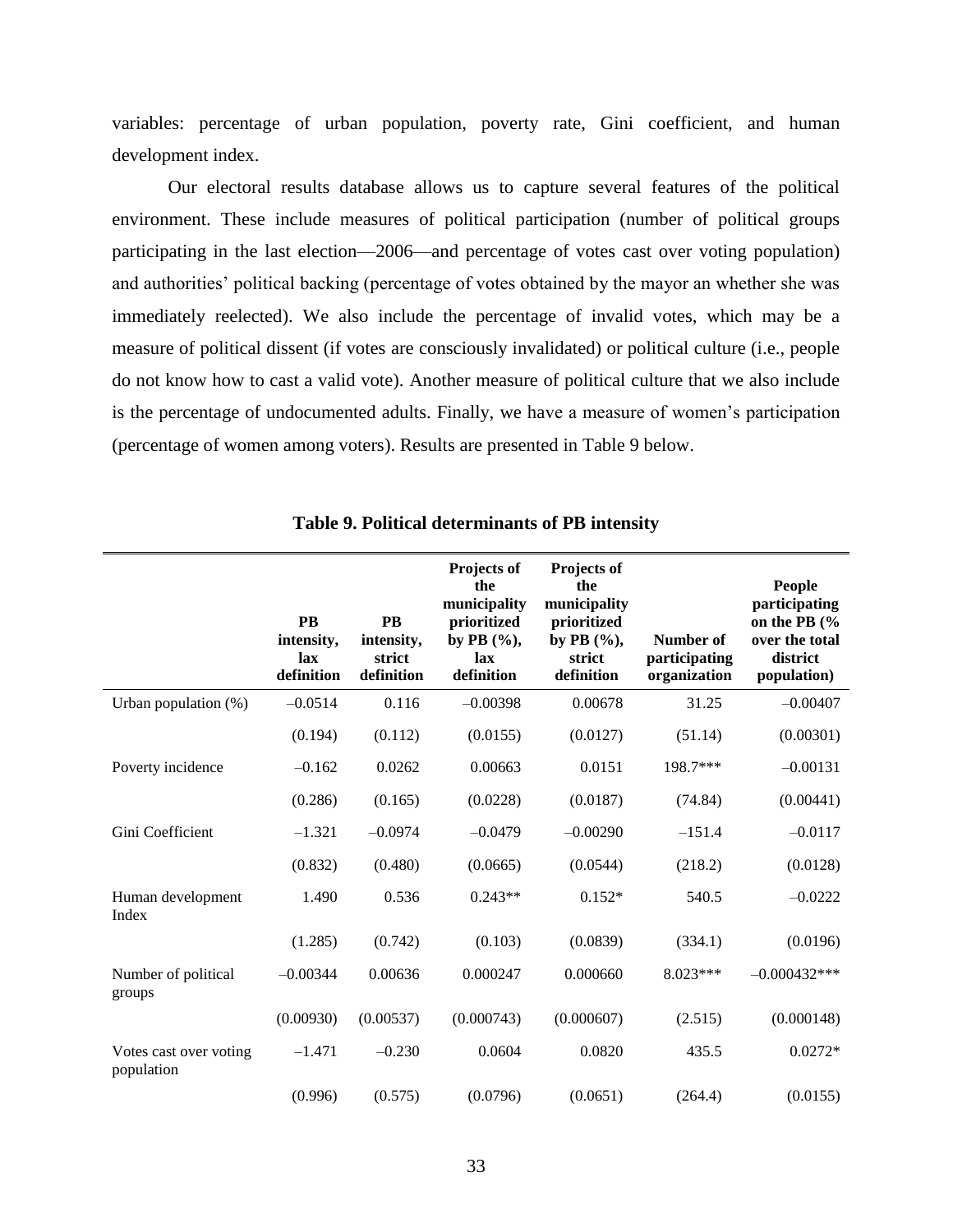variables: percentage of urban population, poverty rate, Gini coefficient, and human development index.

Our electoral results database allows us to capture several features of the political environment. These include measures of political participation (number of political groups participating in the last election—2006—and percentage of votes cast over voting population) and authorities' political backing (percentage of votes obtained by the mayor an whether she was immediately reelected). We also include the percentage of invalid votes, which may be a measure of political dissent (if votes are consciously invalidated) or political culture (i.e., people do not know how to cast a valid vote). Another measure of political culture that we also include is the percentage of undocumented adults. Finally, we have a measure of women's participation (percentage of women among voters). Results are presented in Table 9 below.

**Table 9. Political determinants of PB intensity**

| | PB intensity, lax definition | PB intensity, strict definition | Projects of the municipality prioritized by PB (%), lax definition | Projects of the municipality prioritized by PB (%), strict definition | Number of participating organization | People participating on the PB (% over the total district population) |
|---|---|---|---|---|---|---|
| Urban population (%) | –0.0514 | 0.116 | –0.00398 | 0.00678 | 31.25 | –0.00407 |
| | (0.194) | (0.112) | (0.0155) | (0.0127) | (51.14) | (0.00301) |
| Poverty incidence | –0.162 | 0.0262 | 0.00663 | 0.0151 | 198.7*** | –0.00131 |
| | (0.286) | (0.165) | (0.0228) | (0.0187) | (74.84) | (0.00441) |
| Gini Coefficient | –1.321 | –0.0974 | –0.0479 | –0.00290 | –151.4 | –0.0117 |
| | (0.832) | (0.480) | (0.0665) | (0.0544) | (218.2) | (0.0128) |
| Human development Index | 1.490 | 0.536 | 0.243** | 0.152* | 540.5 | –0.0222 |
| | (1.285) | (0.742) | (0.103) | (0.0839) | (334.1) | (0.0196) |
| Number of political groups | –0.00344 | 0.00636 | 0.000247 | 0.000660 | 8.023*** | –0.000432*** |
| | (0.00930) | (0.00537) | (0.000743) | (0.000607) | (2.515) | (0.000148) |
| Votes cast over voting population | –1.471 | –0.230 | 0.0604 | 0.0820 | 435.5 | 0.0272* |
| | (0.996) | (0.575) | (0.0796) | (0.0651) | (264.4) | (0.0155) |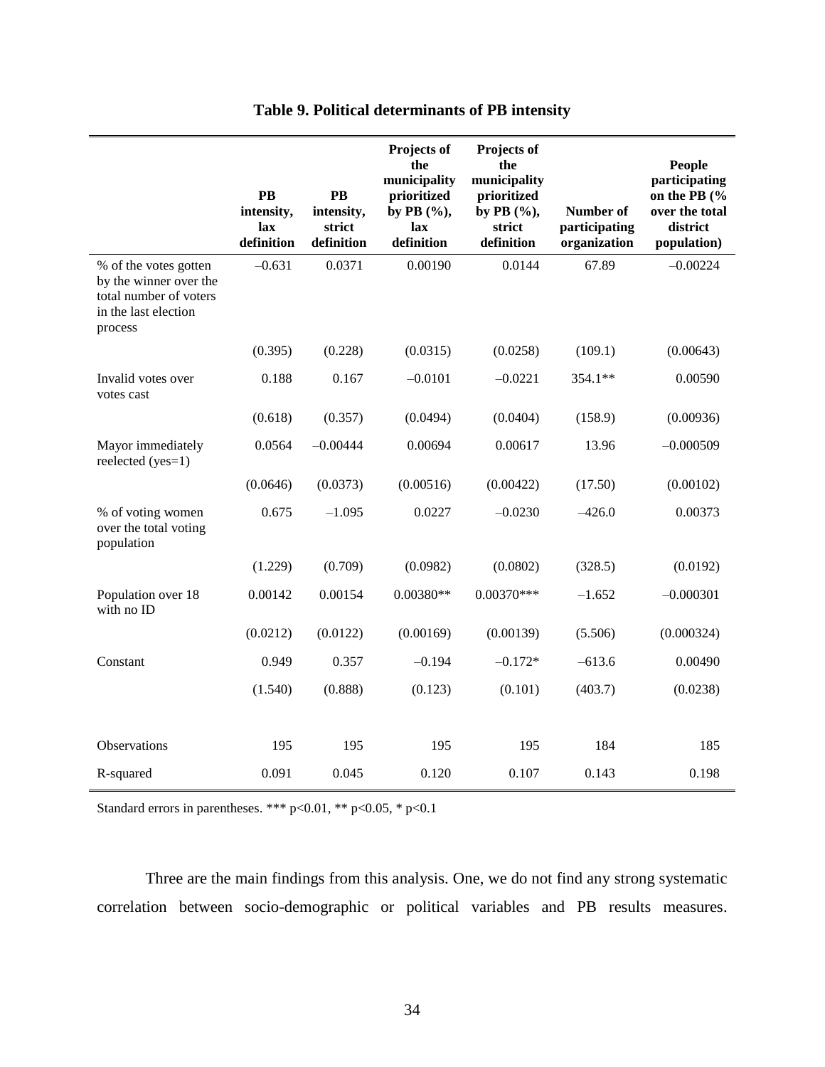**Table 9. Political determinants of PB intensity**

| | PB intensity, lax definition | PB intensity, strict definition | Projects of the municipality prioritized by PB (%), lax definition | Projects of the municipality prioritized by PB (%), strict definition | Number of participating organization | People participating on the PB (% over the total district population) |
|---|---|---|---|---|---|---|
| % of the votes gotten by the winner over the total number of voters in the last election process | –0.631 | 0.0371 | 0.00190 | 0.0144 | 67.89 | –0.00224 |
| | (0.395) | (0.228) | (0.0315) | (0.0258) | (109.1) | (0.00643) |
| Invalid votes over votes cast | 0.188 | 0.167 | –0.0101 | –0.0221 | 354.1** | 0.00590 |
| | (0.618) | (0.357) | (0.0494) | (0.0404) | (158.9) | (0.00936) |
| Mayor immediately reelected (yes=1) | 0.0564 | –0.00444 | 0.00694 | 0.00617 | 13.96 | –0.000509 |
| | (0.0646) | (0.0373) | (0.00516) | (0.00422) | (17.50) | (0.00102) |
| % of voting women over the total voting population | 0.675 | –1.095 | 0.0227 | –0.0230 | –426.0 | 0.00373 |
| | (1.229) | (0.709) | (0.0982) | (0.0802) | (328.5) | (0.0192) |
| Population over 18 with no ID | 0.00142 | 0.00154 | 0.00380** | 0.00370*** | –1.652 | –0.000301 |
| | (0.0212) | (0.0122) | (0.00169) | (0.00139) | (5.506) | (0.000324) |
| Constant | 0.949 | 0.357 | –0.194 | –0.172* | –613.6 | 0.00490 |
| | (1.540) | (0.888) | (0.123) | (0.101) | (403.7) | (0.0238) |
| Observations | 195 | 195 | 195 | 195 | 184 | 185 |
| R-squared | 0.091 | 0.045 | 0.120 | 0.107 | 0.143 | 0.198 |

Standard errors in parentheses. *** p<0.01, ** p<0.05, * p<0.1

Three are the main findings from this analysis. One, we do not find any strong systematic correlation between socio-demographic or political variables and PB results measures.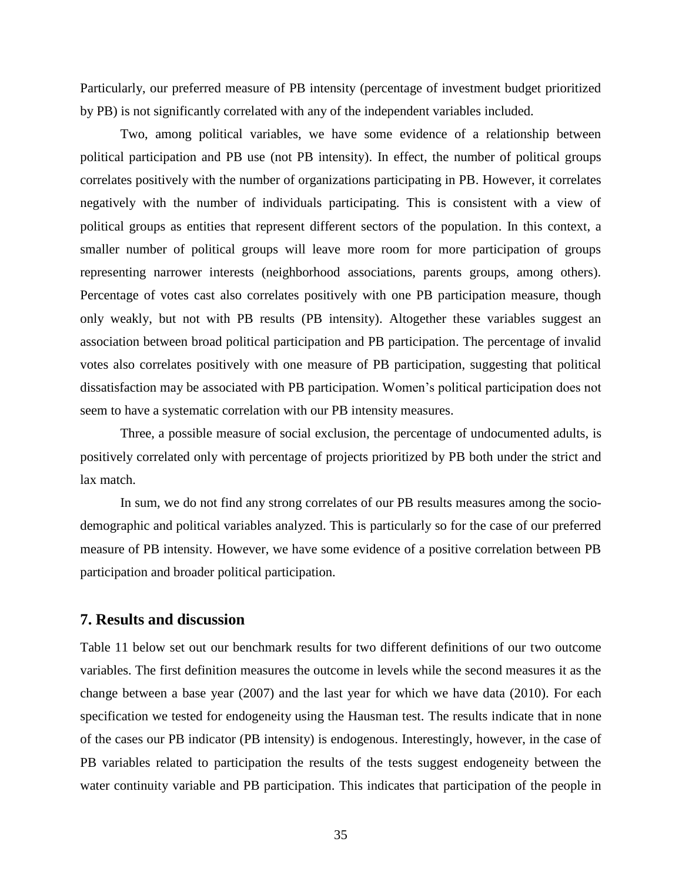Particularly, our preferred measure of PB intensity (percentage of investment budget prioritized by PB) is not significantly correlated with any of the independent variables included.

Two, among political variables, we have some evidence of a relationship between political participation and PB use (not PB intensity). In effect, the number of political groups correlates positively with the number of organizations participating in PB. However, it correlates negatively with the number of individuals participating. This is consistent with a view of political groups as entities that represent different sectors of the population. In this context, a smaller number of political groups will leave more room for more participation of groups representing narrower interests (neighborhood associations, parents groups, among others). Percentage of votes cast also correlates positively with one PB participation measure, though only weakly, but not with PB results (PB intensity). Altogether these variables suggest an association between broad political participation and PB participation. The percentage of invalid votes also correlates positively with one measure of PB participation, suggesting that political dissatisfaction may be associated with PB participation. Women's political participation does not seem to have a systematic correlation with our PB intensity measures.

Three, a possible measure of social exclusion, the percentage of undocumented adults, is positively correlated only with percentage of projects prioritized by PB both under the strict and lax match.

In sum, we do not find any strong correlates of our PB results measures among the socio-demographic and political variables analyzed. This is particularly so for the case of our preferred measure of PB intensity. However, we have some evidence of a positive correlation between PB participation and broader political participation.

## 7. Results and discussion

Table 11 below set out our benchmark results for two different definitions of our two outcome variables. The first definition measures the outcome in levels while the second measures it as the change between a base year (2007) and the last year for which we have data (2010). For each specification we tested for endogeneity using the Hausman test. The results indicate that in none of the cases our PB indicator (PB intensity) is endogenous. Interestingly, however, in the case of PB variables related to participation the results of the tests suggest endogeneity between the water continuity variable and PB participation. This indicates that participation of the people in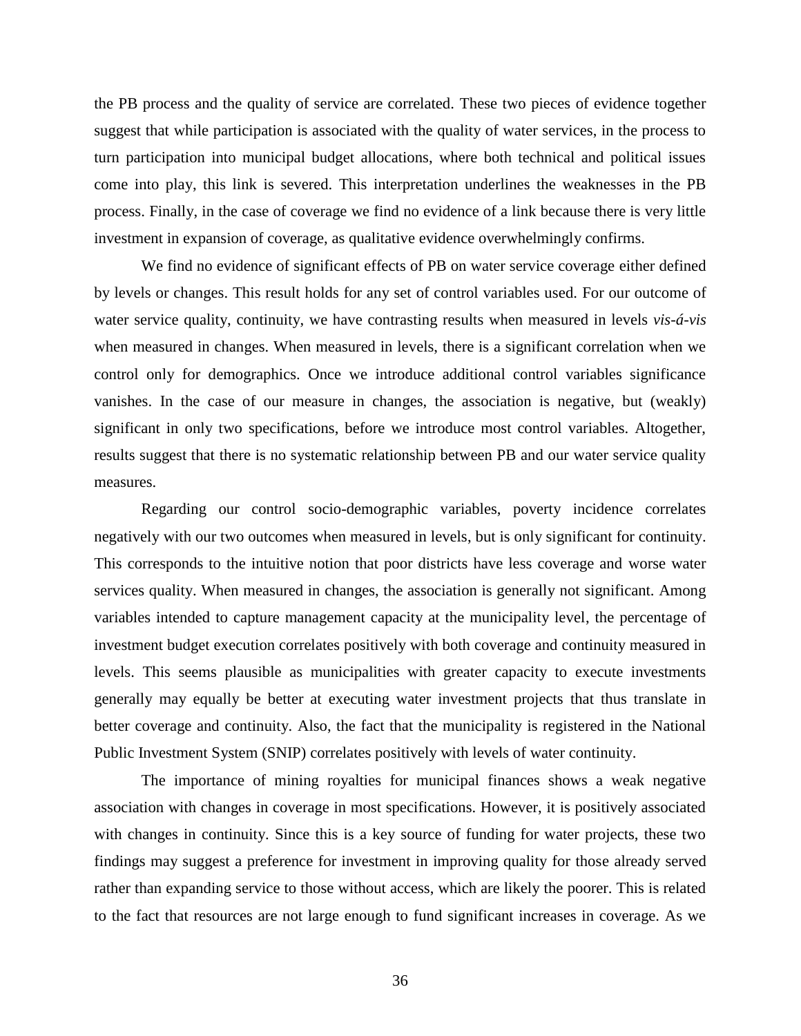the PB process and the quality of service are correlated. These two pieces of evidence together suggest that while participation is associated with the quality of water services, in the process to turn participation into municipal budget allocations, where both technical and political issues come into play, this link is severed. This interpretation underlines the weaknesses in the PB process. Finally, in the case of coverage we find no evidence of a link because there is very little investment in expansion of coverage, as qualitative evidence overwhelmingly confirms.

We find no evidence of significant effects of PB on water service coverage either defined by levels or changes. This result holds for any set of control variables used. For our outcome of water service quality, continuity, we have contrasting results when measured in levels *vis-á-vis* when measured in changes. When measured in levels, there is a significant correlation when we control only for demographics. Once we introduce additional control variables significance vanishes. In the case of our measure in changes, the association is negative, but (weakly) significant in only two specifications, before we introduce most control variables. Altogether, results suggest that there is no systematic relationship between PB and our water service quality measures.

Regarding our control socio-demographic variables, poverty incidence correlates negatively with our two outcomes when measured in levels, but is only significant for continuity. This corresponds to the intuitive notion that poor districts have less coverage and worse water services quality. When measured in changes, the association is generally not significant. Among variables intended to capture management capacity at the municipality level, the percentage of investment budget execution correlates positively with both coverage and continuity measured in levels. This seems plausible as municipalities with greater capacity to execute investments generally may equally be better at executing water investment projects that thus translate in better coverage and continuity. Also, the fact that the municipality is registered in the National Public Investment System (SNIP) correlates positively with levels of water continuity.

The importance of mining royalties for municipal finances shows a weak negative association with changes in coverage in most specifications. However, it is positively associated with changes in continuity. Since this is a key source of funding for water projects, these two findings may suggest a preference for investment in improving quality for those already served rather than expanding service to those without access, which are likely the poorer. This is related to the fact that resources are not large enough to fund significant increases in coverage. As we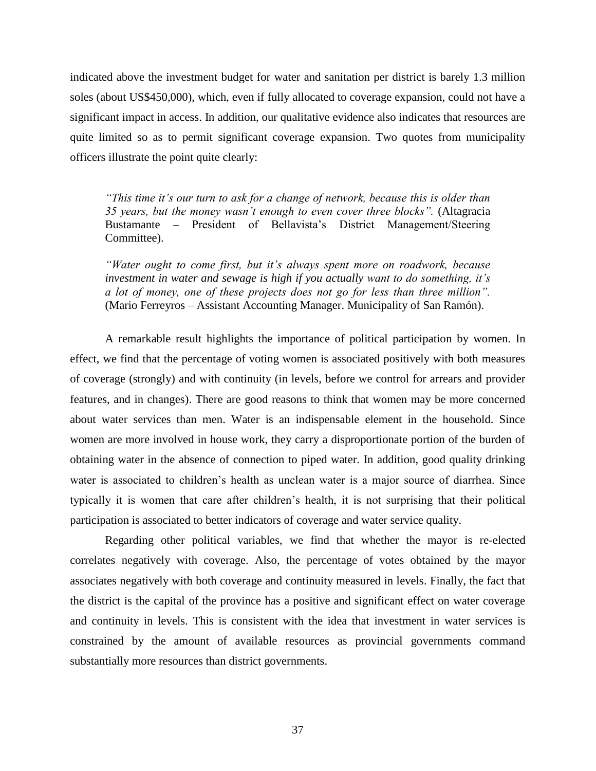indicated above the investment budget for water and sanitation per district is barely 1.3 million soles (about US$450,000), which, even if fully allocated to coverage expansion, could not have a significant impact in access. In addition, our qualitative evidence also indicates that resources are quite limited so as to permit significant coverage expansion. Two quotes from municipality officers illustrate the point quite clearly:

> *"This time it's our turn to ask for a change of network, because this is older than 35 years, but the money wasn't enough to even cover three blocks".* (Altagracia Bustamante – President of Bellavista's District Management/Steering Committee).
>
> *"Water ought to come first, but it's always spent more on roadwork, because investment in water and sewage is high if you actually want to do something, it's a lot of money, one of these projects does not go for less than three million".* (Mario Ferreyros – Assistant Accounting Manager. Municipality of San Ramón).

A remarkable result highlights the importance of political participation by women. In effect, we find that the percentage of voting women is associated positively with both measures of coverage (strongly) and with continuity (in levels, before we control for arrears and provider features, and in changes). There are good reasons to think that women may be more concerned about water services than men. Water is an indispensable element in the household. Since women are more involved in house work, they carry a disproportionate portion of the burden of obtaining water in the absence of connection to piped water. In addition, good quality drinking water is associated to children's health as unclean water is a major source of diarrhea. Since typically it is women that care after children's health, it is not surprising that their political participation is associated to better indicators of coverage and water service quality.

Regarding other political variables, we find that whether the mayor is re-elected correlates negatively with coverage. Also, the percentage of votes obtained by the mayor associates negatively with both coverage and continuity measured in levels. Finally, the fact that the district is the capital of the province has a positive and significant effect on water coverage and continuity in levels. This is consistent with the idea that investment in water services is constrained by the amount of available resources as provincial governments command substantially more resources than district governments.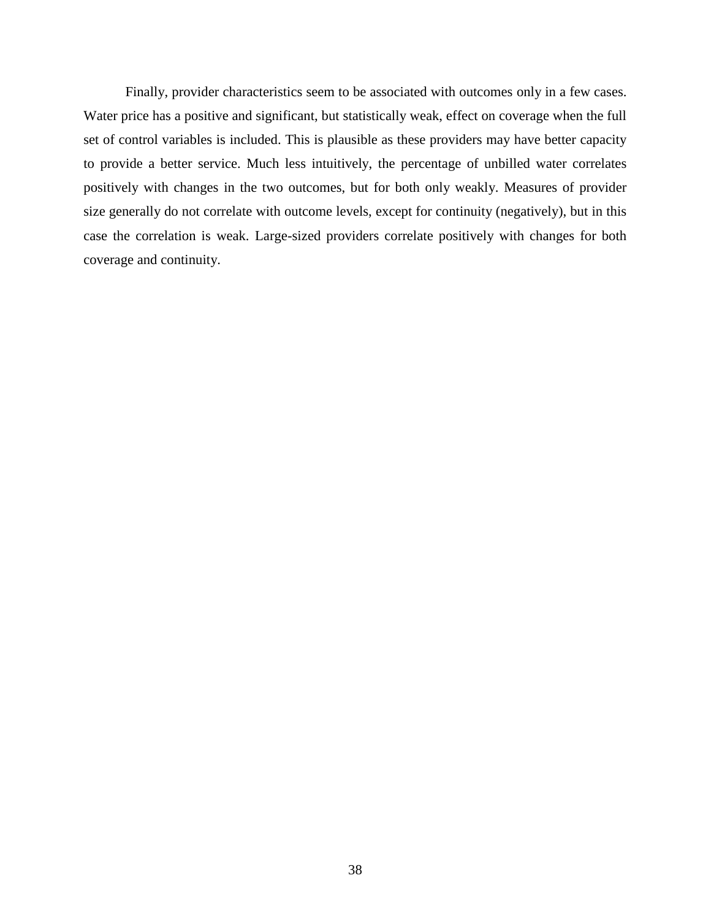Finally, provider characteristics seem to be associated with outcomes only in a few cases. Water price has a positive and significant, but statistically weak, effect on coverage when the full set of control variables is included. This is plausible as these providers may have better capacity to provide a better service. Much less intuitively, the percentage of unbilled water correlates positively with changes in the two outcomes, but for both only weakly. Measures of provider size generally do not correlate with outcome levels, except for continuity (negatively), but in this case the correlation is weak. Large-sized providers correlate positively with changes for both coverage and continuity.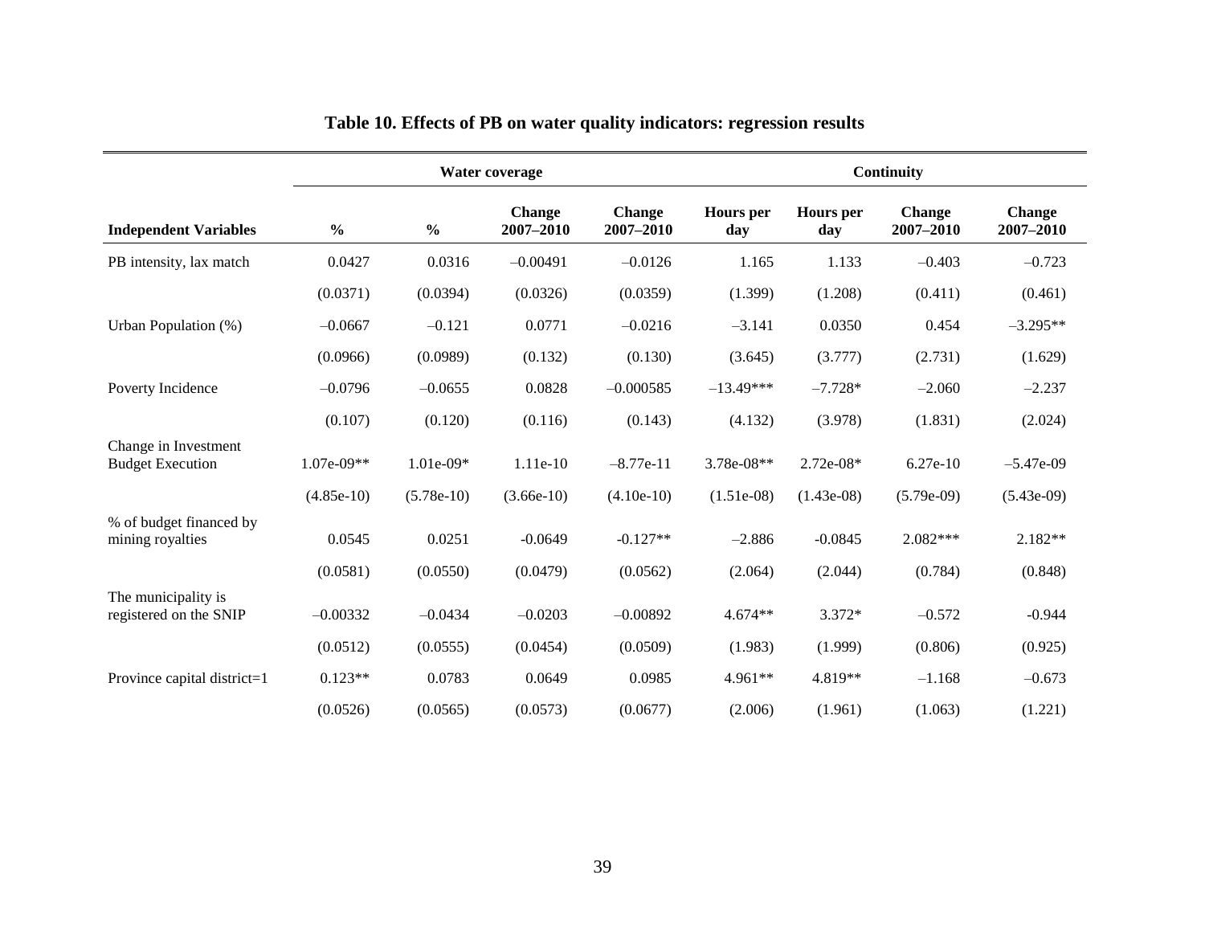**Table 10. Effects of PB on water quality indicators: regression results**

| | Water coverage | | | | Continuity | | | |
|---|---|---|---|---|---|---|---|---|
| **Independent Variables** | **%** | **%** | **Change 2007–2010** | **Change 2007–2010** | **Hours per day** | **Hours per day** | **Change 2007–2010** | **Change 2007–2010** |
| PB intensity, lax match | 0.0427 | 0.0316 | –0.00491 | –0.0126 | 1.165 | 1.133 | –0.403 | –0.723 |
| | (0.0371) | (0.0394) | (0.0326) | (0.0359) | (1.399) | (1.208) | (0.411) | (0.461) |
| Urban Population (%) | –0.0667 | –0.121 | 0.0771 | –0.0216 | –3.141 | 0.0350 | 0.454 | –3.295** |
| | (0.0966) | (0.0989) | (0.132) | (0.130) | (3.645) | (3.777) | (2.731) | (1.629) |
| Poverty Incidence | –0.0796 | –0.0655 | 0.0828 | –0.000585 | –13.49*** | –7.728* | –2.060 | –2.237 |
| | (0.107) | (0.120) | (0.116) | (0.143) | (4.132) | (3.978) | (1.831) | (2.024) |
| Change in Investment Budget Execution | 1.07e-09** | 1.01e-09* | 1.11e-10 | –8.77e-11 | 3.78e-08** | 2.72e-08* | 6.27e-10 | –5.47e-09 |
| | (4.85e-10) | (5.78e-10) | (3.66e-10) | (4.10e-10) | (1.51e-08) | (1.43e-08) | (5.79e-09) | (5.43e-09) |
| % of budget financed by mining royalties | 0.0545 | 0.0251 | -0.0649 | -0.127** | –2.886 | -0.0845 | 2.082*** | 2.182** |
| | (0.0581) | (0.0550) | (0.0479) | (0.0562) | (2.064) | (2.044) | (0.784) | (0.848) |
| The municipality is registered on the SNIP | –0.00332 | –0.0434 | –0.0203 | –0.00892 | 4.674** | 3.372* | –0.572 | -0.944 |
| | (0.0512) | (0.0555) | (0.0454) | (0.0509) | (1.983) | (1.999) | (0.806) | (0.925) |
| Province capital district=1 | 0.123** | 0.0783 | 0.0649 | 0.0985 | 4.961** | 4.819** | –1.168 | –0.673 |
| | (0.0526) | (0.0565) | (0.0573) | (0.0677) | (2.006) | (1.961) | (1.063) | (1.221) |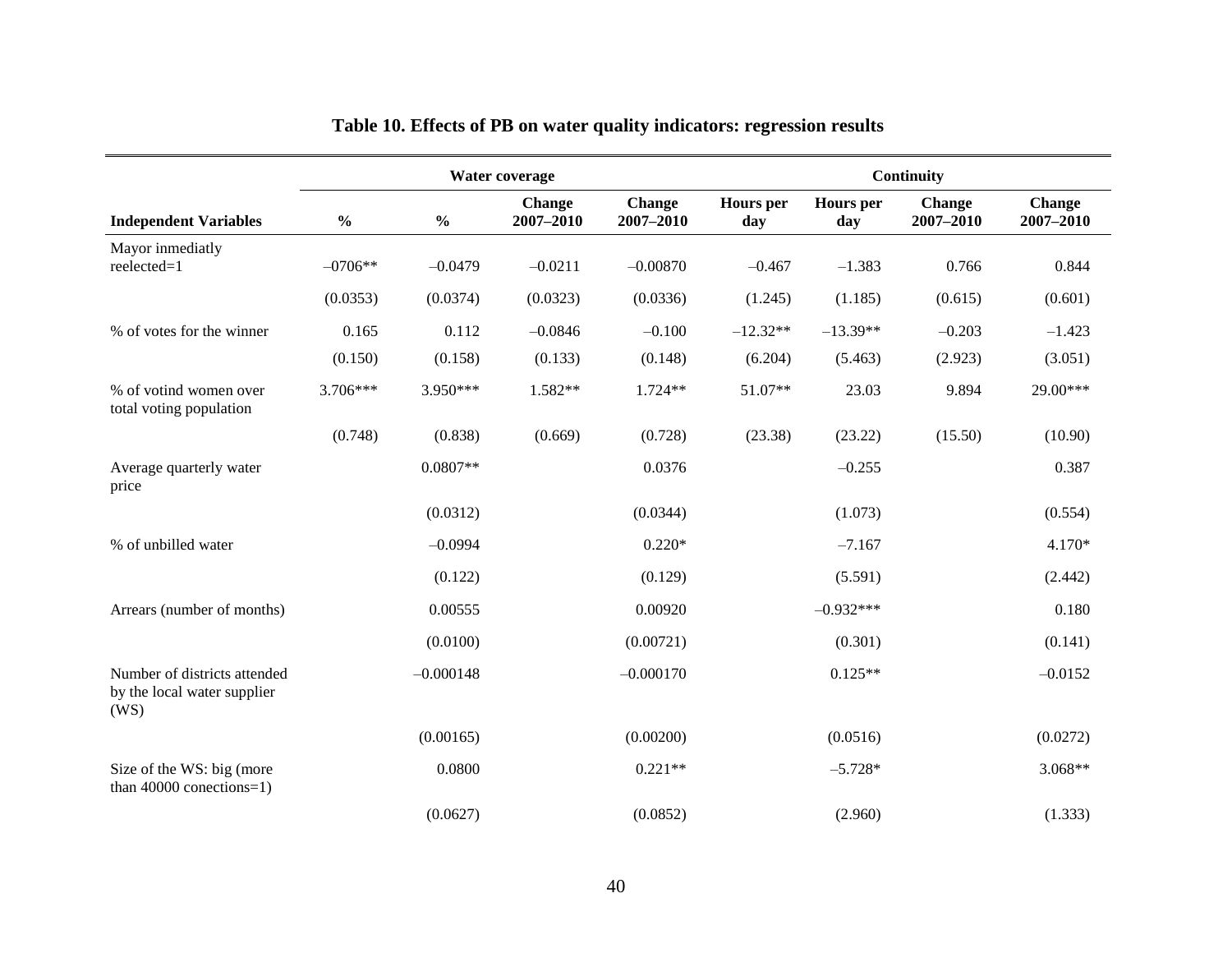## Table 10. Effects of PB on water quality indicators: regression results

| | Water coverage | | | | Continuity | | | |
|---|---|---|---|---|---|---|---|---|
| **Independent Variables** | **%** | **%** | **Change 2007–2010** | **Change 2007–2010** | **Hours per day** | **Hours per day** | **Change 2007–2010** | **Change 2007–2010** |
| Mayor inmediatly reelected=1 | –0706** | –0.0479 | –0.0211 | –0.00870 | –0.467 | –1.383 | 0.766 | 0.844 |
| | (0.0353) | (0.0374) | (0.0323) | (0.0336) | (1.245) | (1.185) | (0.615) | (0.601) |
| % of votes for the winner | 0.165 | 0.112 | –0.0846 | –0.100 | –12.32** | –13.39** | –0.203 | –1.423 |
| | (0.150) | (0.158) | (0.133) | (0.148) | (6.204) | (5.463) | (2.923) | (3.051) |
| % of votind women over total voting population | 3.706*** | 3.950*** | 1.582** | 1.724** | 51.07** | 23.03 | 9.894 | 29.00*** |
| | (0.748) | (0.838) | (0.669) | (0.728) | (23.38) | (23.22) | (15.50) | (10.90) |
| Average quarterly water price | | 0.0807** | | 0.0376 | | –0.255 | | 0.387 |
| | | (0.0312) | | (0.0344) | | (1.073) | | (0.554) |
| % of unbilled water | | –0.0994 | | 0.220* | | –7.167 | | 4.170* |
| | | (0.122) | | (0.129) | | (5.591) | | (2.442) |
| Arrears (number of months) | | 0.00555 | | 0.00920 | | –0.932*** | | 0.180 |
| | | (0.0100) | | (0.00721) | | (0.301) | | (0.141) |
| Number of districts attended by the local water supplier (WS) | | –0.000148 | | –0.000170 | | 0.125** | | –0.0152 |
| | | (0.00165) | | (0.00200) | | (0.0516) | | (0.0272) |
| Size of the WS: big (more than 40000 conections=1) | | 0.0800 | | 0.221** | | –5.728* | | 3.068** |
| | | (0.0627) | | (0.0852) | | (2.960) | | (1.333) |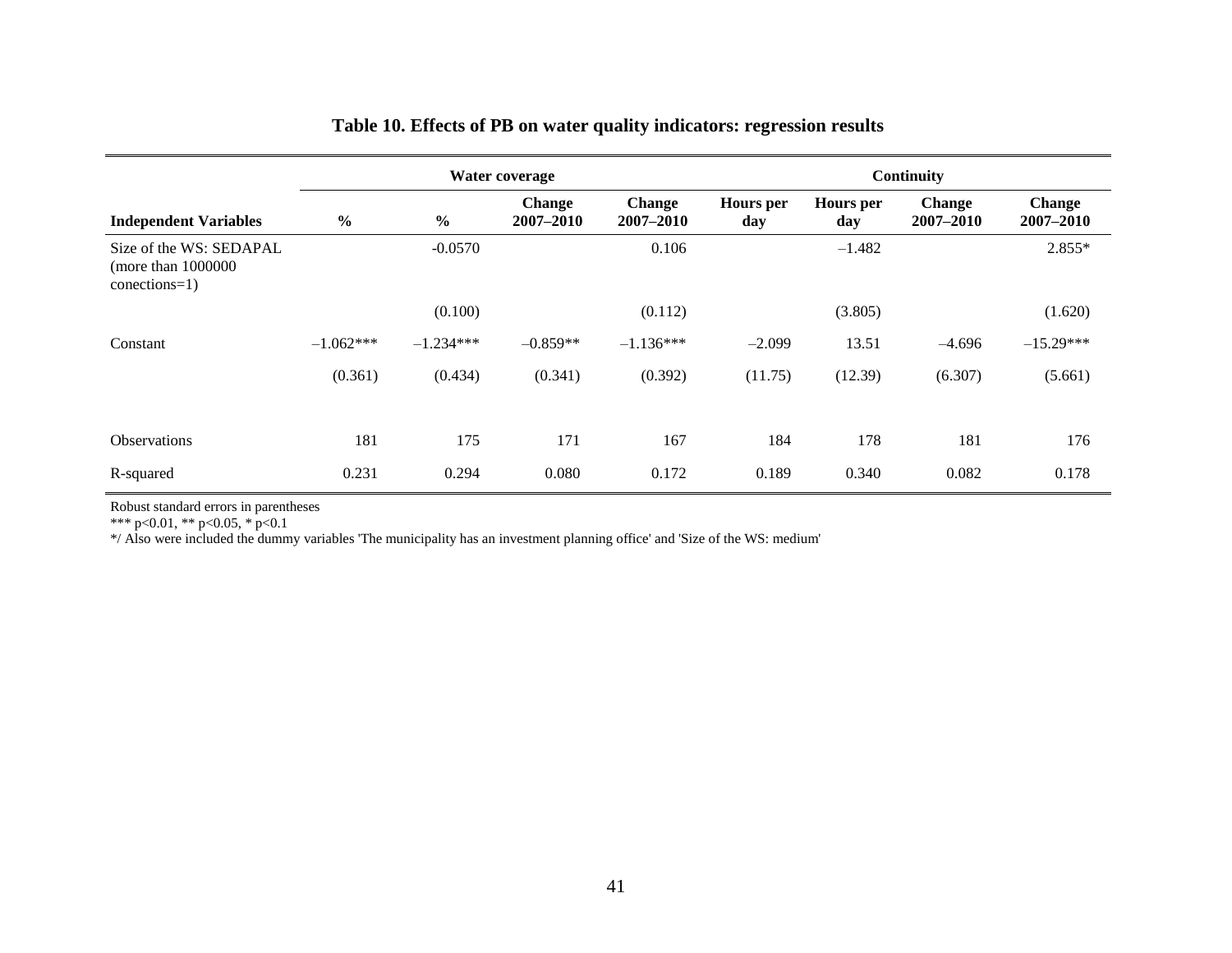## Table 10. Effects of PB on water quality indicators: regression results

| | Water coverage | | | | Continuity | | | |
|---|---|---|---|---|---|---|---|---|
| **Independent Variables** | **%** | **%** | **Change 2007–2010** | **Change 2007–2010** | **Hours per day** | **Hours per day** | **Change 2007–2010** | **Change 2007–2010** |
| Size of the WS: SEDAPAL (more than 1000000 conections=1) | | -0.0570 | | 0.106 | | –1.482 | | 2.855* |
| | | (0.100) | | (0.112) | | (3.805) | | (1.620) |
| Constant | –1.062*** | –1.234*** | –0.859** | –1.136*** | –2.099 | 13.51 | –4.696 | –15.29*** |
| | (0.361) | (0.434) | (0.341) | (0.392) | (11.75) | (12.39) | (6.307) | (5.661) |
| Observations | 181 | 175 | 171 | 167 | 184 | 178 | 181 | 176 |
| R-squared | 0.231 | 0.294 | 0.080 | 0.172 | 0.189 | 0.340 | 0.082 | 0.178 |

Robust standard errors in parentheses

*** p<0.01, ** p<0.05, * p<0.1

*/ Also were included the dummy variables 'The municipality has an investment planning office' and 'Size of the WS: medium'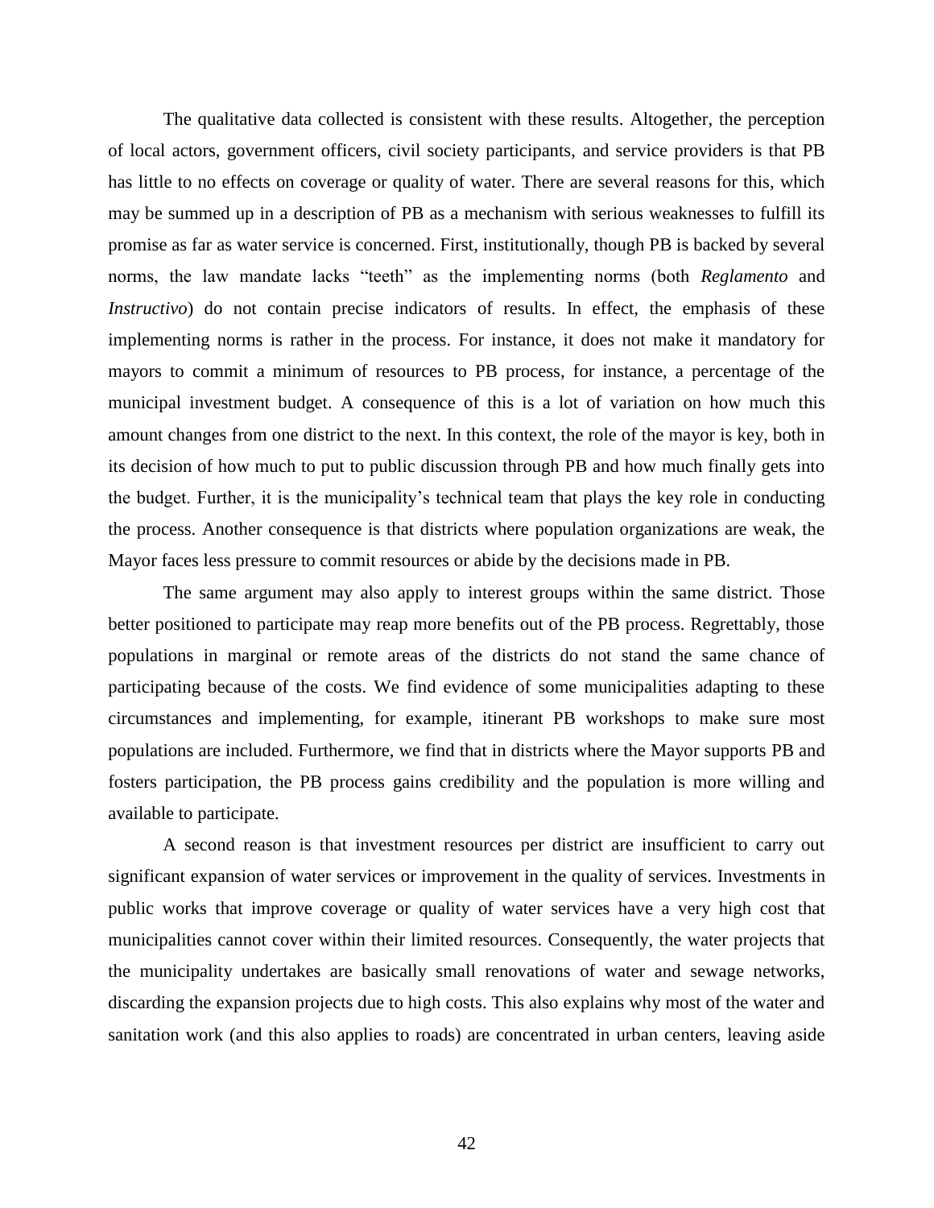The qualitative data collected is consistent with these results. Altogether, the perception of local actors, government officers, civil society participants, and service providers is that PB has little to no effects on coverage or quality of water. There are several reasons for this, which may be summed up in a description of PB as a mechanism with serious weaknesses to fulfill its promise as far as water service is concerned. First, institutionally, though PB is backed by several norms, the law mandate lacks "teeth" as the implementing norms (both *Reglamento* and *Instructivo*) do not contain precise indicators of results. In effect, the emphasis of these implementing norms is rather in the process. For instance, it does not make it mandatory for mayors to commit a minimum of resources to PB process, for instance, a percentage of the municipal investment budget. A consequence of this is a lot of variation on how much this amount changes from one district to the next. In this context, the role of the mayor is key, both in its decision of how much to put to public discussion through PB and how much finally gets into the budget. Further, it is the municipality's technical team that plays the key role in conducting the process. Another consequence is that districts where population organizations are weak, the Mayor faces less pressure to commit resources or abide by the decisions made in PB.

The same argument may also apply to interest groups within the same district. Those better positioned to participate may reap more benefits out of the PB process. Regrettably, those populations in marginal or remote areas of the districts do not stand the same chance of participating because of the costs. We find evidence of some municipalities adapting to these circumstances and implementing, for example, itinerant PB workshops to make sure most populations are included. Furthermore, we find that in districts where the Mayor supports PB and fosters participation, the PB process gains credibility and the population is more willing and available to participate.

A second reason is that investment resources per district are insufficient to carry out significant expansion of water services or improvement in the quality of services. Investments in public works that improve coverage or quality of water services have a very high cost that municipalities cannot cover within their limited resources. Consequently, the water projects that the municipality undertakes are basically small renovations of water and sewage networks, discarding the expansion projects due to high costs. This also explains why most of the water and sanitation work (and this also applies to roads) are concentrated in urban centers, leaving aside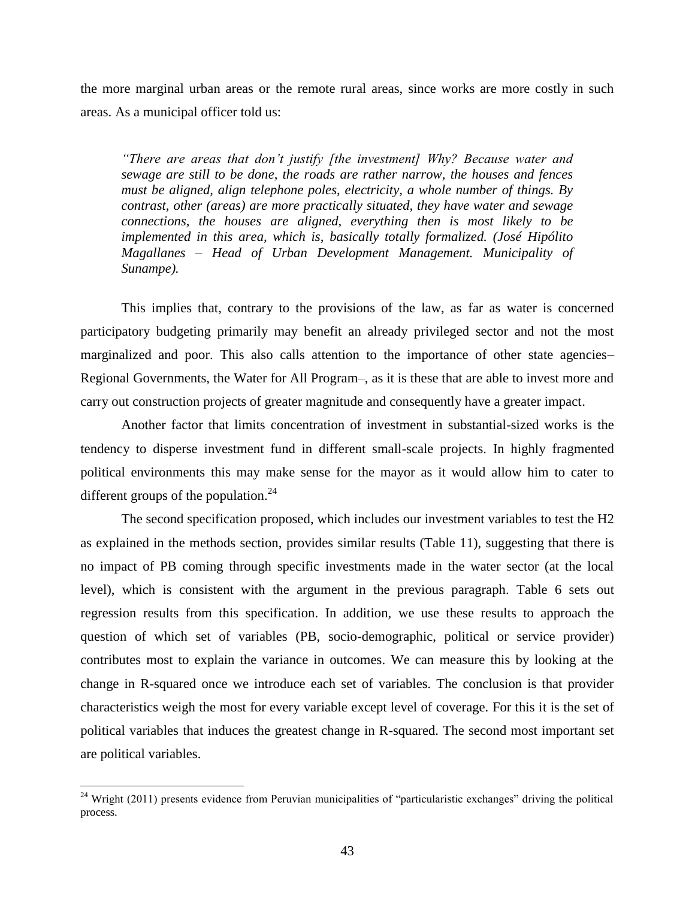the more marginal urban areas or the remote rural areas, since works are more costly in such areas. As a municipal officer told us:

> *"There are areas that don't justify [the investment] Why? Because water and sewage are still to be done, the roads are rather narrow, the houses and fences must be aligned, align telephone poles, electricity, a whole number of things. By contrast, other (areas) are more practically situated, they have water and sewage connections, the houses are aligned, everything then is most likely to be implemented in this area, which is, basically totally formalized. (José Hipólito Magallanes – Head of Urban Development Management. Municipality of Sunampe).*

This implies that, contrary to the provisions of the law, as far as water is concerned participatory budgeting primarily may benefit an already privileged sector and not the most marginalized and poor. This also calls attention to the importance of other state agencies– Regional Governments, the Water for All Program–, as it is these that are able to invest more and carry out construction projects of greater magnitude and consequently have a greater impact.

Another factor that limits concentration of investment in substantial-sized works is the tendency to disperse investment fund in different small-scale projects. In highly fragmented political environments this may make sense for the mayor as it would allow him to cater to different groups of the population.[24]

The second specification proposed, which includes our investment variables to test the H2 as explained in the methods section, provides similar results (Table 11), suggesting that there is no impact of PB coming through specific investments made in the water sector (at the local level), which is consistent with the argument in the previous paragraph. Table 6 sets out regression results from this specification. In addition, we use these results to approach the question of which set of variables (PB, socio-demographic, political or service provider) contributes most to explain the variance in outcomes. We can measure this by looking at the change in R-squared once we introduce each set of variables. The conclusion is that provider characteristics weigh the most for every variable except level of coverage. For this it is the set of political variables that induces the greatest change in R-squared. The second most important set are political variables.

[24] Wright (2011) presents evidence from Peruvian municipalities of "particularistic exchanges" driving the political process.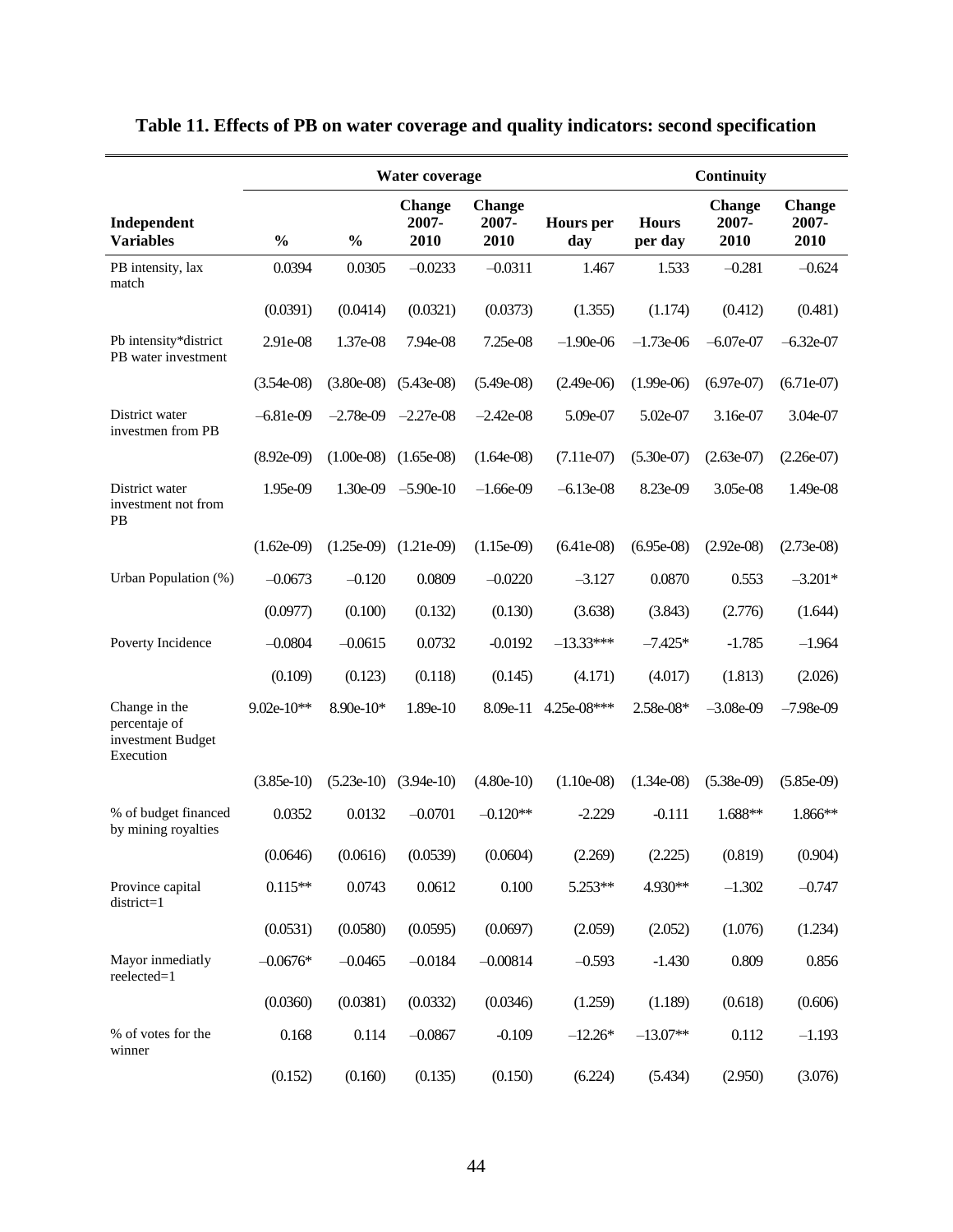# Table 11. Effects of PB on water coverage and quality indicators: second specification

| | Water coverage | | | | Continuity | | | |
|---|---|---|---|---|---|---|---|---|
| **Independent Variables** | **%** | **%** | **Change 2007-2010** | **Change 2007-2010** | **Hours per day** | **Hours per day** | **Change 2007-2010** | **Change 2007-2010** |
| PB intensity, lax match | 0.0394 | 0.0305 | –0.0233 | –0.0311 | 1.467 | 1.533 | –0.281 | –0.624 |
| | (0.0391) | (0.0414) | (0.0321) | (0.0373) | (1.355) | (1.174) | (0.412) | (0.481) |
| Pb intensity*district PB water investment | 2.91e-08 | 1.37e-08 | 7.94e-08 | 7.25e-08 | –1.90e-06 | –1.73e-06 | –6.07e-07 | –6.32e-07 |
| | (3.54e-08) | (3.80e-08) | (5.43e-08) | (5.49e-08) | (2.49e-06) | (1.99e-06) | (6.97e-07) | (6.71e-07) |
| District water investmen from PB | –6.81e-09 | –2.78e-09 | –2.27e-08 | –2.42e-08 | 5.09e-07 | 5.02e-07 | 3.16e-07 | 3.04e-07 |
| | (8.92e-09) | (1.00e-08) | (1.65e-08) | (1.64e-08) | (7.11e-07) | (5.30e-07) | (2.63e-07) | (2.26e-07) |
| District water investment not from PB | 1.95e-09 | 1.30e-09 | –5.90e-10 | –1.66e-09 | –6.13e-08 | 8.23e-09 | 3.05e-08 | 1.49e-08 |
| | (1.62e-09) | (1.25e-09) | (1.21e-09) | (1.15e-09) | (6.41e-08) | (6.95e-08) | (2.92e-08) | (2.73e-08) |
| Urban Population (%) | –0.0673 | –0.120 | 0.0809 | –0.0220 | –3.127 | 0.0870 | 0.553 | –3.201* |
| | (0.0977) | (0.100) | (0.132) | (0.130) | (3.638) | (3.843) | (2.776) | (1.644) |
| Poverty Incidence | –0.0804 | –0.0615 | 0.0732 | -0.0192 | –13.33*** | –7.425* | -1.785 | –1.964 |
| | (0.109) | (0.123) | (0.118) | (0.145) | (4.171) | (4.017) | (1.813) | (2.026) |
| Change in the percentaje of investment Budget Execution | 9.02e-10** | 8.90e-10* | 1.89e-10 | 8.09e-11 | 4.25e-08*** | 2.58e-08* | –3.08e-09 | –7.98e-09 |
| | (3.85e-10) | (5.23e-10) | (3.94e-10) | (4.80e-10) | (1.10e-08) | (1.34e-08) | (5.38e-09) | (5.85e-09) |
| % of budget financed by mining royalties | 0.0352 | 0.0132 | –0.0701 | –0.120** | -2.229 | -0.111 | 1.688** | 1.866** |
| | (0.0646) | (0.0616) | (0.0539) | (0.0604) | (2.269) | (2.225) | (0.819) | (0.904) |
| Province capital district=1 | 0.115** | 0.0743 | 0.0612 | 0.100 | 5.253** | 4.930** | –1.302 | –0.747 |
| | (0.0531) | (0.0580) | (0.0595) | (0.0697) | (2.059) | (2.052) | (1.076) | (1.234) |
| Mayor inmediatly reelected=1 | –0.0676* | –0.0465 | –0.0184 | –0.00814 | –0.593 | -1.430 | 0.809 | 0.856 |
| | (0.0360) | (0.0381) | (0.0332) | (0.0346) | (1.259) | (1.189) | (0.618) | (0.606) |
| % of votes for the winner | 0.168 | 0.114 | –0.0867 | -0.109 | –12.26* | –13.07** | 0.112 | –1.193 |
| | (0.152) | (0.160) | (0.135) | (0.150) | (6.224) | (5.434) | (2.950) | (3.076) |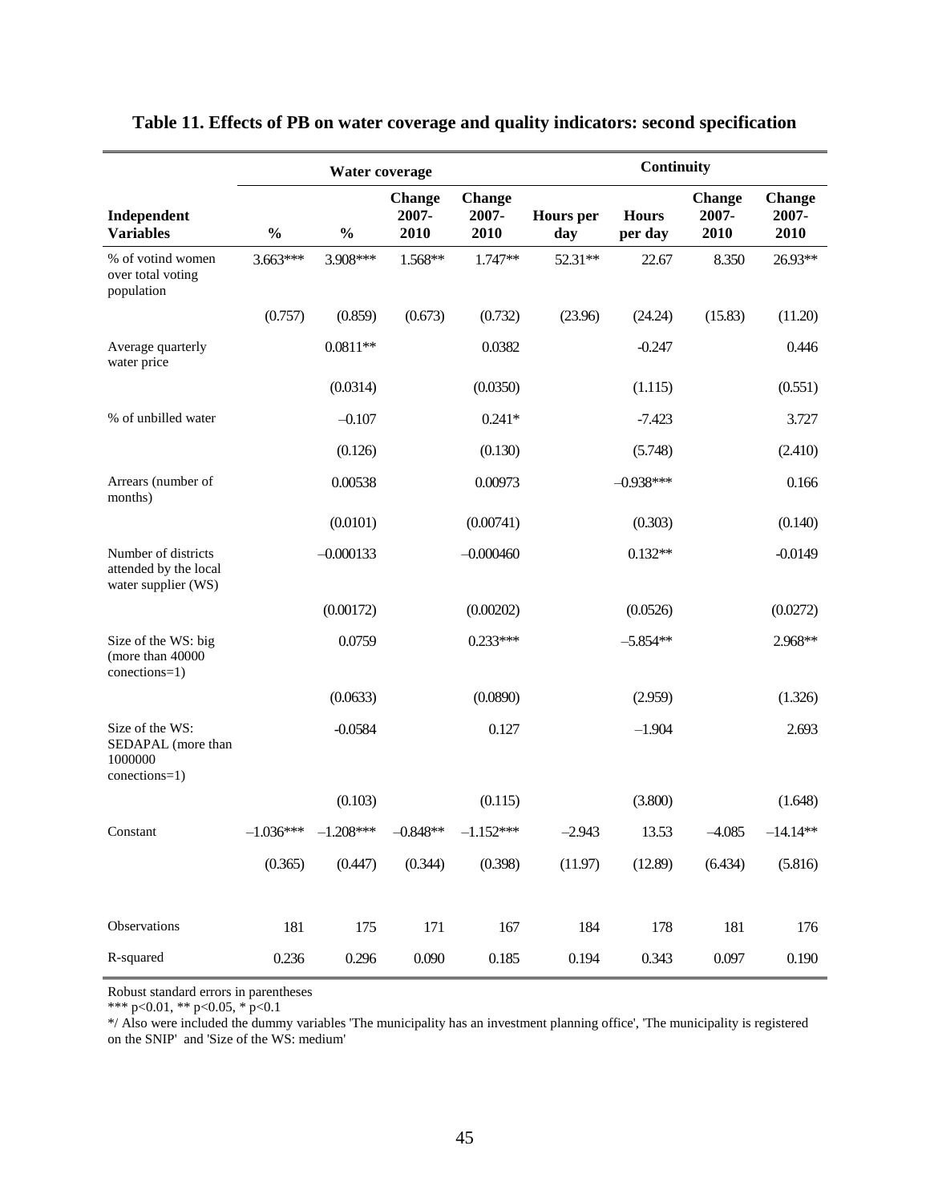# Table 11. Effects of PB on water coverage and quality indicators: second specification

| | Water coverage | | | | Continuity | | | |
|---|---|---|---|---|---|---|---|---|
| **Independent Variables** | **%** | **%** | **Change 2007-2010** | **Change 2007-2010** | **Hours per day** | **Hours per day** | **Change 2007-2010** | **Change 2007-2010** |
| % of votind women over total voting population | 3.663*** | 3.908*** | 1.568** | 1.747** | 52.31** | 22.67 | 8.350 | 26.93** |
| | (0.757) | (0.859) | (0.673) | (0.732) | (23.96) | (24.24) | (15.83) | (11.20) |
| Average quarterly water price | | 0.0811** | | 0.0382 | | -0.247 | | 0.446 |
| | | (0.0314) | | (0.0350) | | (1.115) | | (0.551) |
| % of unbilled water | | –0.107 | | 0.241* | | -7.423 | | 3.727 |
| | | (0.126) | | (0.130) | | (5.748) | | (2.410) |
| Arrears (number of months) | | 0.00538 | | 0.00973 | | –0.938*** | | 0.166 |
| | | (0.0101) | | (0.00741) | | (0.303) | | (0.140) |
| Number of districts attended by the local water supplier (WS) | | –0.000133 | | –0.000460 | | 0.132** | | -0.0149 |
| | | (0.00172) | | (0.00202) | | (0.0526) | | (0.0272) |
| Size of the WS: big (more than 40000 conections=1) | | 0.0759 | | 0.233*** | | –5.854** | | 2.968** |
| | | (0.0633) | | (0.0890) | | (2.959) | | (1.326) |
| Size of the WS: SEDAPAL (more than 1000000 conections=1) | | -0.0584 | | 0.127 | | –1.904 | | 2.693 |
| | | (0.103) | | (0.115) | | (3.800) | | (1.648) |
| Constant | –1.036*** | –1.208*** | –0.848** | –1.152*** | –2.943 | 13.53 | –4.085 | –14.14** |
| | (0.365) | (0.447) | (0.344) | (0.398) | (11.97) | (12.89) | (6.434) | (5.816) |
| Observations | 181 | 175 | 171 | 167 | 184 | 178 | 181 | 176 |
| R-squared | 0.236 | 0.296 | 0.090 | 0.185 | 0.194 | 0.343 | 0.097 | 0.190 |

Robust standard errors in parentheses

*** p<0.01, ** p<0.05, * p<0.1

*/ Also were included the dummy variables 'The municipality has an investment planning office', 'The municipality is registered on the SNIP' and 'Size of the WS: medium'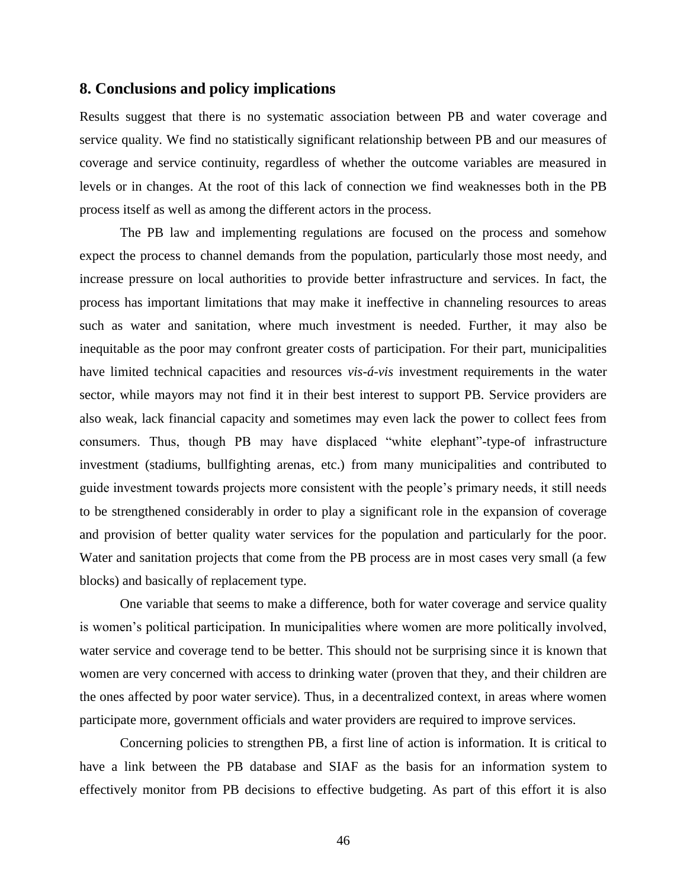## 8. Conclusions and policy implications

Results suggest that there is no systematic association between PB and water coverage and service quality. We find no statistically significant relationship between PB and our measures of coverage and service continuity, regardless of whether the outcome variables are measured in levels or in changes. At the root of this lack of connection we find weaknesses both in the PB process itself as well as among the different actors in the process.

The PB law and implementing regulations are focused on the process and somehow expect the process to channel demands from the population, particularly those most needy, and increase pressure on local authorities to provide better infrastructure and services. In fact, the process has important limitations that may make it ineffective in channeling resources to areas such as water and sanitation, where much investment is needed. Further, it may also be inequitable as the poor may confront greater costs of participation. For their part, municipalities have limited technical capacities and resources *vis-á-vis* investment requirements in the water sector, while mayors may not find it in their best interest to support PB. Service providers are also weak, lack financial capacity and sometimes may even lack the power to collect fees from consumers. Thus, though PB may have displaced "white elephant"-type-of infrastructure investment (stadiums, bullfighting arenas, etc.) from many municipalities and contributed to guide investment towards projects more consistent with the people's primary needs, it still needs to be strengthened considerably in order to play a significant role in the expansion of coverage and provision of better quality water services for the population and particularly for the poor. Water and sanitation projects that come from the PB process are in most cases very small (a few blocks) and basically of replacement type.

One variable that seems to make a difference, both for water coverage and service quality is women's political participation. In municipalities where women are more politically involved, water service and coverage tend to be better. This should not be surprising since it is known that women are very concerned with access to drinking water (proven that they, and their children are the ones affected by poor water service). Thus, in a decentralized context, in areas where women participate more, government officials and water providers are required to improve services.

Concerning policies to strengthen PB, a first line of action is information. It is critical to have a link between the PB database and SIAF as the basis for an information system to effectively monitor from PB decisions to effective budgeting. As part of this effort it is also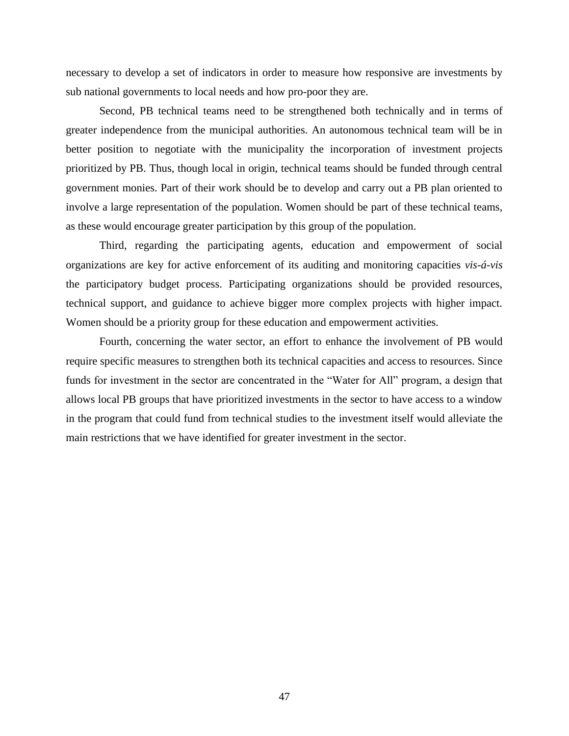necessary to develop a set of indicators in order to measure how responsive are investments by sub national governments to local needs and how pro-poor they are.

Second, PB technical teams need to be strengthened both technically and in terms of greater independence from the municipal authorities. An autonomous technical team will be in better position to negotiate with the municipality the incorporation of investment projects prioritized by PB. Thus, though local in origin, technical teams should be funded through central government monies. Part of their work should be to develop and carry out a PB plan oriented to involve a large representation of the population. Women should be part of these technical teams, as these would encourage greater participation by this group of the population.

Third, regarding the participating agents, education and empowerment of social organizations are key for active enforcement of its auditing and monitoring capacities *vis-á-vis* the participatory budget process. Participating organizations should be provided resources, technical support, and guidance to achieve bigger more complex projects with higher impact. Women should be a priority group for these education and empowerment activities.

Fourth, concerning the water sector, an effort to enhance the involvement of PB would require specific measures to strengthen both its technical capacities and access to resources. Since funds for investment in the sector are concentrated in the "Water for All" program, a design that allows local PB groups that have prioritized investments in the sector to have access to a window in the program that could fund from technical studies to the investment itself would alleviate the main restrictions that we have identified for greater investment in the sector.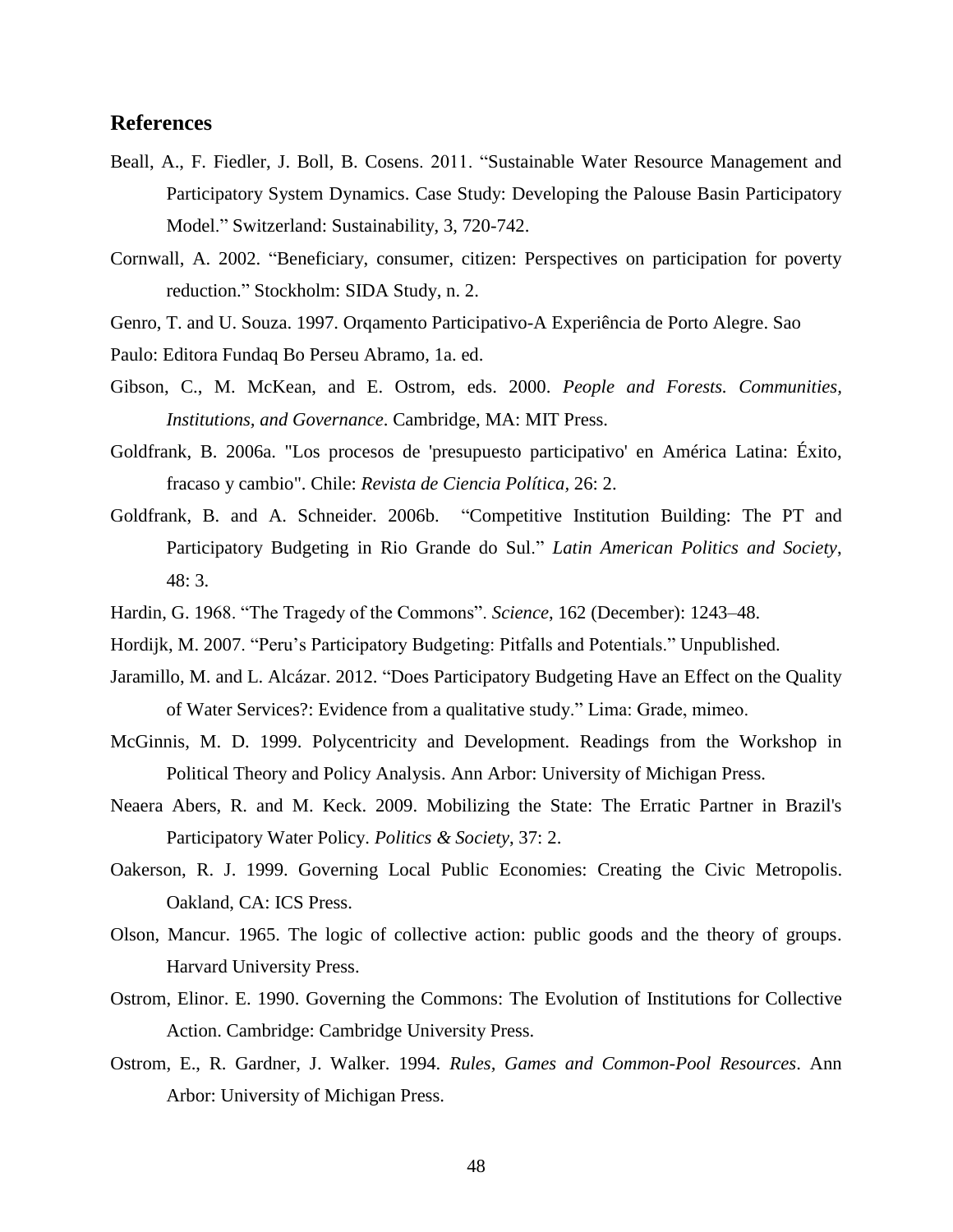## References

Beall, A., F. Fiedler, J. Boll, B. Cosens. 2011. "Sustainable Water Resource Management and Participatory System Dynamics. Case Study: Developing the Palouse Basin Participatory Model." Switzerland: Sustainability, 3, 720-742.

Cornwall, A. 2002. "Beneficiary, consumer, citizen: Perspectives on participation for poverty reduction." Stockholm: SIDA Study, n. 2.

Genro, T. and U. Souza. 1997. Orqamento Participativo-A Experiência de Porto Alegre. Sao Paulo: Editora Fundaq Bo Perseu Abramo, 1a. ed.

Gibson, C., M. McKean, and E. Ostrom, eds. 2000. *People and Forests. Communities, Institutions, and Governance*. Cambridge, MA: MIT Press.

Goldfrank, B. 2006a. "Los procesos de 'presupuesto participativo' en América Latina: Éxito, fracaso y cambio". Chile: *Revista de Ciencia Política*, 26: 2.

Goldfrank, B. and A. Schneider. 2006b. "Competitive Institution Building: The PT and Participatory Budgeting in Rio Grande do Sul." *Latin American Politics and Society*, 48: 3.

Hardin, G. 1968. "The Tragedy of the Commons". *Science*, 162 (December): 1243–48.

Hordijk, M. 2007. "Peru's Participatory Budgeting: Pitfalls and Potentials." Unpublished.

Jaramillo, M. and L. Alcázar. 2012. "Does Participatory Budgeting Have an Effect on the Quality of Water Services?: Evidence from a qualitative study." Lima: Grade, mimeo.

McGinnis, M. D. 1999. Polycentricity and Development. Readings from the Workshop in Political Theory and Policy Analysis. Ann Arbor: University of Michigan Press.

Neaera Abers, R. and M. Keck. 2009. Mobilizing the State: The Erratic Partner in Brazil's Participatory Water Policy. *Politics & Society*, 37: 2.

Oakerson, R. J. 1999. Governing Local Public Economies: Creating the Civic Metropolis. Oakland, CA: ICS Press.

Olson, Mancur. 1965. The logic of collective action: public goods and the theory of groups. Harvard University Press.

Ostrom, Elinor. E. 1990. Governing the Commons: The Evolution of Institutions for Collective Action. Cambridge: Cambridge University Press.

Ostrom, E., R. Gardner, J. Walker. 1994. *Rules, Games and Common-Pool Resources*. Ann Arbor: University of Michigan Press.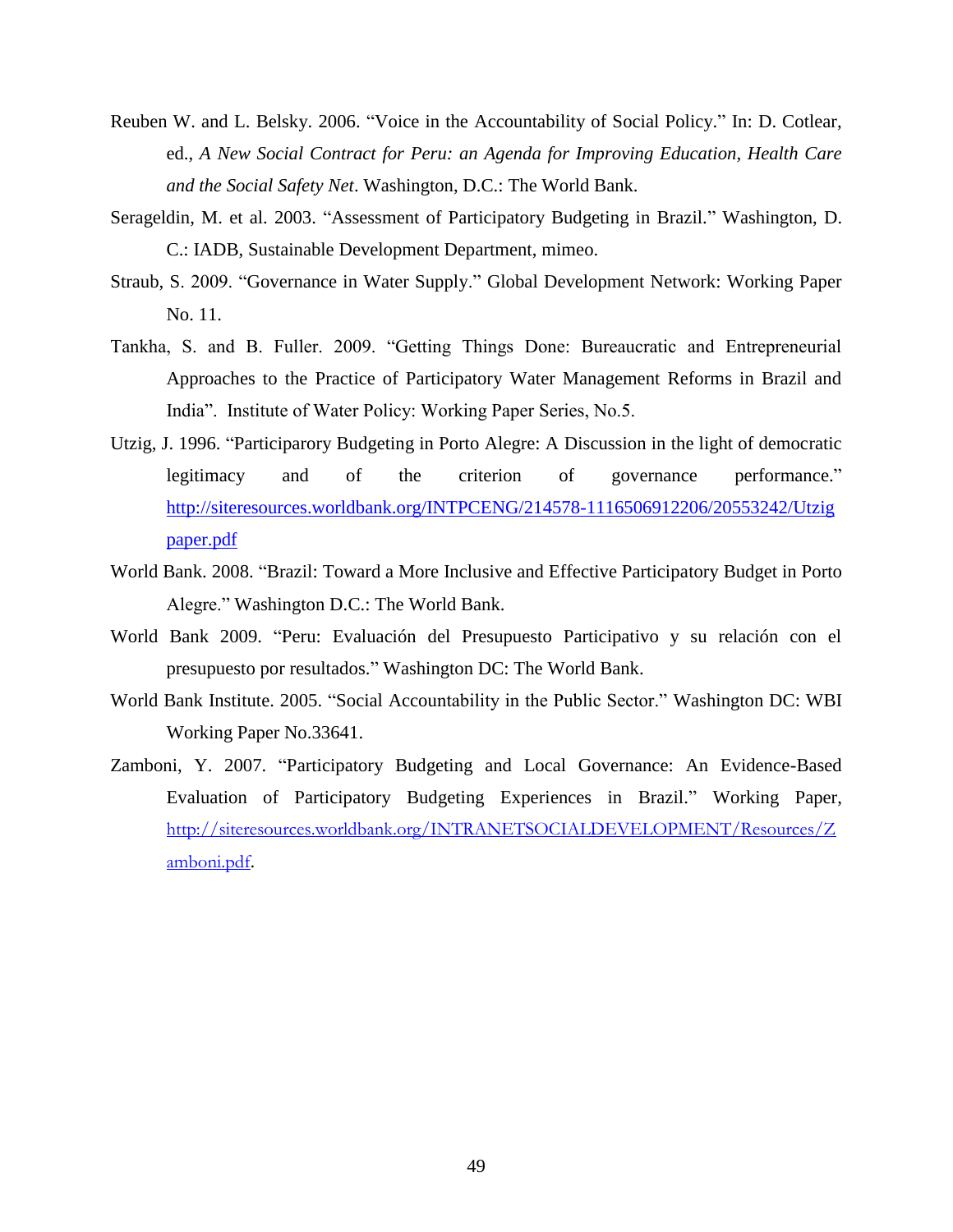Reuben W. and L. Belsky. 2006. "Voice in the Accountability of Social Policy." In: D. Cotlear, ed., *A New Social Contract for Peru: an Agenda for Improving Education, Health Care and the Social Safety Net*. Washington, D.C.: The World Bank.

Serageldin, M. et al. 2003. "Assessment of Participatory Budgeting in Brazil." Washington, D. C.: IADB, Sustainable Development Department, mimeo.

Straub, S. 2009. "Governance in Water Supply." Global Development Network: Working Paper No. 11.

Tankha, S. and B. Fuller. 2009. "Getting Things Done: Bureaucratic and Entrepreneurial Approaches to the Practice of Participatory Water Management Reforms in Brazil and India". Institute of Water Policy: Working Paper Series, No.5.

Utzig, J. 1996. "Participarory Budgeting in Porto Alegre: A Discussion in the light of democratic legitimacy and of the criterion of governance performance." http://siteresources.worldbank.org/INTPCENG/214578-1116506912206/20553242/Utzigpaper.pdf

World Bank. 2008. "Brazil: Toward a More Inclusive and Effective Participatory Budget in Porto Alegre." Washington D.C.: The World Bank.

World Bank 2009. "Peru: Evaluación del Presupuesto Participativo y su relación con el presupuesto por resultados." Washington DC: The World Bank.

World Bank Institute. 2005. "Social Accountability in the Public Sector." Washington DC: WBI Working Paper No.33641.

Zamboni, Y. 2007. "Participatory Budgeting and Local Governance: An Evidence-Based Evaluation of Participatory Budgeting Experiences in Brazil." Working Paper, http://siteresources.worldbank.org/INTRANETSOCIALDEVELOPMENT/Resources/Zamboni.pdf.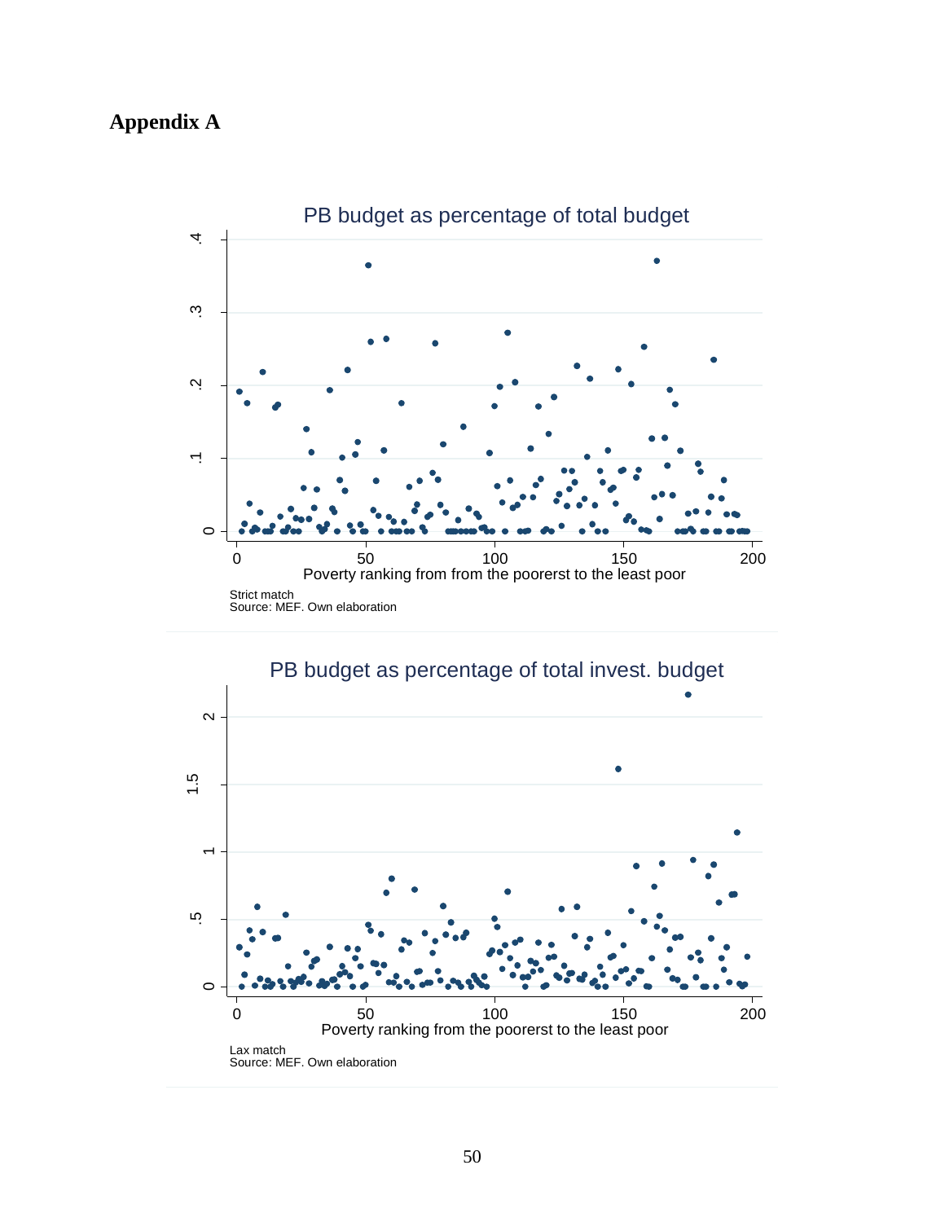## Appendix A

PB budget as percentage of total budget

Poverty ranking from from the poorerst to the least poor

Strict match
Source: MEF. Own elaboration

PB budget as percentage of total invest. budget

Poverty ranking from the poorerst to the least poor

Lax match
Source: MEF. Own elaboration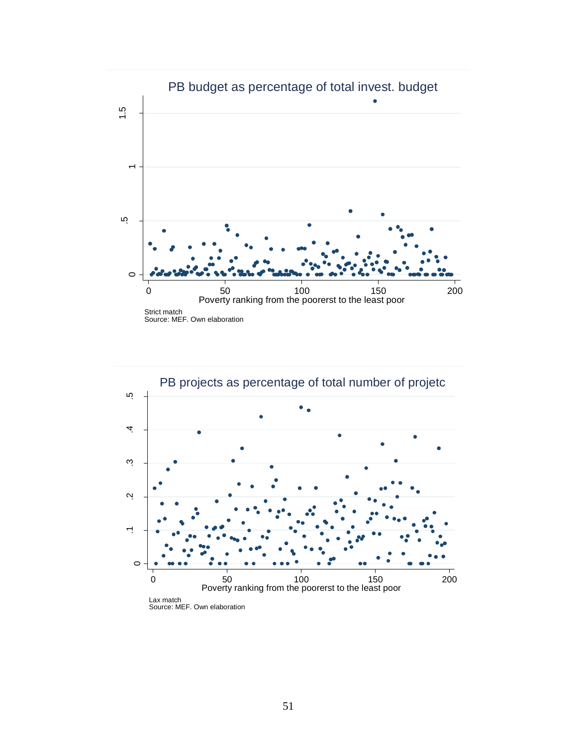PB budget as percentage of total invest. budget

Poverty ranking from the poorerst to the least poor

Strict match
Source: MEF. Own elaboration

PB projects as percentage of total number of projetc

Poverty ranking from the poorerst to the least poor

Lax match
Source: MEF. Own elaboration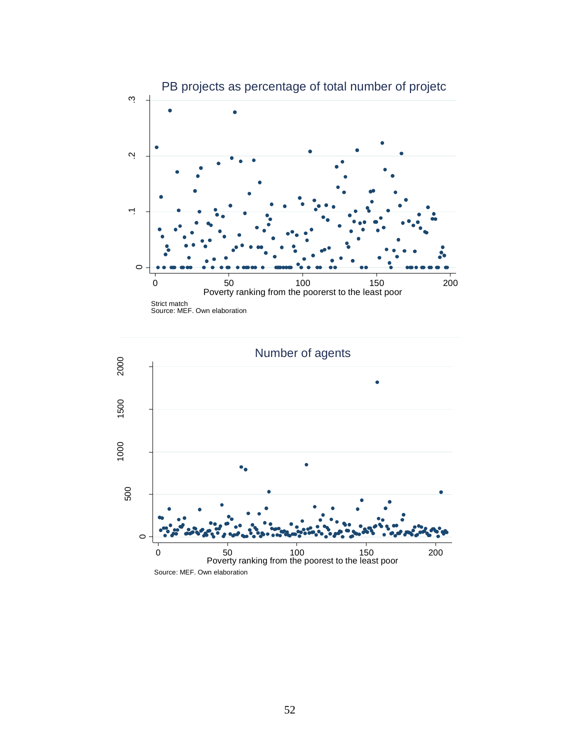PB projects as percentage of total number of projetc

Poverty ranking from the poorerst to the least poor

Strict match
Source: MEF. Own elaboration

Number of agents

Poverty ranking from the poorest to the least poor

Source: MEF. Own elaboration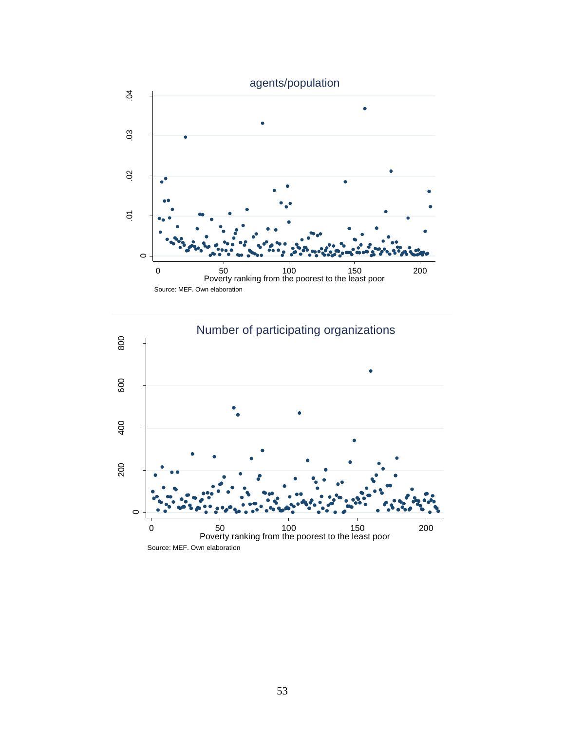agents/population

Poverty ranking from the poorest to the least poor

Source: MEF. Own elaboration

Number of participating organizations

Poverty ranking from the poorest to the least poor

Source: MEF. Own elaboration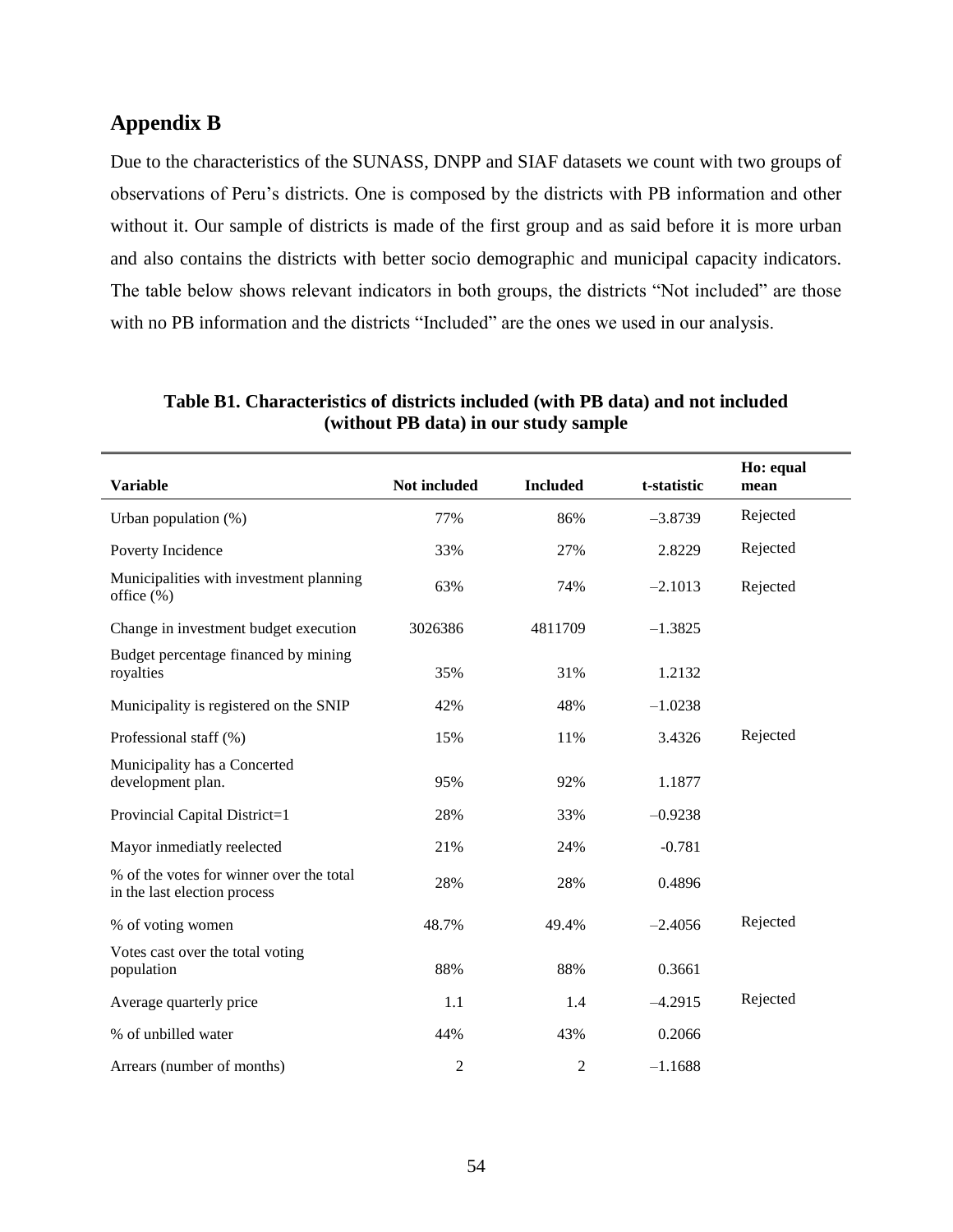## Appendix B

Due to the characteristics of the SUNASS, DNPP and SIAF datasets we count with two groups of observations of Peru's districts. One is composed by the districts with PB information and other without it. Our sample of districts is made of the first group and as said before it is more urban and also contains the districts with better socio demographic and municipal capacity indicators. The table below shows relevant indicators in both groups, the districts "Not included" are those with no PB information and the districts "Included" are the ones we used in our analysis.

**Table B1. Characteristics of districts included (with PB data) and not included (without PB data) in our study sample**

| Variable | Not included | Included | t-statistic | Ho: equal mean |
|---|---|---|---|---|
| Urban population (%) | 77% | 86% | –3.8739 | Rejected |
| Poverty Incidence | 33% | 27% | 2.8229 | Rejected |
| Municipalities with investment planning office (%) | 63% | 74% | –2.1013 | Rejected |
| Change in investment budget execution | 3026386 | 4811709 | –1.3825 | |
| Budget percentage financed by mining royalties | 35% | 31% | 1.2132 | |
| Municipality is registered on the SNIP | 42% | 48% | –1.0238 | |
| Professional staff (%) | 15% | 11% | 3.4326 | Rejected |
| Municipality has a Concerted development plan. | 95% | 92% | 1.1877 | |
| Provincial Capital District=1 | 28% | 33% | –0.9238 | |
| Mayor inmediatly reelected | 21% | 24% | -0.781 | |
| % of the votes for winner over the total in the last election process | 28% | 28% | 0.4896 | |
| % of voting women | 48.7% | 49.4% | –2.4056 | Rejected |
| Votes cast over the total voting population | 88% | 88% | 0.3661 | |
| Average quarterly price | 1.1 | 1.4 | –4.2915 | Rejected |
| % of unbilled water | 44% | 43% | 0.2066 | |
| Arrears (number of months) | 2 | 2 | –1.1688 | |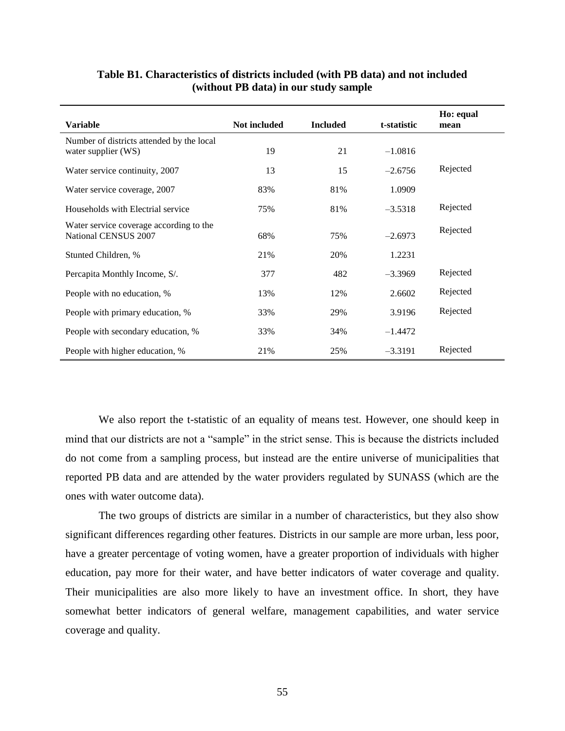**Table B1. Characteristics of districts included (with PB data) and not included (without PB data) in our study sample**

| Variable | Not included | Included | t-statistic | Ho: equal mean |
|---|---|---|---|---|
| Number of districts attended by the local water supplier (WS) | 19 | 21 | –1.0816 | |
| Water service continuity, 2007 | 13 | 15 | –2.6756 | Rejected |
| Water service coverage, 2007 | 83% | 81% | 1.0909 | |
| Households with Electrial service | 75% | 81% | –3.5318 | Rejected |
| Water service coverage according to the National CENSUS 2007 | 68% | 75% | –2.6973 | Rejected |
| Stunted Children, % | 21% | 20% | 1.2231 | |
| Percapita Monthly Income, S/. | 377 | 482 | –3.3969 | Rejected |
| People with no education, % | 13% | 12% | 2.6602 | Rejected |
| People with primary education, % | 33% | 29% | 3.9196 | Rejected |
| People with secondary education, % | 33% | 34% | –1.4472 | |
| People with higher education, % | 21% | 25% | –3.3191 | Rejected |

We also report the t-statistic of an equality of means test. However, one should keep in mind that our districts are not a "sample" in the strict sense. This is because the districts included do not come from a sampling process, but instead are the entire universe of municipalities that reported PB data and are attended by the water providers regulated by SUNASS (which are the ones with water outcome data).

The two groups of districts are similar in a number of characteristics, but they also show significant differences regarding other features. Districts in our sample are more urban, less poor, have a greater percentage of voting women, have a greater proportion of individuals with higher education, pay more for their water, and have better indicators of water coverage and quality. Their municipalities are also more likely to have an investment office. In short, they have somewhat better indicators of general welfare, management capabilities, and water service coverage and quality.